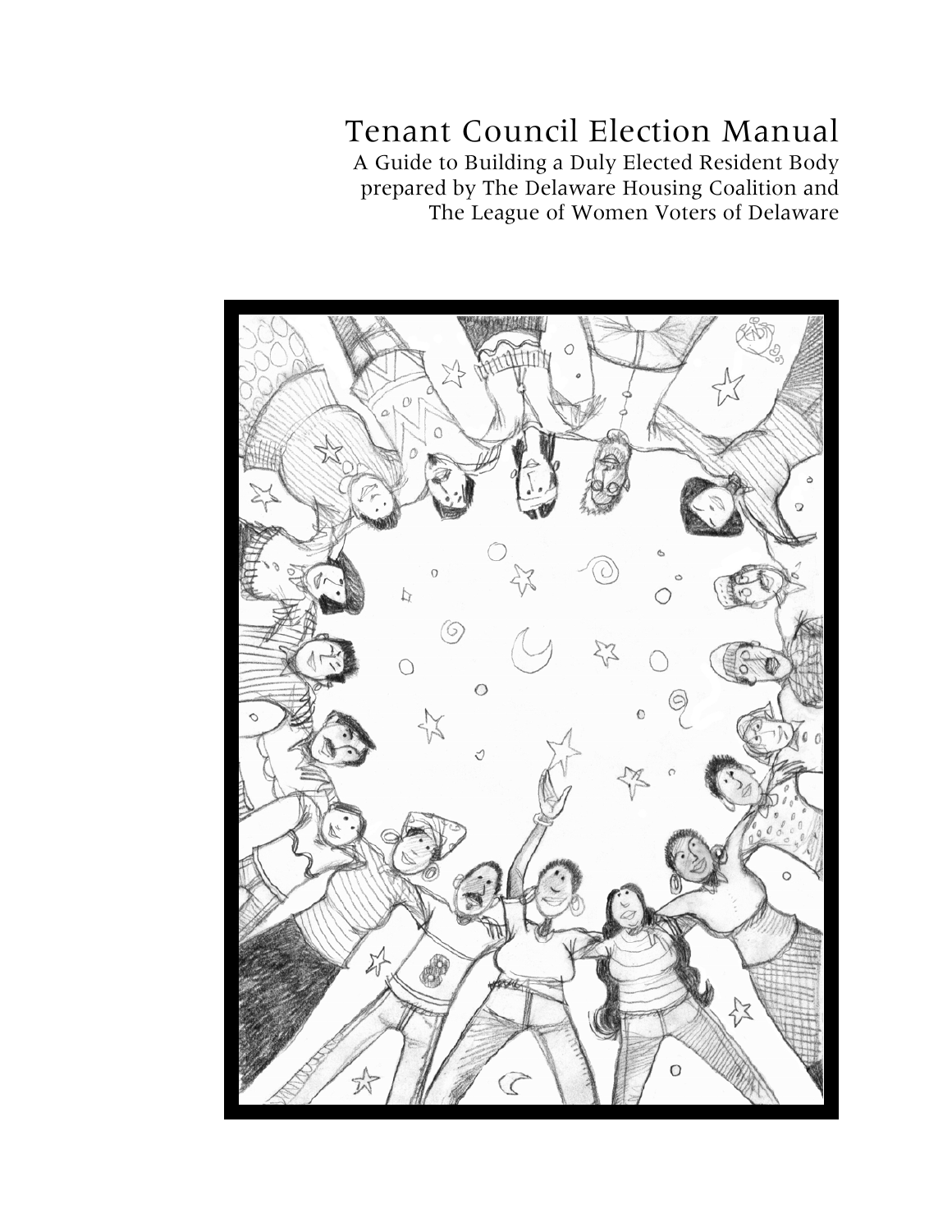# Tenant Council Election Manual

A Guide to Building a Duly Elected Resident Body
prepared by The Delaware Housing Coalition and
The League of Women Voters of Delaware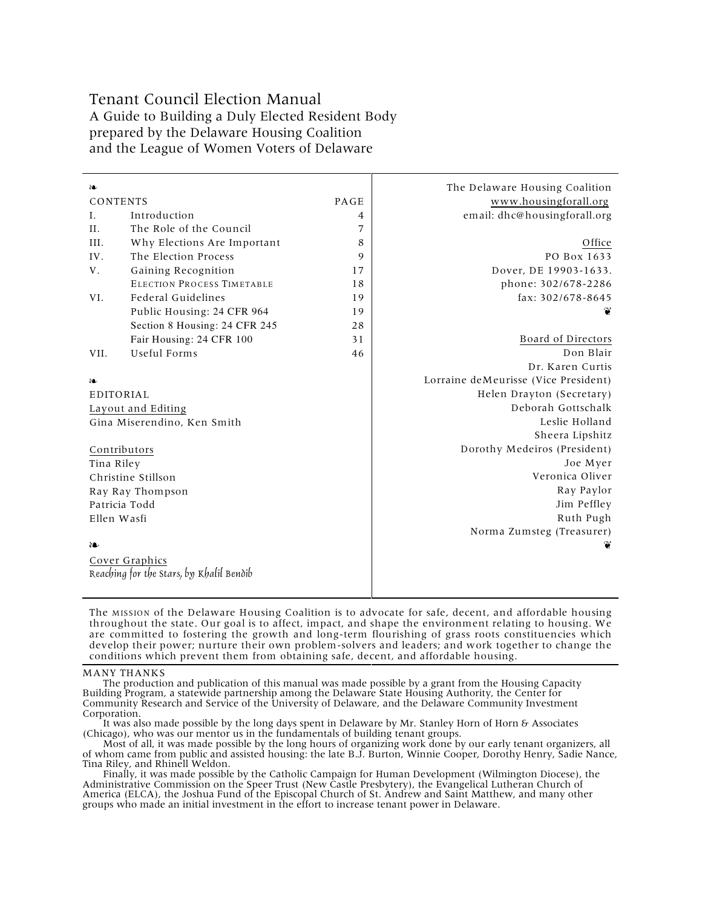# Tenant Council Election Manual

## A Guide to Building a Duly Elected Resident Body
prepared by the Delaware Housing Coalition
and the League of Women Voters of Delaware

❧

| CONTENTS | | PAGE |
|---|---|---|
| I. | Introduction | 4 |
| II. | The Role of the Council | 7 |
| III. | Why Elections Are Important | 8 |
| IV. | The Election Process | 9 |
| V. | Gaining Recognition | 17 |
| | ELECTION PROCESS TIMETABLE | 18 |
| VI. | Federal Guidelines | 19 |
| | Public Housing: 24 CFR 964 | 19 |
| | Section 8 Housing: 24 CFR 245 | 28 |
| | Fair Housing: 24 CFR 100 | 31 |
| VII. | Useful Forms | 46 |

❧

EDITORIAL

Layout and Editing
Gina Miserendino, Ken Smith

Contributors
Tina Riley
Christine Stillson
Ray Ray Thompson
Patricia Todd
Ellen Wasfi

❧

Cover Graphics
*Reaching for the Stars, by Khalil Bendib*

The Delaware Housing Coalition
www.housingforall.org
email: dhc@housingforall.org

Office
PO Box 1633
Dover, DE 19903-1633.
phone: 302/678-2286
fax: 302/678-8645

❦

Board of Directors
Don Blair
Dr. Karen Curtis
Lorraine deMeurisse (Vice President)
Helen Drayton (Secretary)
Deborah Gottschalk
Leslie Holland
Sheera Lipshitz
Dorothy Medeiros (President)
Joe Myer
Veronica Oliver
Ray Paylor
Jim Peffley
Ruth Pugh
Norma Zumsteg (Treasurer)

❦

The MISSION of the Delaware Housing Coalition is to advocate for safe, decent, and affordable housing throughout the state. Our goal is to affect, impact, and shape the environment relating to housing. We are committed to fostering the growth and long-term flourishing of grass roots constituencies which develop their power; nurture their own problem-solvers and leaders; and work together to change the conditions which prevent them from obtaining safe, decent, and affordable housing.

MANY THANKS

The production and publication of this manual was made possible by a grant from the Housing Capacity Building Program, a statewide partnership among the Delaware State Housing Authority, the Center for Community Research and Service of the University of Delaware, and the Delaware Community Investment Corporation.

It was also made possible by the long days spent in Delaware by Mr. Stanley Horn of Horn & Associates (Chicago), who was our mentor us in the fundamentals of building tenant groups.

Most of all, it was made possible by the long hours of organizing work done by our early tenant organizers, all of whom came from public and assisted housing: the late B.J. Burton, Winnie Cooper, Dorothy Henry, Sadie Nance, Tina Riley, and Rhinell Weldon.

Finally, it was made possible by the Catholic Campaign for Human Development (Wilmington Diocese), the Administrative Commission on the Speer Trust (New Castle Presbytery), the Evangelical Lutheran Church of America (ELCA), the Joshua Fund of the Episcopal Church of St. Andrew and Saint Matthew, and many other groups who made an initial investment in the effort to increase tenant power in Delaware.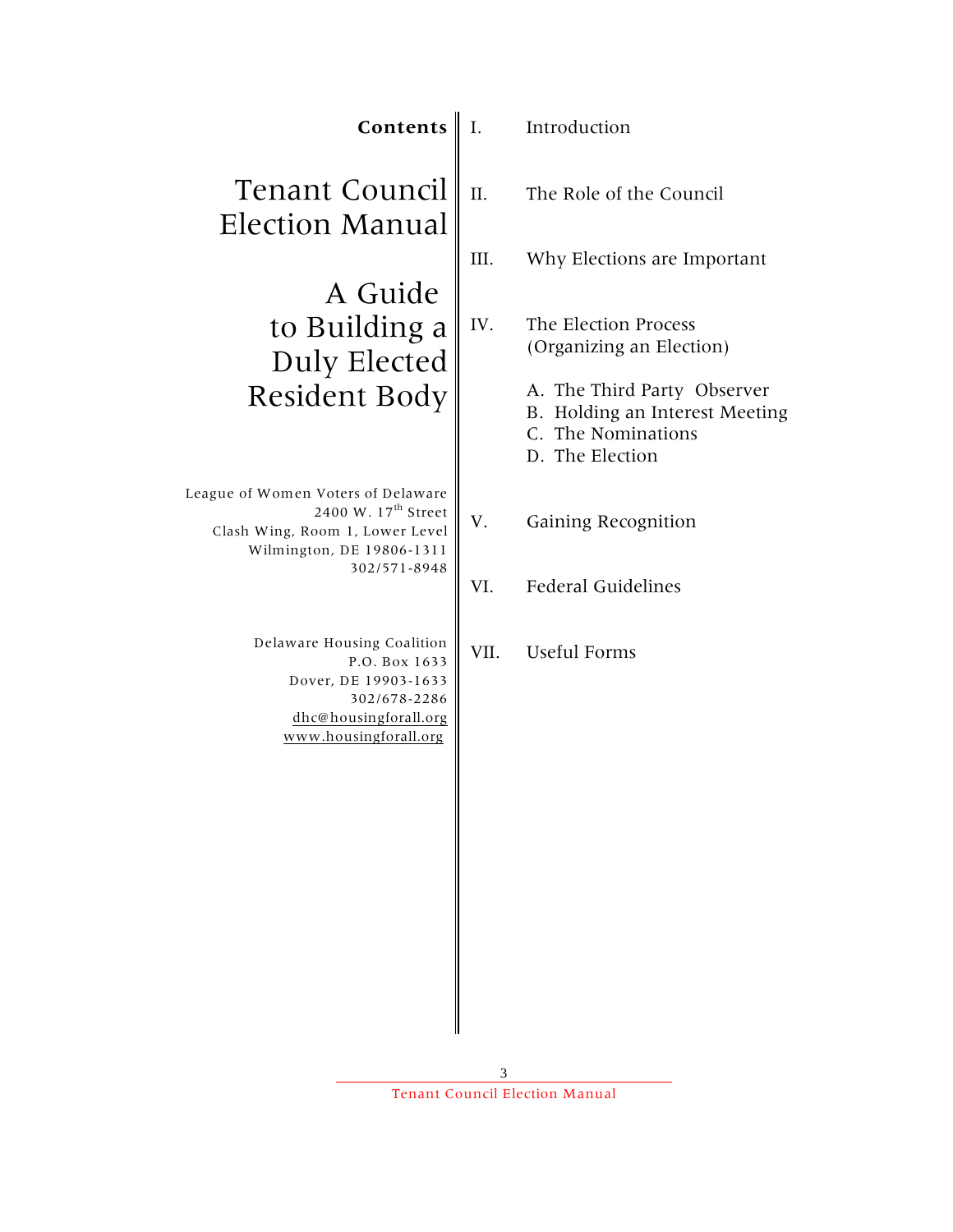# Tenant Council Election Manual

## A Guide to Building a Duly Elected Resident Body

League of Women Voters of Delaware
2400 W. 17th Street
Clash Wing, Room 1, Lower Level
Wilmington, DE 19806-1311
302/571-8948

Delaware Housing Coalition
P.O. Box 1633
Dover, DE 19903-1633
302/678-2286
dhc@housingforall.org
www.housingforall.org

**Contents**

I. Introduction

II. The Role of the Council

III. Why Elections are Important

IV. The Election Process (Organizing an Election)

- A. The Third Party Observer
- B. Holding an Interest Meeting
- C. The Nominations
- D. The Election

V. Gaining Recognition

VI. Federal Guidelines

VII. Useful Forms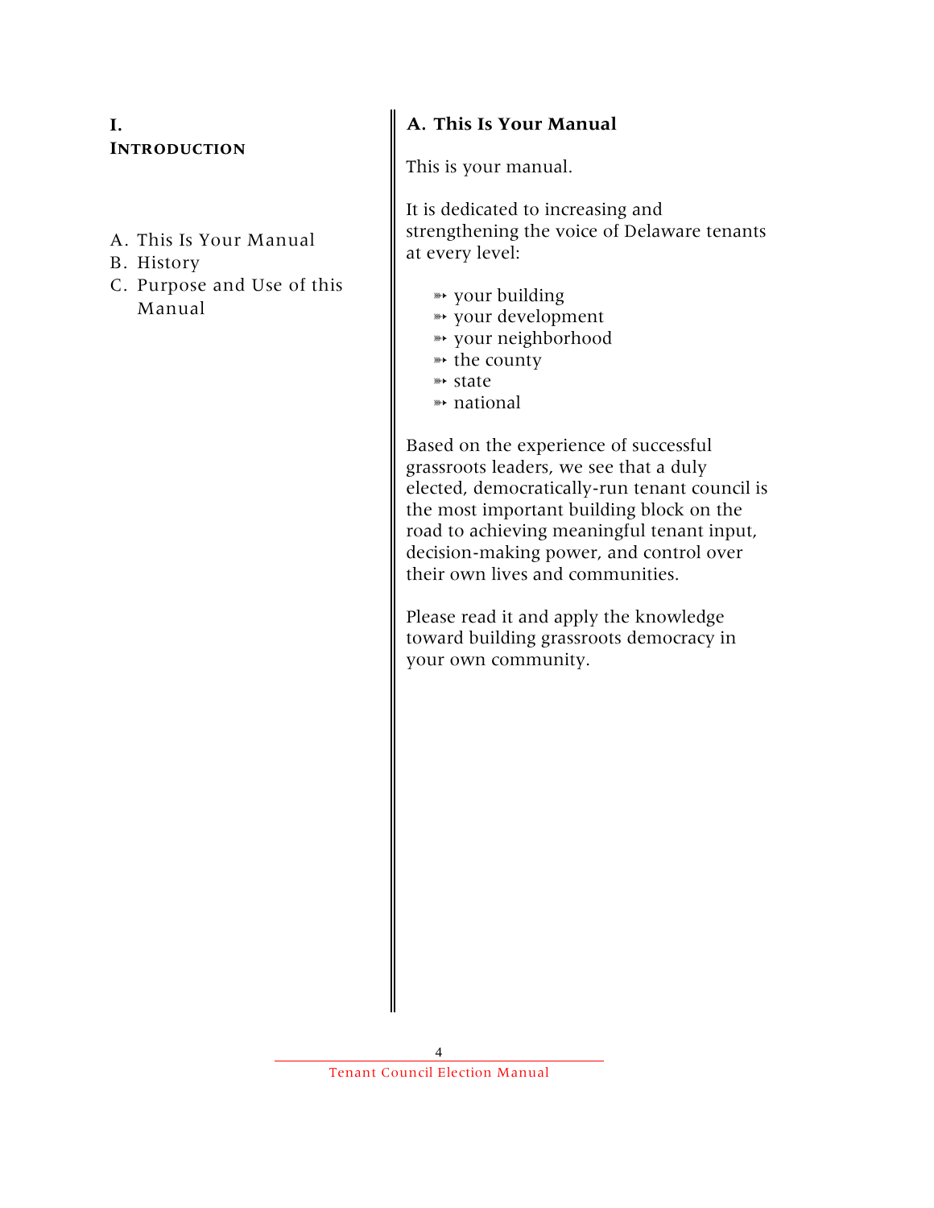# I. INTRODUCTION

A. This Is Your Manual
B. History
C. Purpose and Use of this Manual

## A. This Is Your Manual

This is your manual.

It is dedicated to increasing and strengthening the voice of Delaware tenants at every level:

- your building
- your development
- your neighborhood
- the county
- state
- national

Based on the experience of successful grassroots leaders, we see that a duly elected, democratically-run tenant council is the most important building block on the road to achieving meaningful tenant input, decision-making power, and control over their own lives and communities.

Please read it and apply the knowledge toward building grassroots democracy in your own community.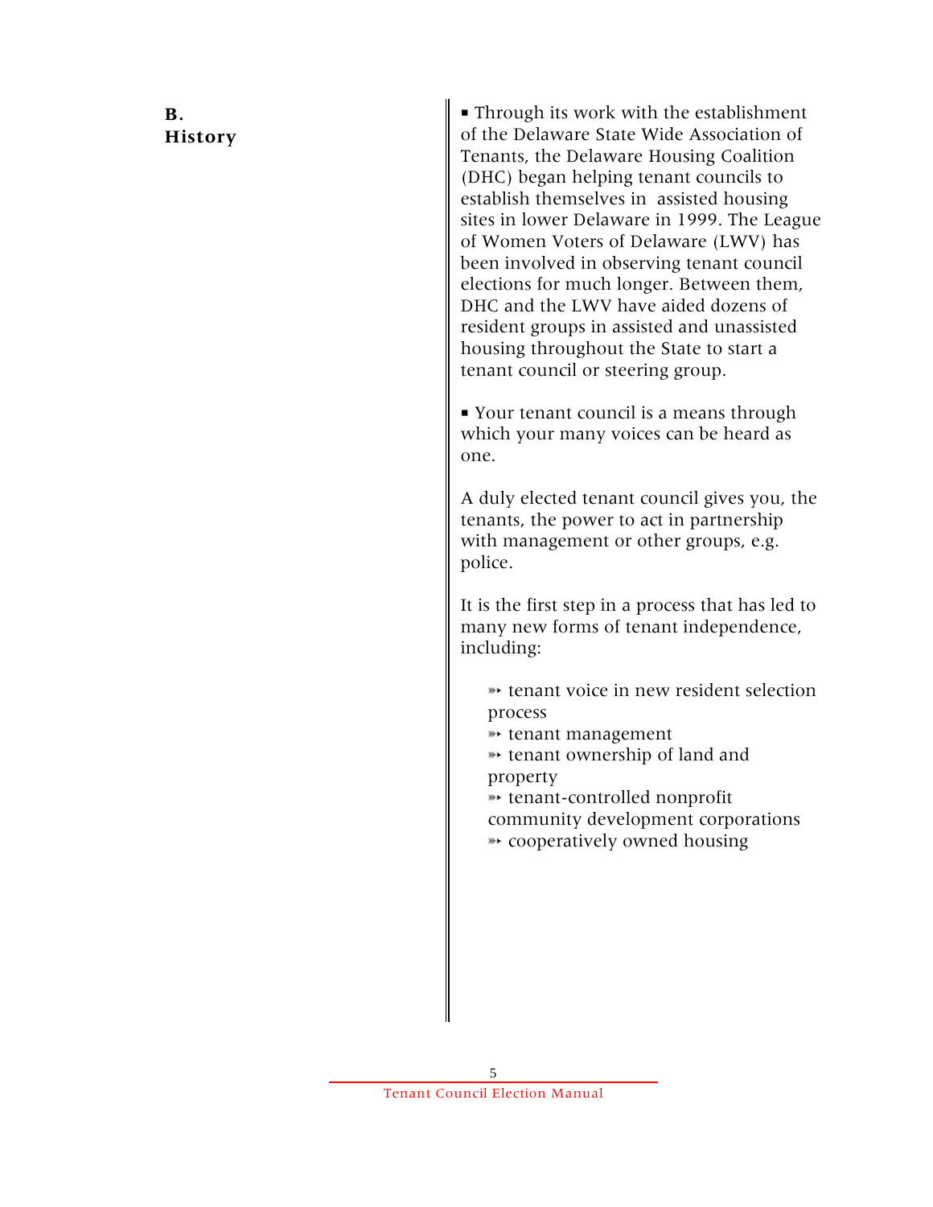## B. History

- Through its work with the establishment of the Delaware State Wide Association of Tenants, the Delaware Housing Coalition (DHC) began helping tenant councils to establish themselves in assisted housing sites in lower Delaware in 1999. The League of Women Voters of Delaware (LWV) has been involved in observing tenant council elections for much longer. Between them, DHC and the LWV have aided dozens of resident groups in assisted and unassisted housing throughout the State to start a tenant council or steering group.

- Your tenant council is a means through which your many voices can be heard as one.

A duly elected tenant council gives you, the tenants, the power to act in partnership with management or other groups, e.g. police.

It is the first step in a process that has led to many new forms of tenant independence, including:

- tenant voice in new resident selection process
- tenant management
- tenant ownership of land and property
- tenant-controlled nonprofit community development corporations
- cooperatively owned housing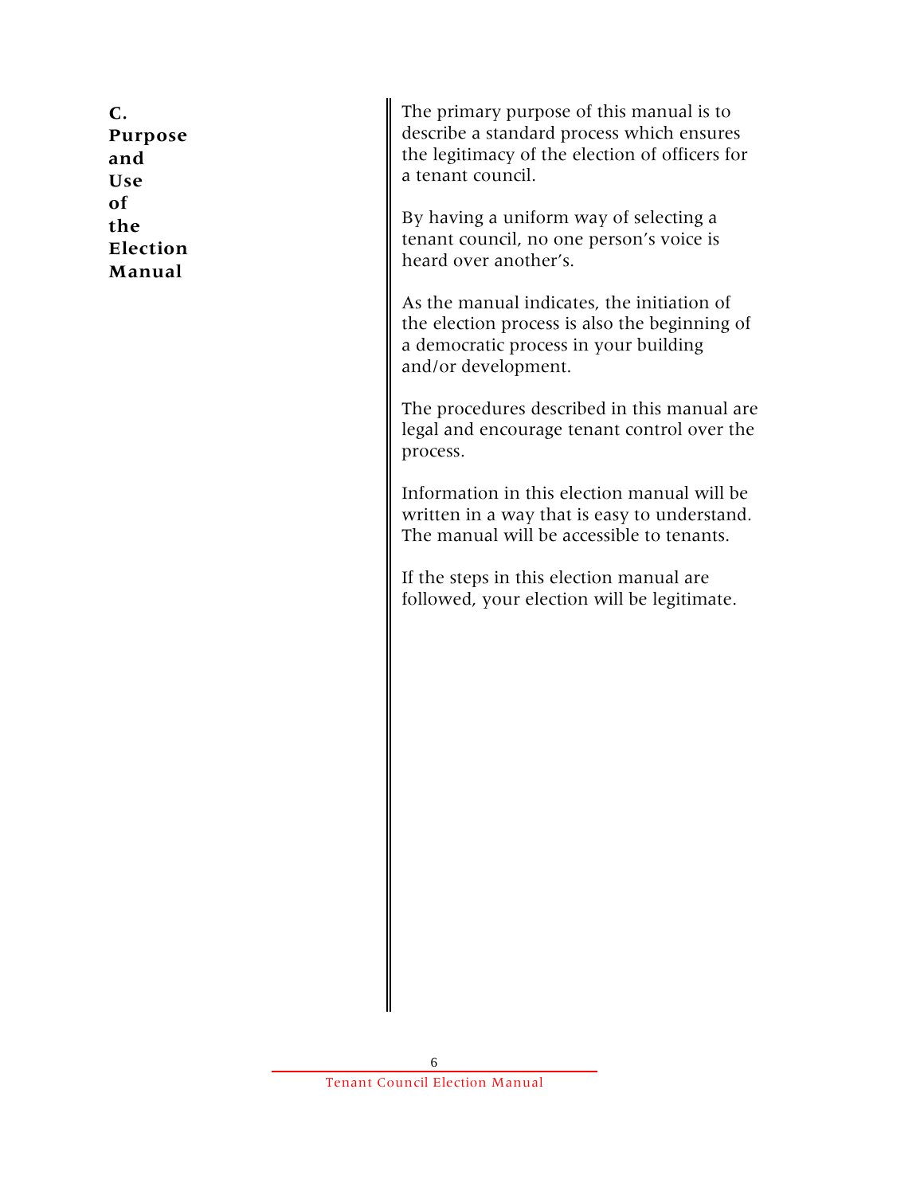## C. Purpose and Use of the Election Manual

The primary purpose of this manual is to describe a standard process which ensures the legitimacy of the election of officers for a tenant council.

By having a uniform way of selecting a tenant council, no one person's voice is heard over another's.

As the manual indicates, the initiation of the election process is also the beginning of a democratic process in your building and/or development.

The procedures described in this manual are legal and encourage tenant control over the process.

Information in this election manual will be written in a way that is easy to understand. The manual will be accessible to tenants.

If the steps in this election manual are followed, your election will be legitimate.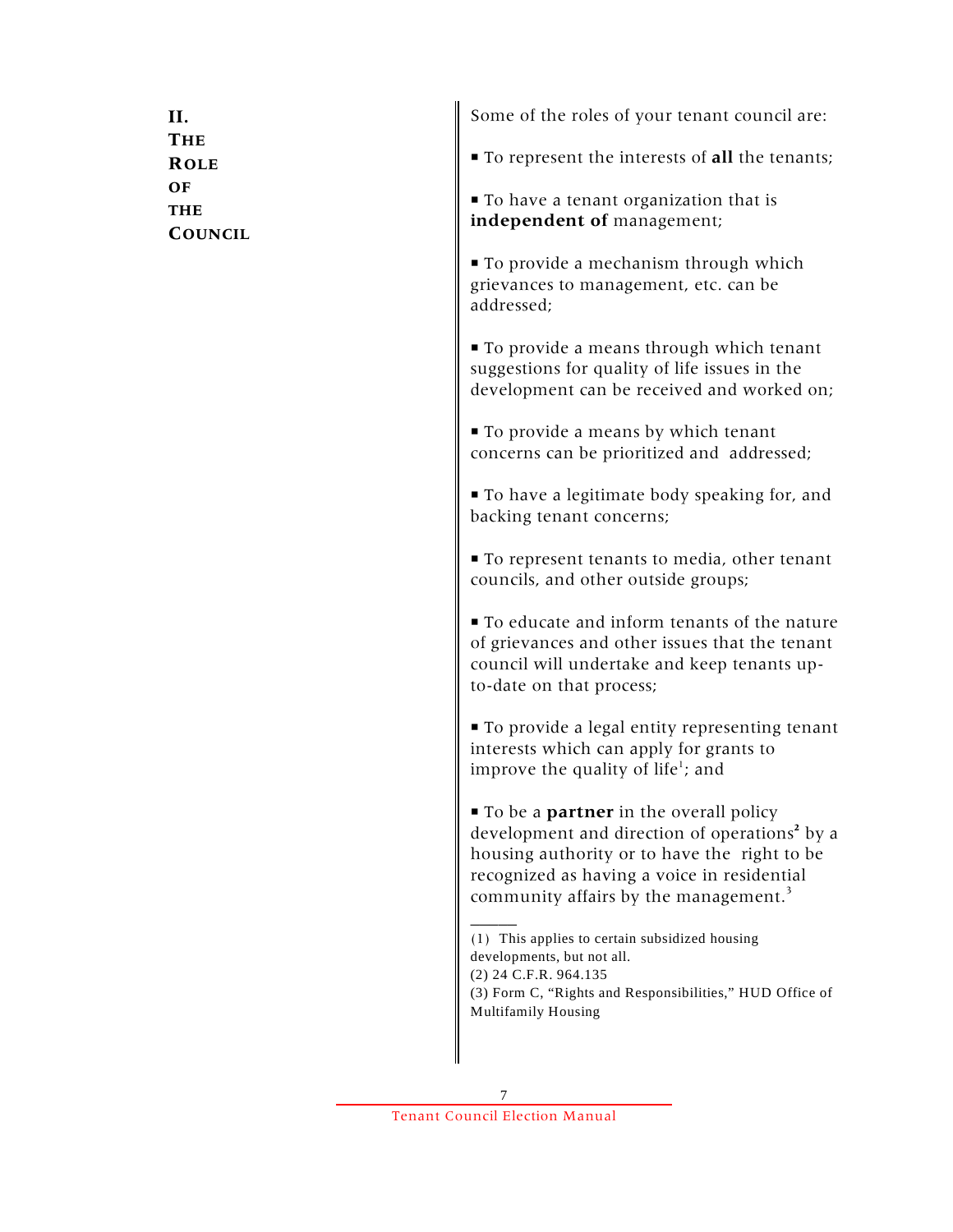## II. THE ROLE OF THE COUNCIL

Some of the roles of your tenant council are:

- To represent the interests of **all** the tenants;
- To have a tenant organization that is **independent of** management;
- To provide a mechanism through which grievances to management, etc. can be addressed;
- To provide a means through which tenant suggestions for quality of life issues in the development can be received and worked on;
- To provide a means by which tenant concerns can be prioritized and addressed;
- To have a legitimate body speaking for, and backing tenant concerns;
- To represent tenants to media, other tenant councils, and other outside groups;
- To educate and inform tenants of the nature of grievances and other issues that the tenant council will undertake and keep tenants up-to-date on that process;
- To provide a legal entity representing tenant interests which can apply for grants to improve the quality of life[1]; and
- To be a **partner** in the overall policy development and direction of operations[2] by a housing authority or to have the right to be recognized as having a voice in residential community affairs by the management.[3]

---

(1) This applies to certain subsidized housing developments, but not all.
(2) 24 C.F.R. 964.135
(3) Form C, "Rights and Responsibilities," HUD Office of Multifamily Housing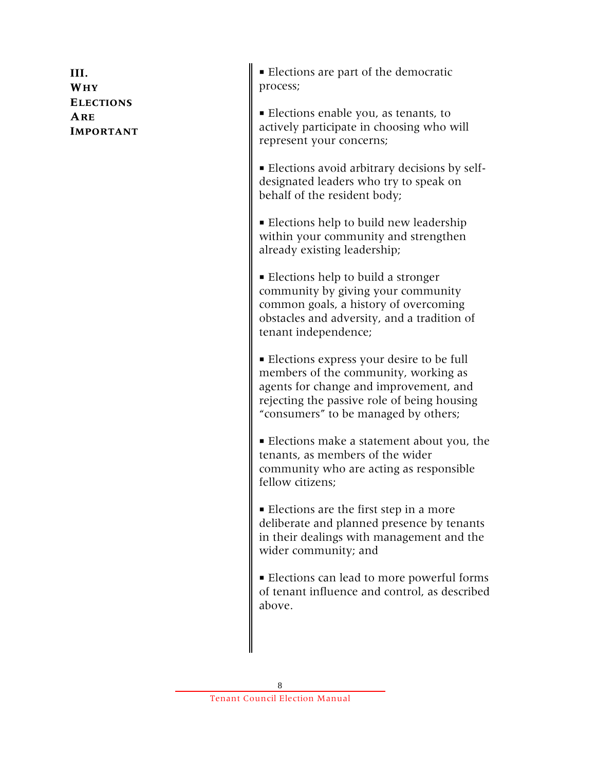## III. Why Elections Are Important

- Elections are part of the democratic process;
- Elections enable you, as tenants, to actively participate in choosing who will represent your concerns;
- Elections avoid arbitrary decisions by self-designated leaders who try to speak on behalf of the resident body;
- Elections help to build new leadership within your community and strengthen already existing leadership;
- Elections help to build a stronger community by giving your community common goals, a history of overcoming obstacles and adversity, and a tradition of tenant independence;
- Elections express your desire to be full members of the community, working as agents for change and improvement, and rejecting the passive role of being housing "consumers" to be managed by others;
- Elections make a statement about you, the tenants, as members of the wider community who are acting as responsible fellow citizens;
- Elections are the first step in a more deliberate and planned presence by tenants in their dealings with management and the wider community; and
- Elections can lead to more powerful forms of tenant influence and control, as described above.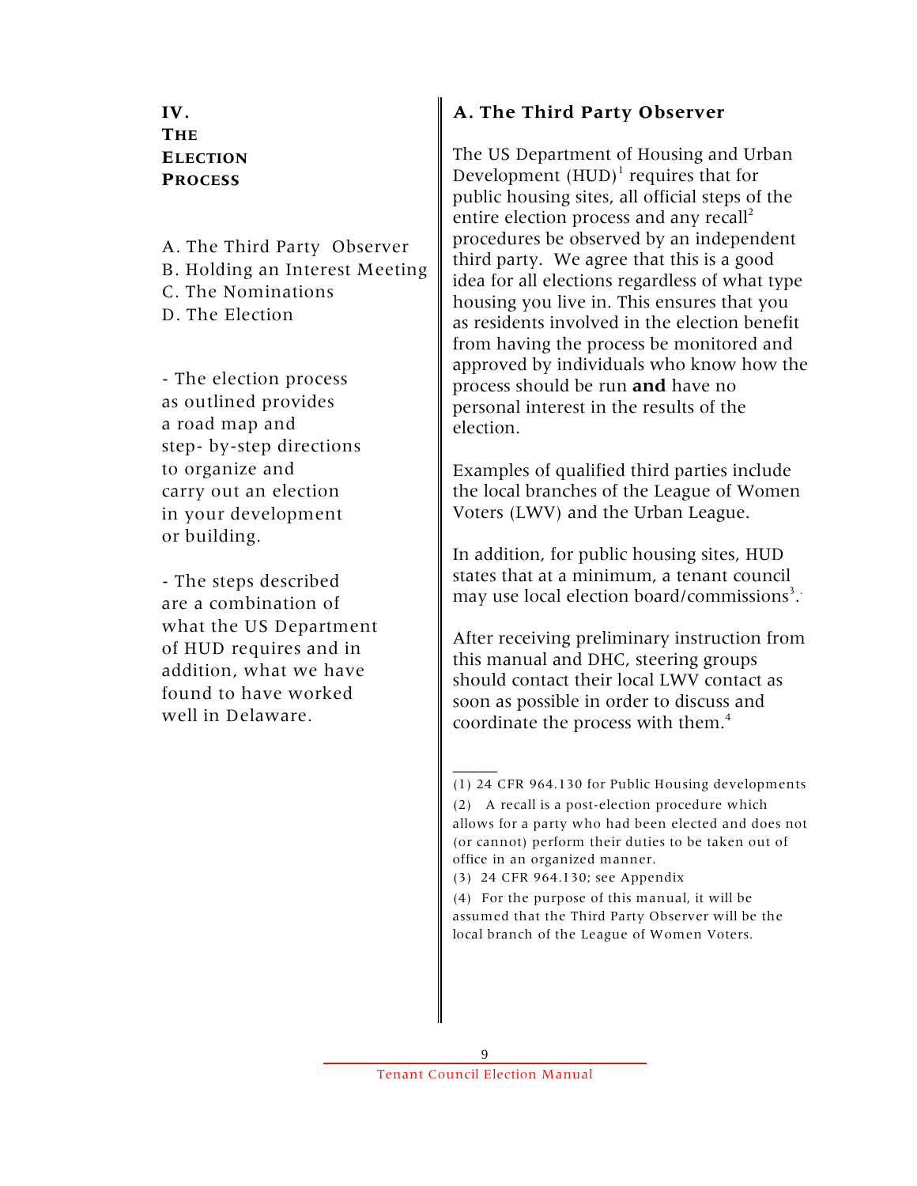# IV. The Election Process

A. The Third Party Observer
B. Holding an Interest Meeting
C. The Nominations
D. The Election

- The election process as outlined provides a road map and step- by-step directions to organize and carry out an election in your development or building.

- The steps described are a combination of what the US Department of HUD requires and in addition, what we have found to have worked well in Delaware.

## A. The Third Party Observer

The US Department of Housing and Urban Development (HUD)[1] requires that for public housing sites, all official steps of the entire election process and any recall[2] procedures be observed by an independent third party. We agree that this is a good idea for all elections regardless of what type housing you live in. This ensures that you as residents involved in the election benefit from having the process be monitored and approved by individuals who know how the process should be run **and** have no personal interest in the results of the election.

Examples of qualified third parties include the local branches of the League of Women Voters (LWV) and the Urban League.

In addition, for public housing sites, HUD states that at a minimum, a tenant council may use local election board/commissions[3].

After receiving preliminary instruction from this manual and DHC, steering groups should contact their local LWV contact as soon as possible in order to discuss and coordinate the process with them.[4]

---

(1) 24 CFR 964.130 for Public Housing developments

(2) A recall is a post-election procedure which allows for a party who had been elected and does not (or cannot) perform their duties to be taken out of office in an organized manner.

(3) 24 CFR 964.130; see Appendix

(4) For the purpose of this manual, it will be assumed that the Third Party Observer will be the local branch of the League of Women Voters.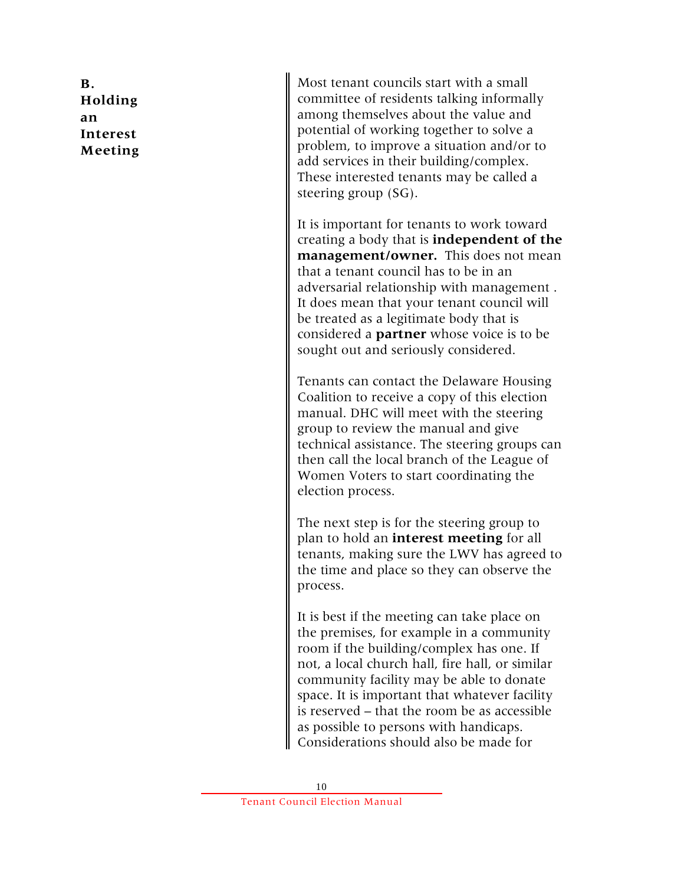## B. Holding an Interest Meeting

Most tenant councils start with a small committee of residents talking informally among themselves about the value and potential of working together to solve a problem, to improve a situation and/or to add services in their building/complex. These interested tenants may be called a steering group (SG).

It is important for tenants to work toward creating a body that is **independent of the management/owner.** This does not mean that a tenant council has to be in an adversarial relationship with management . It does mean that your tenant council will be treated as a legitimate body that is considered a **partner** whose voice is to be sought out and seriously considered.

Tenants can contact the Delaware Housing Coalition to receive a copy of this election manual. DHC will meet with the steering group to review the manual and give technical assistance. The steering groups can then call the local branch of the League of Women Voters to start coordinating the election process.

The next step is for the steering group to plan to hold an **interest meeting** for all tenants, making sure the LWV has agreed to the time and place so they can observe the process.

It is best if the meeting can take place on the premises, for example in a community room if the building/complex has one. If not, a local church hall, fire hall, or similar community facility may be able to donate space. It is important that whatever facility is reserved – that the room be as accessible as possible to persons with handicaps. Considerations should also be made for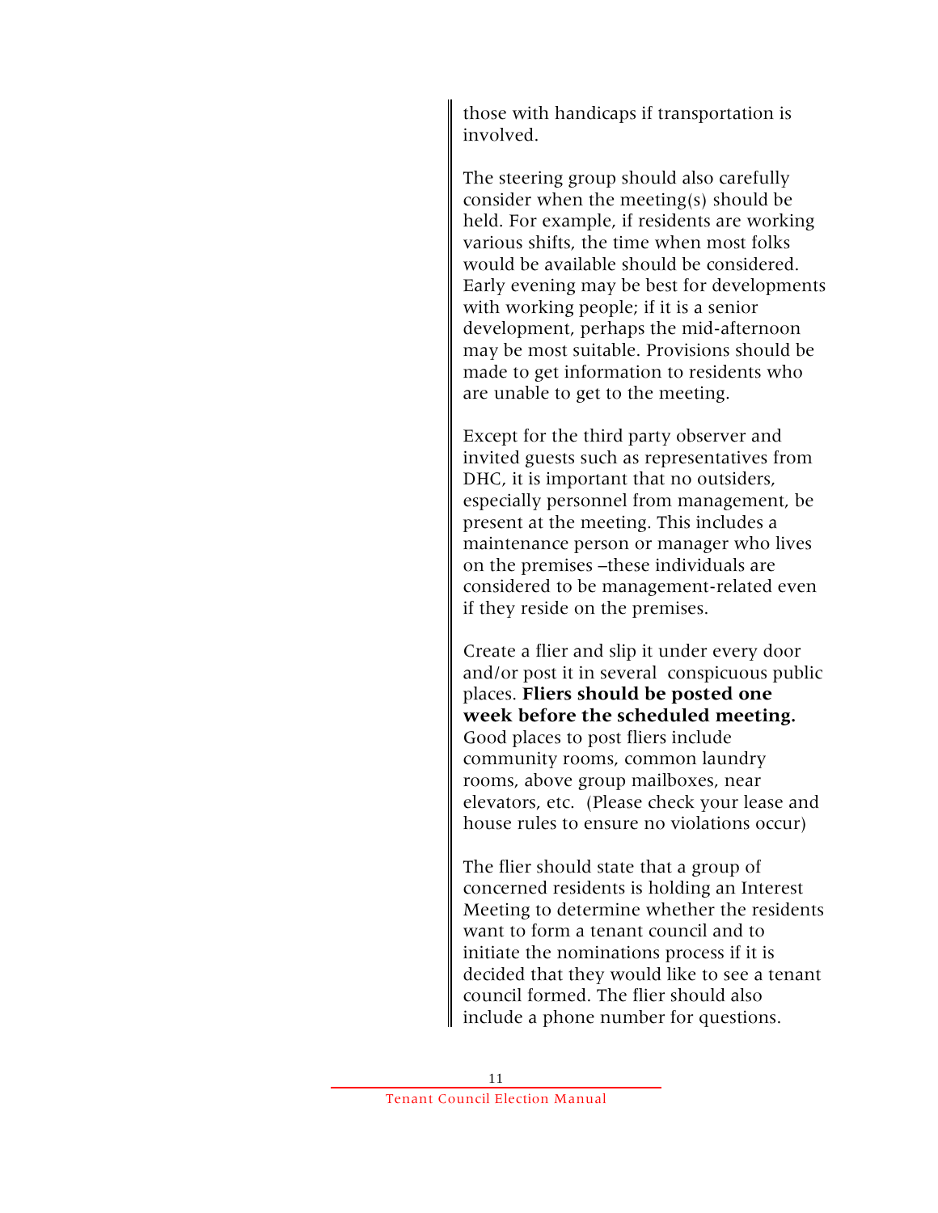those with handicaps if transportation is involved.

The steering group should also carefully consider when the meeting(s) should be held. For example, if residents are working various shifts, the time when most folks would be available should be considered. Early evening may be best for developments with working people; if it is a senior development, perhaps the mid-afternoon may be most suitable. Provisions should be made to get information to residents who are unable to get to the meeting.

Except for the third party observer and invited guests such as representatives from DHC, it is important that no outsiders, especially personnel from management, be present at the meeting. This includes a maintenance person or manager who lives on the premises –these individuals are considered to be management-related even if they reside on the premises.

Create a flier and slip it under every door and/or post it in several conspicuous public places. **Fliers should be posted one week before the scheduled meeting.** Good places to post fliers include community rooms, common laundry rooms, above group mailboxes, near elevators, etc. (Please check your lease and house rules to ensure no violations occur)

The flier should state that a group of concerned residents is holding an Interest Meeting to determine whether the residents want to form a tenant council and to initiate the nominations process if it is decided that they would like to see a tenant council formed. The flier should also include a phone number for questions.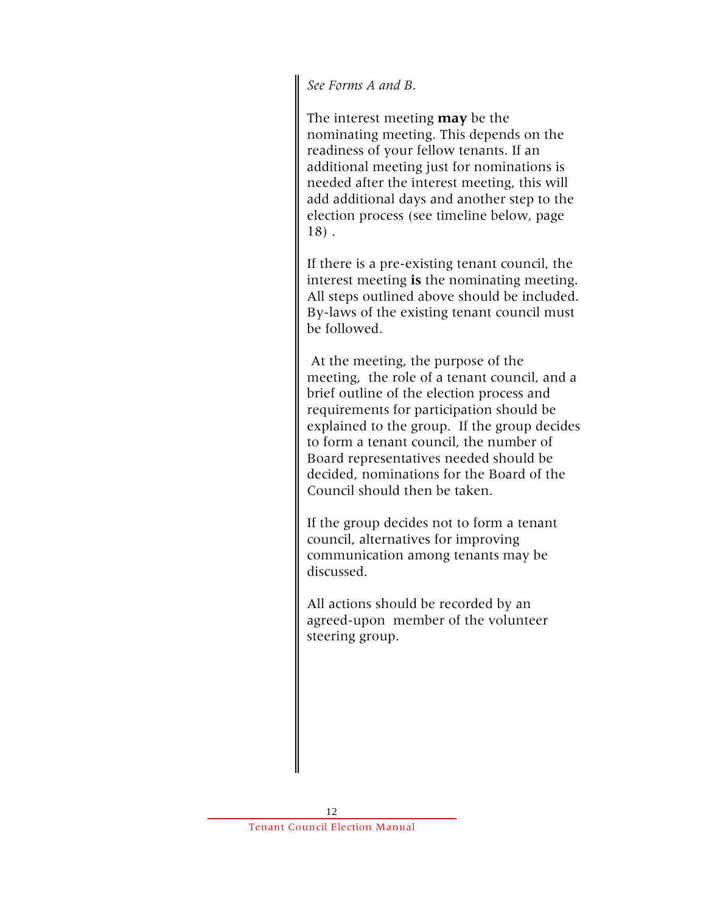*See Forms A and B.*

The interest meeting **may** be the nominating meeting. This depends on the readiness of your fellow tenants. If an additional meeting just for nominations is needed after the interest meeting, this will add additional days and another step to the election process (see timeline below, page 18) .

If there is a pre-existing tenant council, the interest meeting **is** the nominating meeting. All steps outlined above should be included. By-laws of the existing tenant council must be followed.

At the meeting, the purpose of the meeting, the role of a tenant council, and a brief outline of the election process and requirements for participation should be explained to the group. If the group decides to form a tenant council, the number of Board representatives needed should be decided, nominations for the Board of the Council should then be taken.

If the group decides not to form a tenant council, alternatives for improving communication among tenants may be discussed.

All actions should be recorded by an agreed-upon member of the volunteer steering group.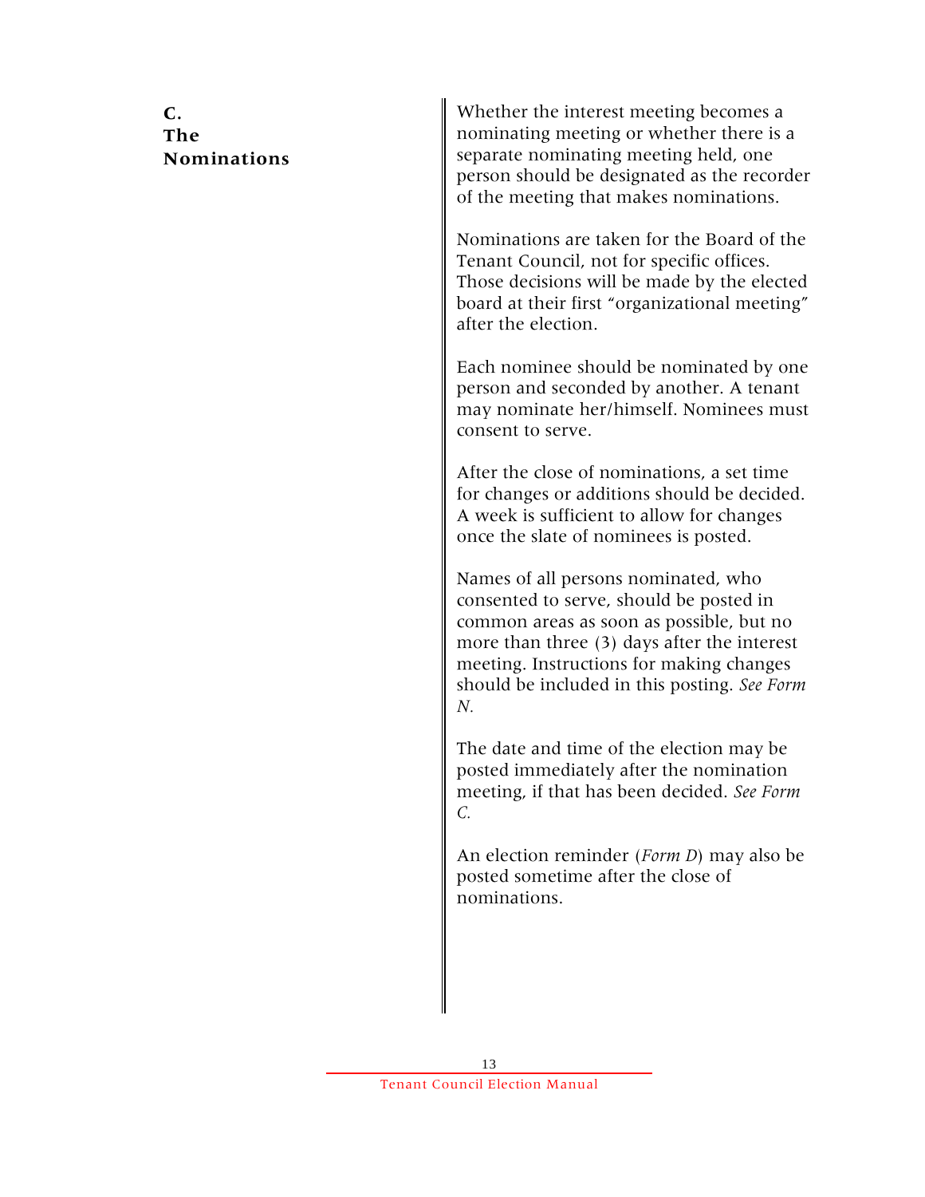## C. The Nominations

Whether the interest meeting becomes a nominating meeting or whether there is a separate nominating meeting held, one person should be designated as the recorder of the meeting that makes nominations.

Nominations are taken for the Board of the Tenant Council, not for specific offices. Those decisions will be made by the elected board at their first "organizational meeting" after the election.

Each nominee should be nominated by one person and seconded by another. A tenant may nominate her/himself. Nominees must consent to serve.

After the close of nominations, a set time for changes or additions should be decided. A week is sufficient to allow for changes once the slate of nominees is posted.

Names of all persons nominated, who consented to serve, should be posted in common areas as soon as possible, but no more than three (3) days after the interest meeting. Instructions for making changes should be included in this posting. *See Form N.*

The date and time of the election may be posted immediately after the nomination meeting, if that has been decided. *See Form C.*

An election reminder (*Form D*) may also be posted sometime after the close of nominations.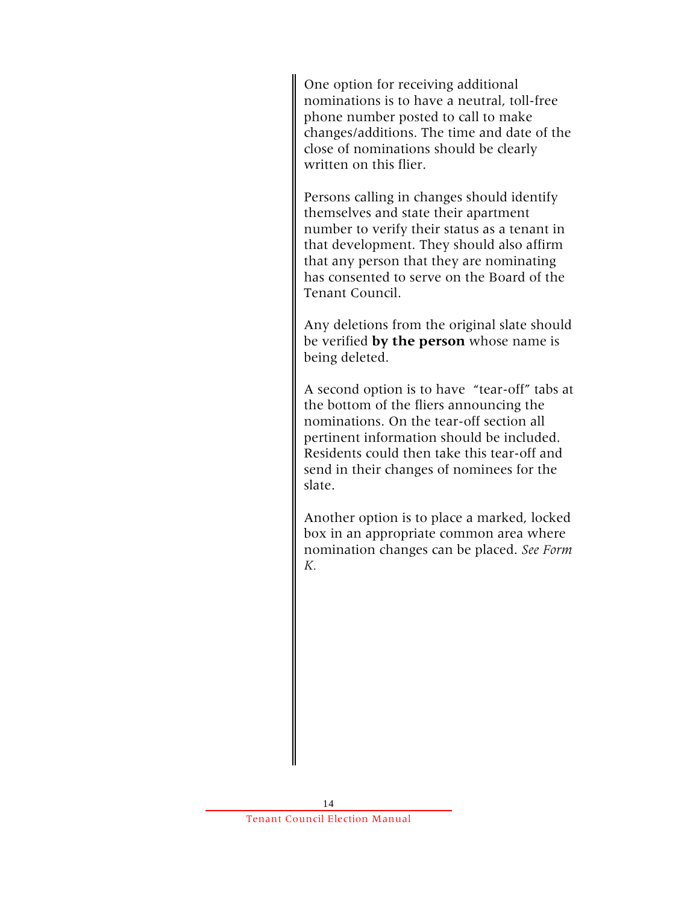One option for receiving additional nominations is to have a neutral, toll-free phone number posted to call to make changes/additions. The time and date of the close of nominations should be clearly written on this flier.

Persons calling in changes should identify themselves and state their apartment number to verify their status as a tenant in that development. They should also affirm that any person that they are nominating has consented to serve on the Board of the Tenant Council.

Any deletions from the original slate should be verified **by the person** whose name is being deleted.

A second option is to have "tear-off" tabs at the bottom of the fliers announcing the nominations. On the tear-off section all pertinent information should be included. Residents could then take this tear-off and send in their changes of nominees for the slate.

Another option is to place a marked, locked box in an appropriate common area where nomination changes can be placed. *See Form K.*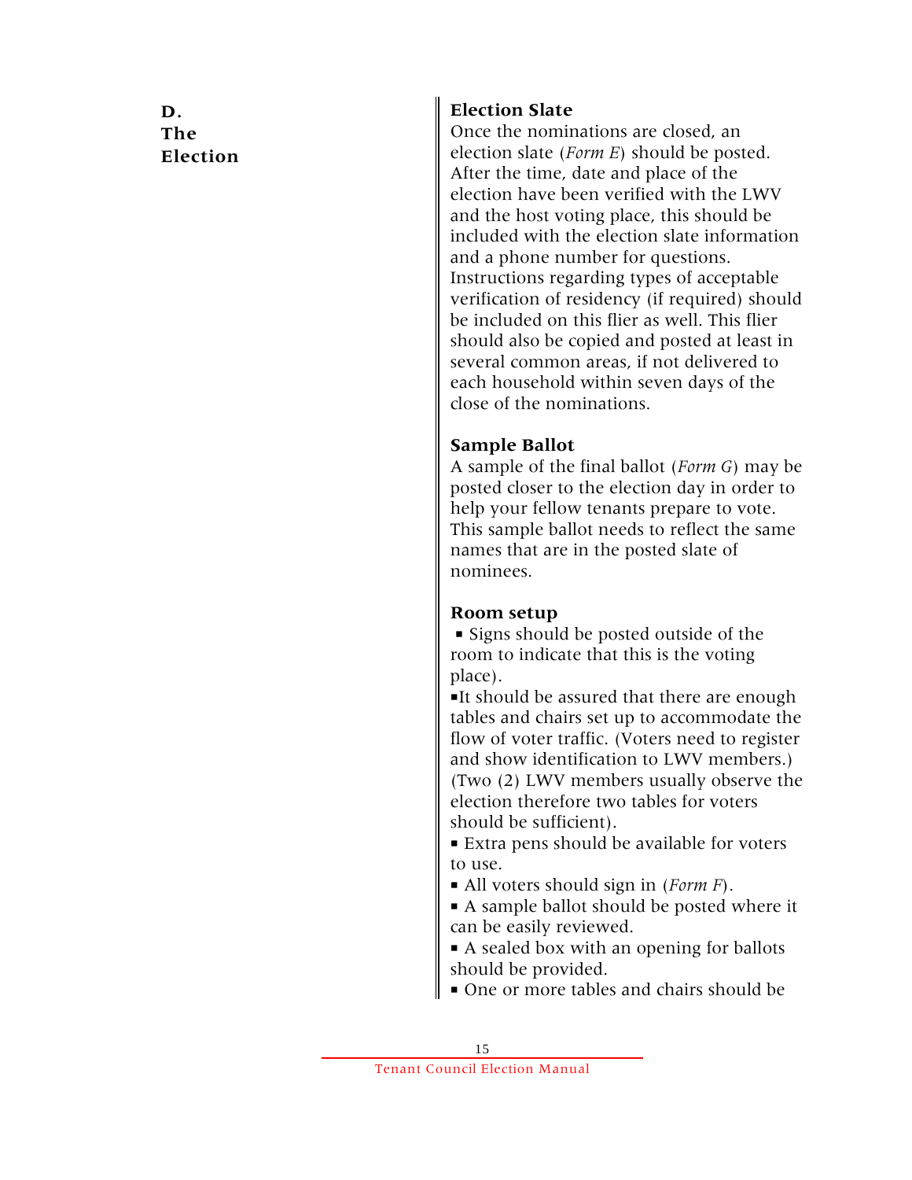## D. The Election

### Election Slate

Once the nominations are closed, an election slate (*Form E*) should be posted. After the time, date and place of the election have been verified with the LWV and the host voting place, this should be included with the election slate information and a phone number for questions. Instructions regarding types of acceptable verification of residency (if required) should be included on this flier as well. This flier should also be copied and posted at least in several common areas, if not delivered to each household within seven days of the close of the nominations.

### Sample Ballot

A sample of the final ballot (*Form G*) may be posted closer to the election day in order to help your fellow tenants prepare to vote. This sample ballot needs to reflect the same names that are in the posted slate of nominees.

### Room setup

- Signs should be posted outside of the room to indicate that this is the voting place).
- It should be assured that there are enough tables and chairs set up to accommodate the flow of voter traffic. (Voters need to register and show identification to LWV members.) (Two (2) LWV members usually observe the election therefore two tables for voters should be sufficient).
- Extra pens should be available for voters to use.
- All voters should sign in (*Form F*).
- A sample ballot should be posted where it can be easily reviewed.
- A sealed box with an opening for ballots should be provided.
- One or more tables and chairs should be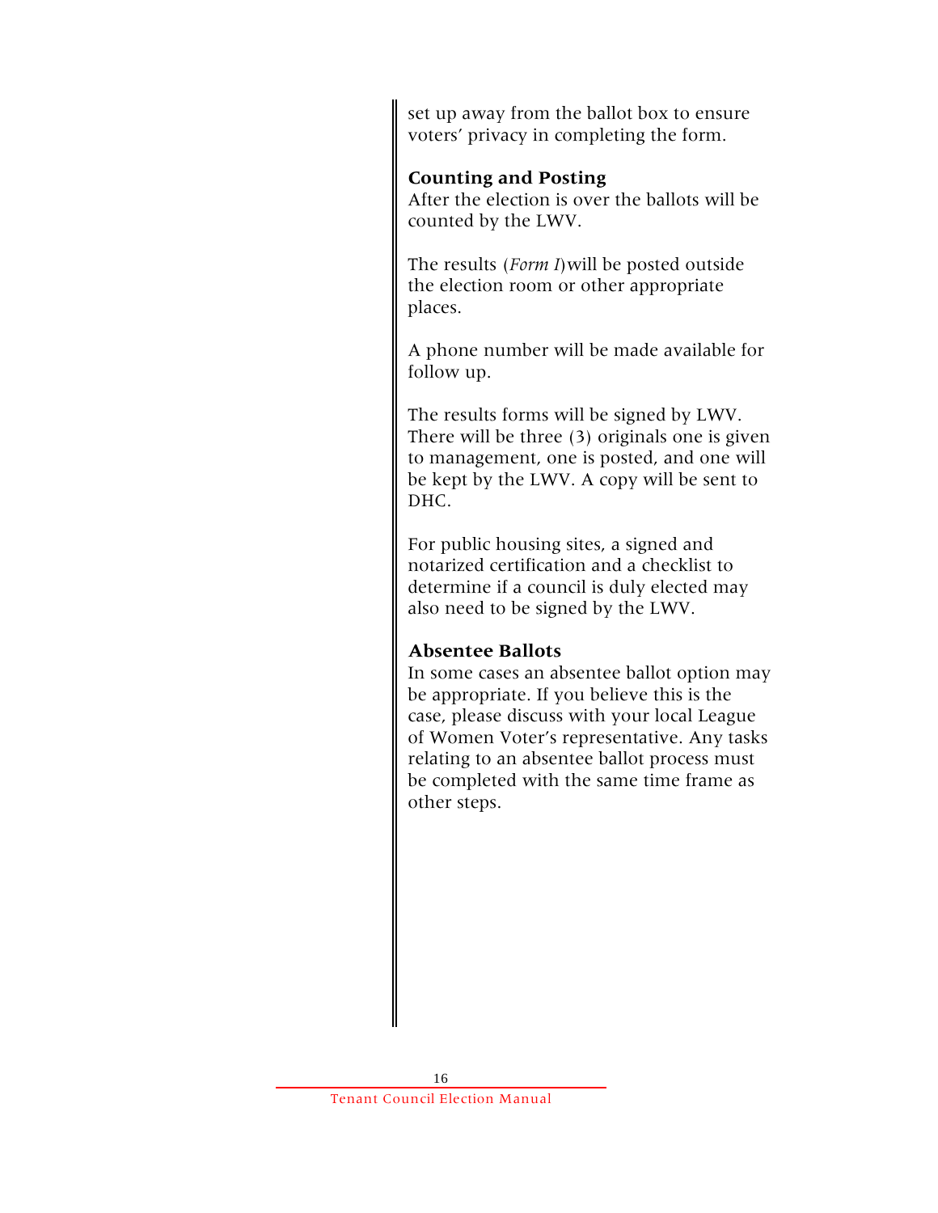set up away from the ballot box to ensure voters' privacy in completing the form.

### Counting and Posting

After the election is over the ballots will be counted by the LWV.

The results (*Form I*)will be posted outside the election room or other appropriate places.

A phone number will be made available for follow up.

The results forms will be signed by LWV. There will be three (3) originals one is given to management, one is posted, and one will be kept by the LWV. A copy will be sent to DHC.

For public housing sites, a signed and notarized certification and a checklist to determine if a council is duly elected may also need to be signed by the LWV.

### Absentee Ballots

In some cases an absentee ballot option may be appropriate. If you believe this is the case, please discuss with your local League of Women Voter's representative. Any tasks relating to an absentee ballot process must be completed with the same time frame as other steps.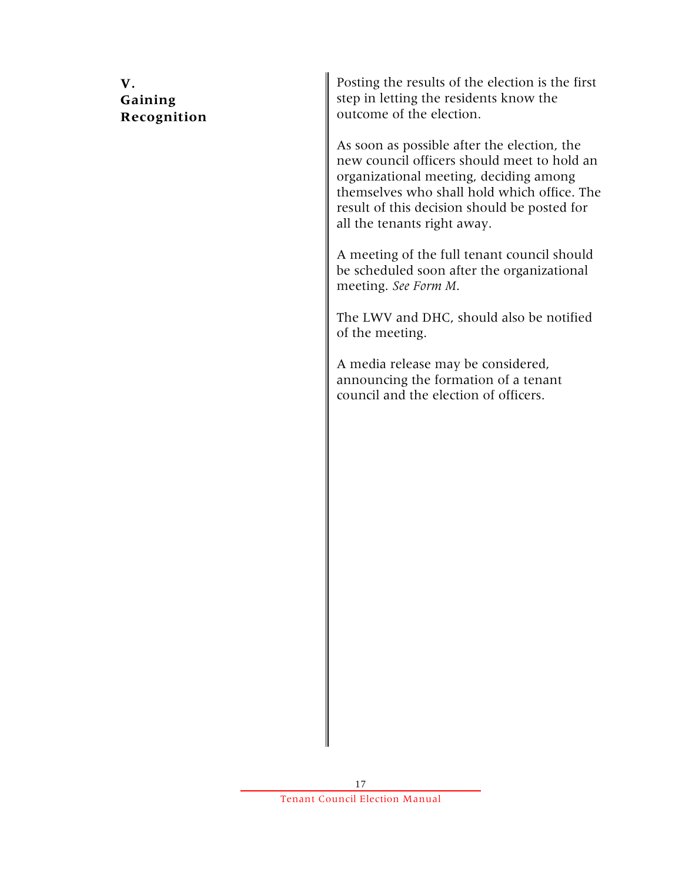## V. Gaining Recognition

Posting the results of the election is the first step in letting the residents know the outcome of the election.

As soon as possible after the election, the new council officers should meet to hold an organizational meeting, deciding among themselves who shall hold which office. The result of this decision should be posted for all the tenants right away.

A meeting of the full tenant council should be scheduled soon after the organizational meeting. *See Form M.*

The LWV and DHC, should also be notified of the meeting.

A media release may be considered, announcing the formation of a tenant council and the election of officers.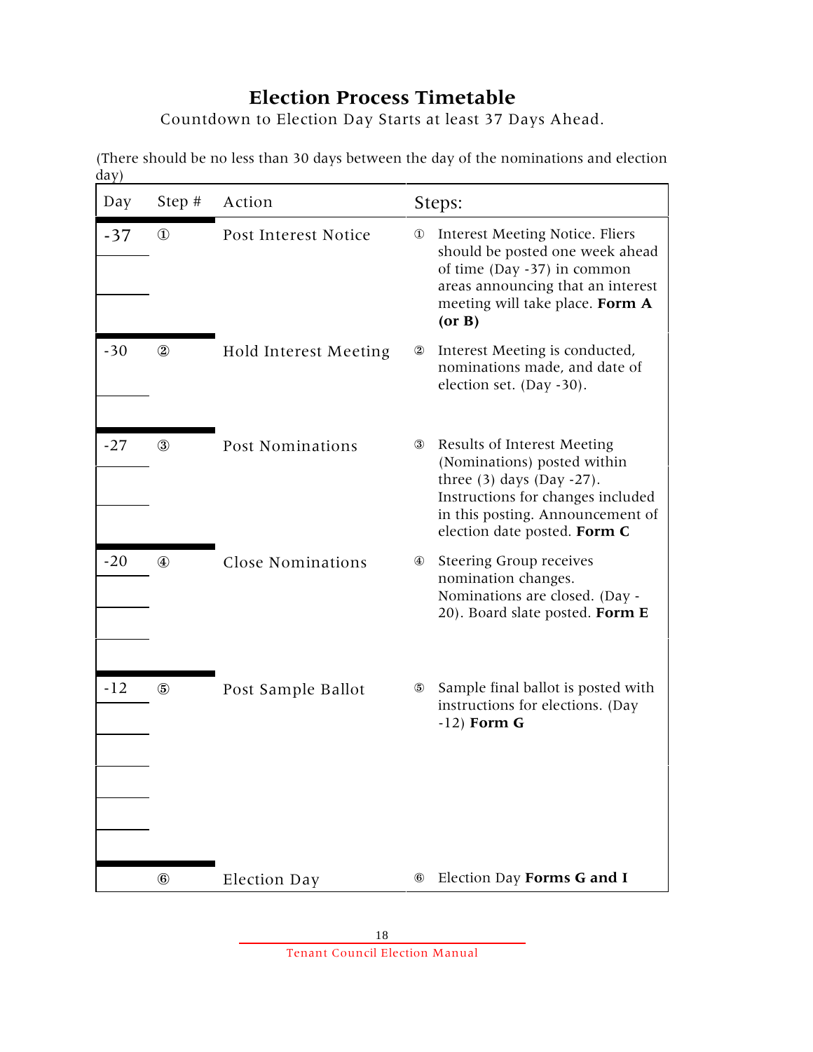# Election Process Timetable

Countdown to Election Day Starts at least 37 Days Ahead.

(There should be no less than 30 days between the day of the nominations and election day)

| Day | Step # | Action | Steps: |
|---|---|---|---|
| -37 | ① | Post Interest Notice | ① Interest Meeting Notice. Fliers should be posted one week ahead of time (Day -37) in common areas announcing that an interest meeting will take place. **Form A (or B)** |
| -30 | ② | Hold Interest Meeting | ② Interest Meeting is conducted, nominations made, and date of election set. (Day -30). |
| -27 | ③ | Post Nominations | ③ Results of Interest Meeting (Nominations) posted within three (3) days (Day -27). Instructions for changes included in this posting. Announcement of election date posted. **Form C** |
| -20 | ④ | Close Nominations | ④ Steering Group receives nomination changes. Nominations are closed. (Day - 20). Board slate posted. **Form E** |
| -12 | ⑤ | Post Sample Ballot | ⑤ Sample final ballot is posted with instructions for elections. (Day -12) **Form G** |
| | ⑥ | Election Day | ⑥ Election Day **Forms G and I** |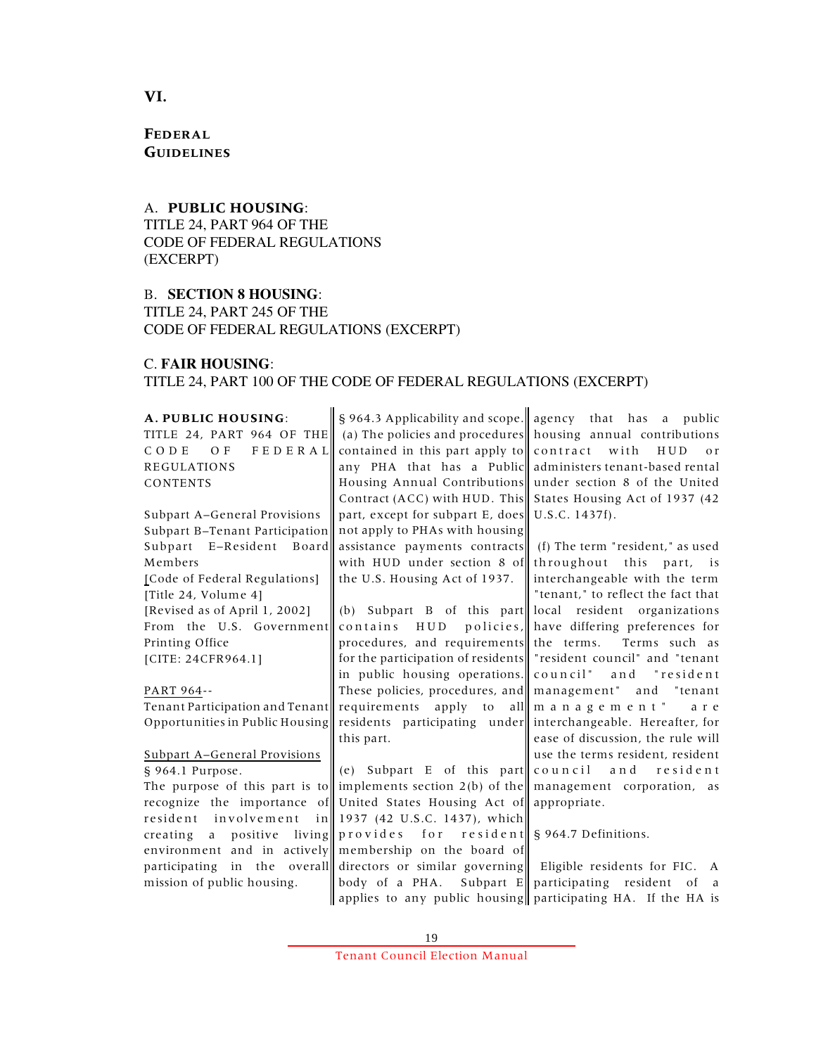# VI.

# Federal Guidelines

A. **PUBLIC HOUSING**:
TITLE 24, PART 964 OF THE CODE OF FEDERAL REGULATIONS (EXCERPT)

B. **SECTION 8 HOUSING**:
TITLE 24, PART 245 OF THE CODE OF FEDERAL REGULATIONS (EXCERPT)

C. **FAIR HOUSING**:
TITLE 24, PART 100 OF THE CODE OF FEDERAL REGULATIONS (EXCERPT)

**A. PUBLIC HOUSING**:
TITLE 24, PART 964 OF THE CODE OF FEDERAL REGULATIONS
CONTENTS

Subpart A–General Provisions
Subpart B–Tenant Participation
Subpart E–Resident Board Members
[Code of Federal Regulations]
[Title 24, Volume 4]
[Revised as of April 1, 2002]
From the U.S. Government Printing Office
[CITE: 24CFR964.1]

PART 964--
Tenant Participation and Tenant Opportunities in Public Housing

Subpart A–General Provisions

§ 964.1 Purpose.
The purpose of this part is to recognize the importance of resident involvement in creating a positive living environment and in actively participating in the overall mission of public housing.

§ 964.3 Applicability and scope.
(a) The policies and procedures contained in this part apply to any PHA that has a Public Housing Annual Contributions Contract (ACC) with HUD. This part, except for subpart E, does not apply to PHAs with housing assistance payments contracts with HUD under section 8 of the U.S. Housing Act of 1937.

(b) Subpart B of this part contains HUD policies, procedures, and requirements for the participation of residents in public housing operations. These policies, procedures, and requirements apply to all residents participating under this part.

(e) Subpart E of this part implements section 2(b) of the United States Housing Act of 1937 (42 U.S.C. 1437), which provides for resident membership on the board of directors or similar governing body of a PHA. Subpart E applies to any public housing agency that has a public housing annual contributions contract with HUD or administers tenant-based rental under section 8 of the United States Housing Act of 1937 (42 U.S.C. 1437f).

(f) The term "resident," as used throughout this part, is interchangeable with the term "tenant," to reflect the fact that local resident organizations have differing preferences for the terms. Terms such as "resident council" and "tenant council" and "resident management" and "tenant management" are interchangeable. Hereafter, for ease of discussion, the rule will use the terms resident, resident council and resident management corporation, as appropriate.

§ 964.7 Definitions.

Eligible residents for FIC. A participating resident of a participating HA. If the HA is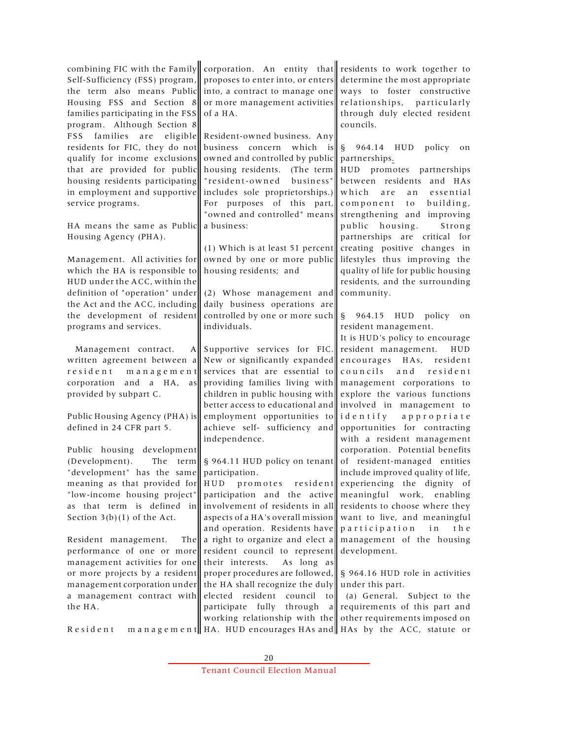combining FIC with the Family Self-Sufficiency (FSS) program, the term also means Public Housing FSS and Section 8 families participating in the FSS program. Although Section 8 FSS families are eligible residents for FIC, they do not qualify for income exclusions that are provided for public housing residents participating in employment and supportive service programs.

HA means the same as Public Housing Agency (PHA).

Management. All activities for which the HA is responsible to HUD under the ACC, within the definition of "operation" under the Act and the ACC, including the development of resident programs and services.

Management contract. A written agreement between a resident management corporation and a HA, as provided by subpart C.

Public Housing Agency (PHA) is defined in 24 CFR part 5.

Public housing development (Development). The term "development" has the same meaning as that provided for "low-income housing project" as that term is defined in Section 3(b)(1) of the Act.

Resident management. The performance of one or more management activities for one or more projects by a resident management corporation under a management contract with the HA.

Resident management corporation. An entity that proposes to enter into, or enters into, a contract to manage one or more management activities of a HA.

Resident-owned business. Any business concern which is owned and controlled by public housing residents. (The term "resident-owned business" includes sole proprietorships.) For purposes of this part, "owned and controlled" means a business:

(1) Which is at least 51 percent owned by one or more public housing residents; and

(2) Whose management and daily business operations are controlled by one or more such individuals.

Supportive services for FIC. New or significantly expanded services that are essential to providing families living with children in public housing with better access to educational and employment opportunities to achieve self- sufficiency and independence.

§ 964.11 HUD policy on tenant participation.

HUD promotes resident participation and the active involvement of residents in all aspects of a HA's overall mission and operation. Residents have a right to organize and elect a resident council to represent their interests. As long as proper procedures are followed, the HA shall recognize the duly elected resident council to participate fully through a working relationship with the HA. HUD encourages HAs and residents to work together to determine the most appropriate ways to foster constructive relationships, particularly through duly elected resident councils.

§ 964.14 HUD policy on partnerships.

HUD promotes partnerships between residents and HAs which are an essential component to building, strengthening and improving public housing. Strong partnerships are critical for creating positive changes in lifestyles thus improving the quality of life for public housing residents, and the surrounding community.

§ 964.15 HUD policy on resident management.

It is HUD's policy to encourage resident management. HUD encourages HAs, resident councils and resident management corporations to explore the various functions involved in management to identify appropriate opportunities for contracting with a resident management corporation. Potential benefits of resident-managed entities include improved quality of life, experiencing the dignity of meaningful work, enabling residents to choose where they want to live, and meaningful participation in the management of the housing development.

§ 964.16 HUD role in activities under this part.

(a) General. Subject to the requirements of this part and other requirements imposed on HAs by the ACC, statute or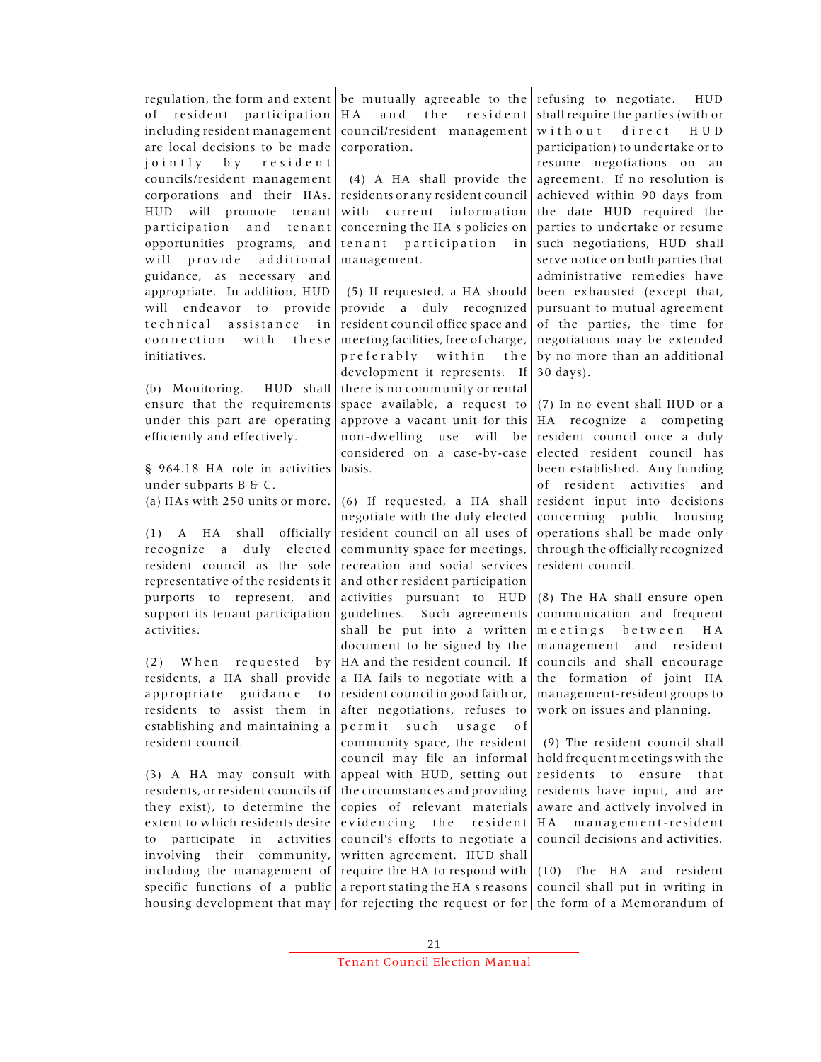regulation, the form and extent of resident participation including resident management are local decisions to be made jointly by resident councils/resident management corporations and their HAs. HUD will promote tenant participation and tenant opportunities programs, and will provide additional guidance, as necessary and appropriate. In addition, HUD will endeavor to provide technical assistance in connection with these initiatives.

(b) Monitoring. HUD shall ensure that the requirements under this part are operating efficiently and effectively.

§ 964.18 HA role in activities under subparts B & C.

(a) HAs with 250 units or more.

(1) A HA shall officially recognize a duly elected resident council as the sole representative of the residents it purports to represent, and support its tenant participation activities.

(2) When requested by residents, a HA shall provide appropriate guidance to residents to assist them in establishing and maintaining a resident council.

(3) A HA may consult with residents, or resident councils (if they exist), to determine the extent to which residents desire to participate in activities involving their community, including the management of specific functions of a public housing development that may be mutually agreeable to the HA and the resident council/resident management corporation.

(4) A HA shall provide the residents or any resident council with current information concerning the HA's policies on tenant participation in management.

(5) If requested, a HA should provide a duly recognized resident council office space and meeting facilities, free of charge, preferably within the development it represents. If there is no community or rental space available, a request to approve a vacant unit for this non-dwelling use will be considered on a case-by-case basis.

(6) If requested, a HA shall negotiate with the duly elected resident council on all uses of community space for meetings, recreation and social services and other resident participation activities pursuant to HUD guidelines. Such agreements shall be put into a written document to be signed by the HA and the resident council. If a HA fails to negotiate with a resident council in good faith or, after negotiations, refuses to permit such usage of community space, the resident council may file an informal appeal with HUD, setting out the circumstances and providing copies of relevant materials evidencing the resident council's efforts to negotiate a written agreement. HUD shall require the HA to respond with a report stating the HA's reasons for rejecting the request or for refusing to negotiate. HUD shall require the parties (with or without direct HUD participation) to undertake or to resume negotiations on an agreement. If no resolution is achieved within 90 days from the date HUD required the parties to undertake or resume such negotiations, HUD shall serve notice on both parties that administrative remedies have been exhausted (except that, pursuant to mutual agreement of the parties, the time for negotiations may be extended by no more than an additional 30 days).

(7) In no event shall HUD or a HA recognize a competing resident council once a duly elected resident council has been established. Any funding of resident activities and resident input into decisions concerning public housing operations shall be made only through the officially recognized resident council.

(8) The HA shall ensure open communication and frequent meetings between HA management and resident councils and shall encourage the formation of joint HA management-resident groups to work on issues and planning.

(9) The resident council shall hold frequent meetings with the residents to ensure that residents have input, and are aware and actively involved in HA management-resident council decisions and activities.

(10) The HA and resident council shall put in writing in the form of a Memorandum of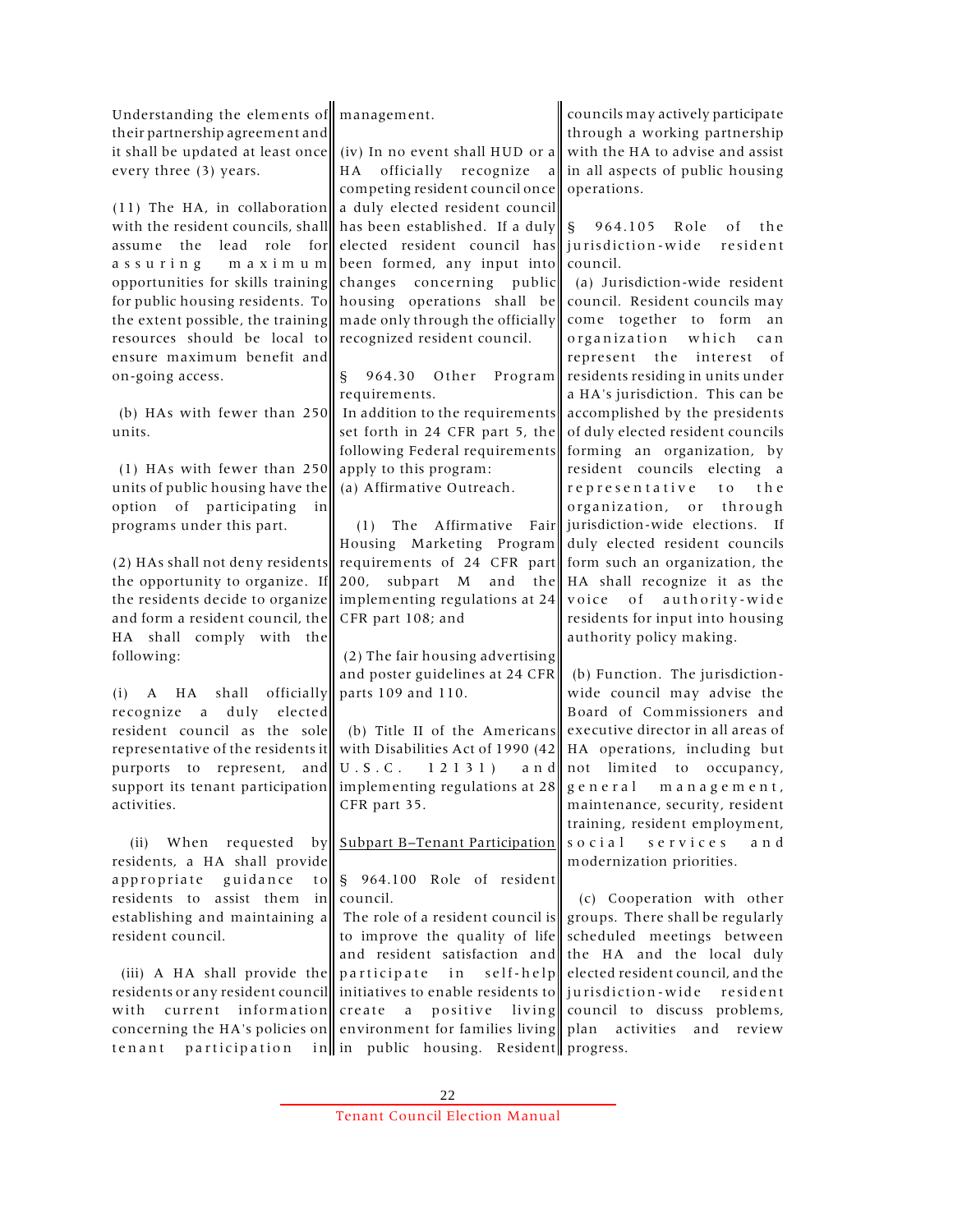Understanding the elements of their partnership agreement and it shall be updated at least once every three (3) years.

(11) The HA, in collaboration with the resident councils, shall assume the lead role for assuring maximum opportunities for skills training for public housing residents. To the extent possible, the training resources should be local to ensure maximum benefit and on-going access.

(b) HAs with fewer than 250 units.

(1) HAs with fewer than 250 units of public housing have the option of participating in programs under this part.

(2) HAs shall not deny residents the opportunity to organize. If the residents decide to organize and form a resident council, the HA shall comply with the following:

(i) A HA shall officially recognize a duly elected resident council as the sole representative of the residents it purports to represent, and support its tenant participation activities.

(ii) When requested by residents, a HA shall provide appropriate guidance to residents to assist them in establishing and maintaining a resident council.

(iii) A HA shall provide the residents or any resident council with current information concerning the HA's policies on tenant participation in management.

(iv) In no event shall HUD or a HA officially recognize a competing resident council once a duly elected resident council has been established. If a duly elected resident council has been formed, any input into changes concerning public housing operations shall be made only through the officially recognized resident council.

§ 964.30 Other Program requirements.

In addition to the requirements set forth in 24 CFR part 5, the following Federal requirements apply to this program:

(a) Affirmative Outreach.

(1) The Affirmative Fair Housing Marketing Program requirements of 24 CFR part 200, subpart M and the implementing regulations at 24 CFR part 108; and

(2) The fair housing advertising and poster guidelines at 24 CFR parts 109 and 110.

(b) Title II of the Americans with Disabilities Act of 1990 (42 U.S.C. 12131) and implementing regulations at 28 CFR part 35.

<u>Subpart B–Tenant Participation</u>

§ 964.100 Role of resident council.

The role of a resident council is to improve the quality of life and resident satisfaction and participate in self-help initiatives to enable residents to create a positive living environment for families living in public housing. Resident councils may actively participate through a working partnership with the HA to advise and assist in all aspects of public housing operations.

§ 964.105 Role of the jurisdiction-wide resident council.

(a) Jurisdiction-wide resident council. Resident councils may come together to form an organization which can represent the interest of residents residing in units under a HA's jurisdiction. This can be accomplished by the presidents of duly elected resident councils forming an organization, by resident councils electing a representative to the organization, or through jurisdiction-wide elections. If duly elected resident councils form such an organization, the HA shall recognize it as the voice of authority-wide residents for input into housing authority policy making.

(b) Function. The jurisdiction-wide council may advise the Board of Commissioners and executive director in all areas of HA operations, including but not limited to occupancy, general management, maintenance, security, resident training, resident employment, social services and modernization priorities.

(c) Cooperation with other groups. There shall be regularly scheduled meetings between the HA and the local duly elected resident council, and the jurisdiction-wide resident council to discuss problems, plan activities and review progress.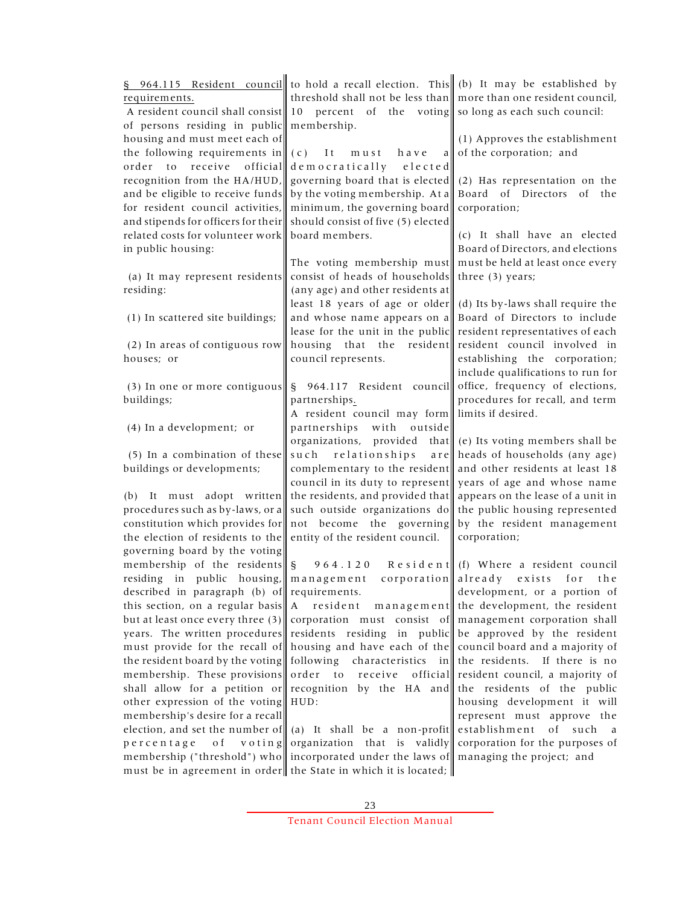§ 964.115 Resident council requirements.

A resident council shall consist of persons residing in public housing and must meet each of the following requirements in order to receive official recognition from the HA/HUD, and be eligible to receive funds for resident council activities, and stipends for officers for their related costs for volunteer work in public housing:

(a) It may represent residents residing:

(1) In scattered site buildings;

(2) In areas of contiguous row houses; or

(3) In one or more contiguous buildings;

(4) In a development; or

(5) In a combination of these buildings or developments;

(b) It must adopt written procedures such as by-laws, or a constitution which provides for the election of residents to the governing board by the voting membership of the residents residing in public housing, described in paragraph (b) of this section, on a regular basis but at least once every three (3) years. The written procedures must provide for the recall of the resident board by the voting membership. These provisions shall allow for a petition or other expression of the voting membership's desire for a recall election, and set the number of percentage of voting membership ("threshold") who must be in agreement in order to hold a recall election. This threshold shall not be less than 10 percent of the voting membership.

(c) It must have a democratically elected governing board that is elected by the voting membership. At a minimum, the governing board should consist of five (5) elected board members.

The voting membership must consist of heads of households (any age) and other residents at least 18 years of age or older and whose name appears on a lease for the unit in the public housing that the resident council represents.

§ 964.117 Resident council partnerships.

A resident council may form partnerships with outside organizations, provided that such relationships are complementary to the resident council in its duty to represent the residents, and provided that such outside organizations do not become the governing entity of the resident council.

§ 964.120 Resident management corporation requirements.

A resident management corporation must consist of residents residing in public housing and have each of the following characteristics in order to receive official recognition by the HA and HUD:

(a) It shall be a non-profit organization that is validly incorporated under the laws of the State in which it is located;

(b) It may be established by more than one resident council, so long as each such council:

(1) Approves the establishment of the corporation; and

(2) Has representation on the Board of Directors of the corporation;

(c) It shall have an elected Board of Directors, and elections must be held at least once every three (3) years;

(d) Its by-laws shall require the Board of Directors to include resident representatives of each resident council involved in establishing the corporation; include qualifications to run for office, frequency of elections, procedures for recall, and term limits if desired.

(e) Its voting members shall be heads of households (any age) and other residents at least 18 years of age and whose name appears on the lease of a unit in the public housing represented by the resident management corporation;

(f) Where a resident council already exists for the development, or a portion of the development, the resident management corporation shall be approved by the resident council board and a majority of the residents. If there is no resident council, a majority of the residents of the public housing development it will represent must approve the establishment of such a corporation for the purposes of managing the project; and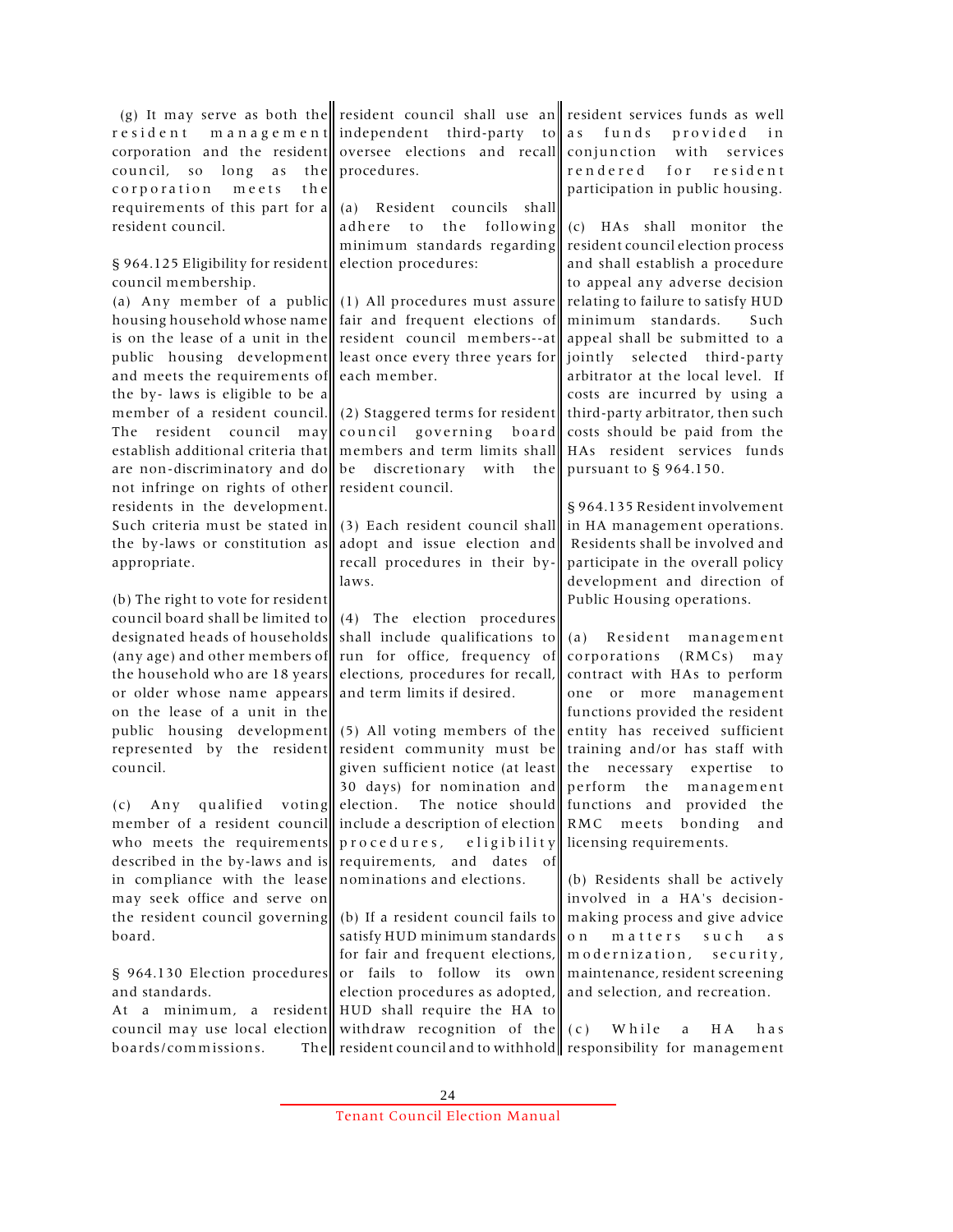(g) It may serve as both the resident management corporation and the resident council, so long as the corporation meets the requirements of this part for a resident council.

§ 964.125 Eligibility for resident council membership.

(a) Any member of a public housing household whose name is on the lease of a unit in the public housing development and meets the requirements of the by- laws is eligible to be a member of a resident council. The resident council may establish additional criteria that are non-discriminatory and do not infringe on rights of other residents in the development. Such criteria must be stated in the by-laws or constitution as appropriate.

(b) The right to vote for resident council board shall be limited to designated heads of households (any age) and other members of the household who are 18 years or older whose name appears on the lease of a unit in the public housing development represented by the resident council.

(c) Any qualified voting member of a resident council who meets the requirements described in the by-laws and is in compliance with the lease may seek office and serve on the resident council governing board.

§ 964.130 Election procedures and standards.

At a minimum, a resident council may use local election boards/commissions. The resident council shall use an independent third-party to oversee elections and recall procedures.

(a) Resident councils shall adhere to the following minimum standards regarding election procedures:

(1) All procedures must assure fair and frequent elections of resident council members--at least once every three years for each member.

(2) Staggered terms for resident council governing board members and term limits shall be discretionary with the resident council.

(3) Each resident council shall adopt and issue election and recall procedures in their by-laws.

(4) The election procedures shall include qualifications to run for office, frequency of elections, procedures for recall, and term limits if desired.

(5) All voting members of the resident community must be given sufficient notice (at least 30 days) for nomination and election. The notice should include a description of election procedures, eligibility requirements, and dates of nominations and elections.

(b) If a resident council fails to satisfy HUD minimum standards for fair and frequent elections, or fails to follow its own election procedures as adopted, HUD shall require the HA to withdraw recognition of the resident council and to withhold resident services funds as well as funds provided in conjunction with services rendered for resident participation in public housing.

(c) HAs shall monitor the resident council election process and shall establish a procedure to appeal any adverse decision relating to failure to satisfy HUD minimum standards. Such appeal shall be submitted to a jointly selected third-party arbitrator at the local level. If costs are incurred by using a third-party arbitrator, then such costs should be paid from the HAs resident services funds pursuant to § 964.150.

§ 964.135 Resident involvement in HA management operations.

Residents shall be involved and participate in the overall policy development and direction of Public Housing operations.

(a) Resident management corporations (RMCs) may contract with HAs to perform one or more management functions provided the resident entity has received sufficient training and/or has staff with the necessary expertise to perform the management functions and provided the RMC meets bonding and licensing requirements.

(b) Residents shall be actively involved in a HA's decision-making process and give advice on matters such as modernization, security, maintenance, resident screening and selection, and recreation.

(c) While a HA has responsibility for management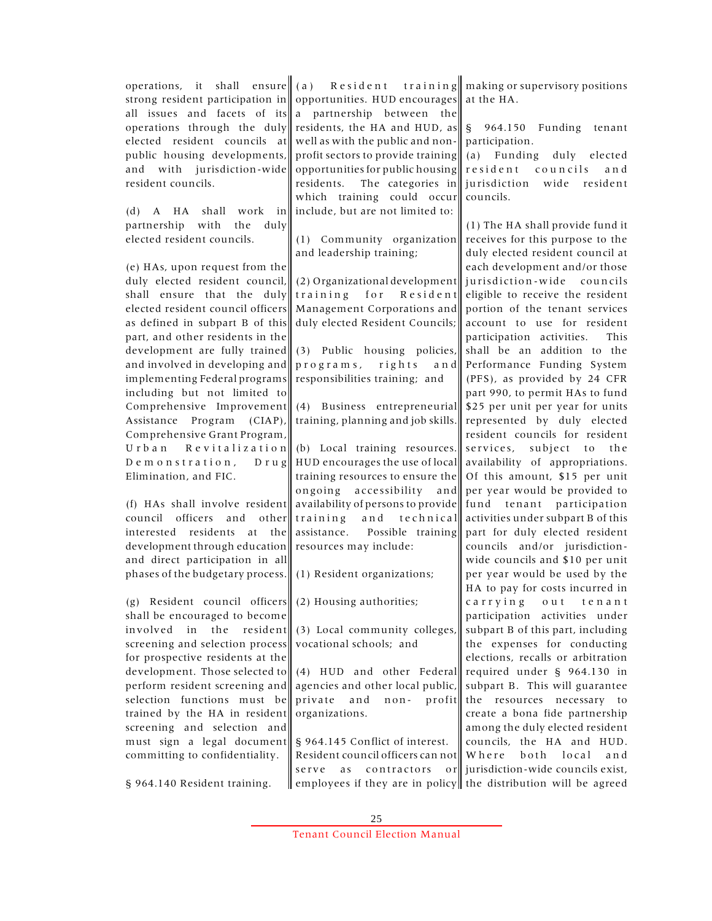operations, it shall ensure strong resident participation in all issues and facets of its operations through the duly elected resident councils at public housing developments, and with jurisdiction-wide resident councils.

(d) A HA shall work in partnership with the duly elected resident councils.

(e) HAs, upon request from the duly elected resident council, shall ensure that the duly elected resident council officers as defined in subpart B of this part, and other residents in the development are fully trained and involved in developing and implementing Federal programs including but not limited to Comprehensive Improvement Assistance Program (CIAP), Comprehensive Grant Program, Urban Revitalization Demonstration, Drug Elimination, and FIC.

(f) HAs shall involve resident council officers and other interested residents at the development through education and direct participation in all phases of the budgetary process.

(g) Resident council officers shall be encouraged to become involved in the resident screening and selection process for prospective residents at the development. Those selected to perform resident screening and selection functions must be trained by the HA in resident screening and selection and must sign a legal document committing to confidentiality.

§ 964.140 Resident training.

(a) Resident training opportunities. HUD encourages a partnership between the residents, the HA and HUD, as well as with the public and non-profit sectors to provide training opportunities for public housing residents. The categories in which training could occur include, but are not limited to:

(1) Community organization and leadership training;

(2) Organizational development training for Resident Management Corporations and duly elected Resident Councils;

(3) Public housing policies, programs, rights and responsibilities training; and

(4) Business entrepreneurial training, planning and job skills.

(b) Local training resources. HUD encourages the use of local training resources to ensure the ongoing accessibility and availability of persons to provide training and technical assistance. Possible training resources may include:

(1) Resident organizations;

(2) Housing authorities;

(3) Local community colleges, vocational schools; and

(4) HUD and other Federal agencies and other local public, private and non-profit organizations.

§ 964.145 Conflict of interest.
Resident council officers can not serve as contractors or employees if they are in policy making or supervisory positions at the HA.

§ 964.150 Funding tenant participation.

(a) Funding duly elected resident councils and jurisdiction wide resident councils.

(1) The HA shall provide fund it receives for this purpose to the duly elected resident council at each development and/or those jurisdiction-wide councils eligible to receive the resident portion of the tenant services account to use for resident participation activities. This shall be an addition to the Performance Funding System (PFS), as provided by 24 CFR part 990, to permit HAs to fund $25 per unit per year for units represented by duly elected resident councils for resident services, subject to the availability of appropriations. Of this amount, $15 per unit per year would be provided to fund tenant participation activities under subpart B of this part for duly elected resident councils and/or jurisdiction-wide councils and $10 per unit per year would be used by the HA to pay for costs incurred in carrying out tenant participation activities under subpart B of this part, including the expenses for conducting elections, recalls or arbitration required under § 964.130 in subpart B. This will guarantee the resources necessary to create a bona fide partnership among the duly elected resident councils, the HA and HUD. Where both local and jurisdiction-wide councils exist, the distribution will be agreed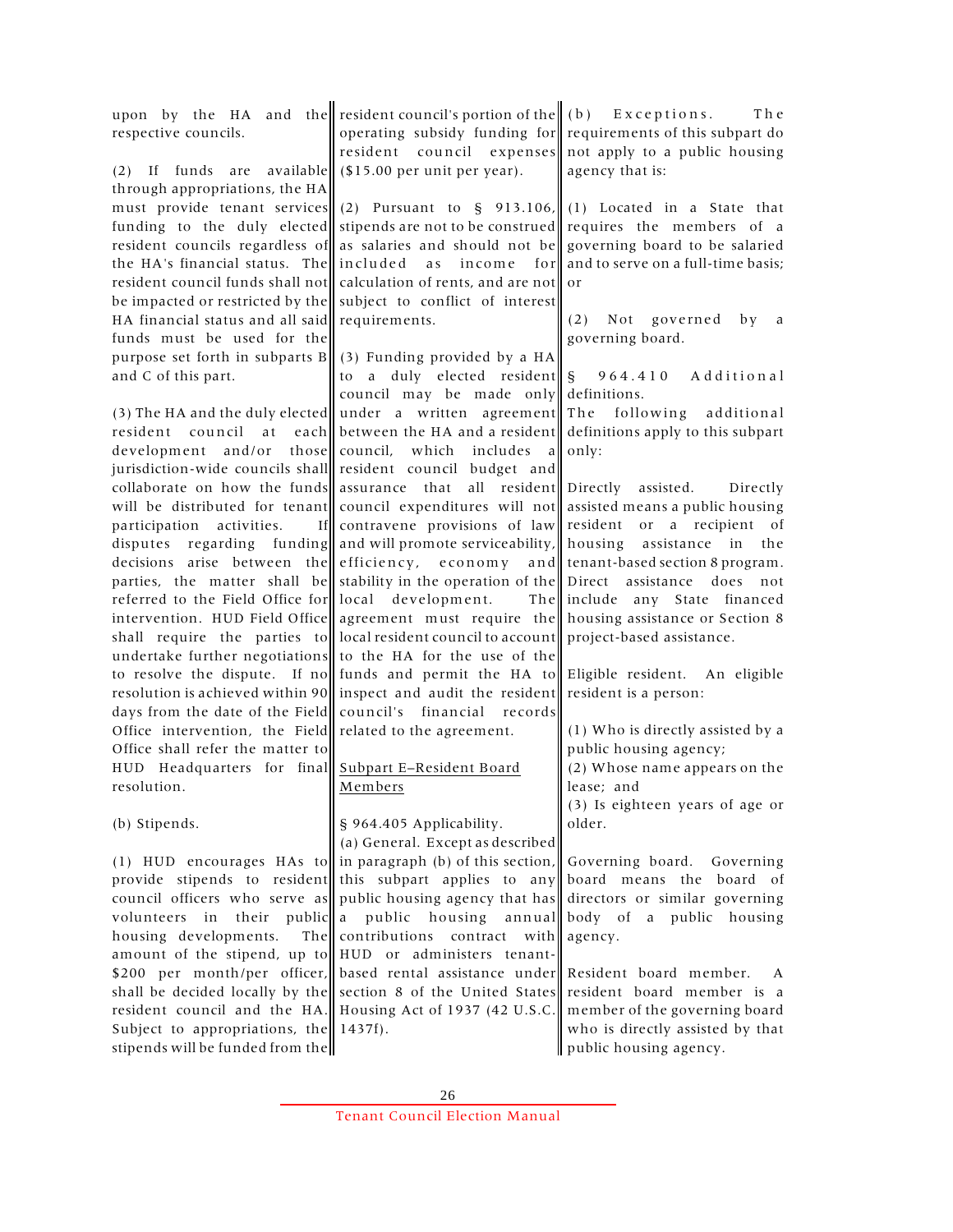upon by the HA and the respective councils.

(2) If funds are available through appropriations, the HA must provide tenant services funding to the duly elected resident councils regardless of the HA's financial status. The resident council funds shall not be impacted or restricted by the HA financial status and all said funds must be used for the purpose set forth in subparts B and C of this part.

(3) The HA and the duly elected resident council at each development and/or those jurisdiction-wide councils shall collaborate on how the funds will be distributed for tenant participation activities. If disputes regarding funding decisions arise between the parties, the matter shall be referred to the Field Office for intervention. HUD Field Office shall require the parties to undertake further negotiations to resolve the dispute. If no resolution is achieved within 90 days from the date of the Field Office intervention, the Field Office shall refer the matter to HUD Headquarters for final resolution.

(b) Stipends.

(1) HUD encourages HAs to provide stipends to resident council officers who serve as volunteers in their public housing developments. The amount of the stipend, up to $200 per month/per officer, shall be decided locally by the resident council and the HA. Subject to appropriations, the stipends will be funded from the resident council's portion of the operating subsidy funding for resident council expenses ($15.00 per unit per year).

(2) Pursuant to § 913.106, stipends are not to be construed as salaries and should not be included as income for calculation of rents, and are not subject to conflict of interest requirements.

(3) Funding provided by a HA to a duly elected resident council may be made only under a written agreement between the HA and a resident council, which includes a resident council budget and assurance that all resident council expenditures will not contravene provisions of law and will promote serviceability, efficiency, economy and stability in the operation of the local development. The agreement must require the local resident council to account to the HA for the use of the funds and permit the HA to inspect and audit the resident council's financial records related to the agreement.

## Subpart E–Resident Board Members

§ 964.405 Applicability.

(a) General. Except as described in paragraph (b) of this section, this subpart applies to any public housing agency that has a public housing annual contributions contract with HUD or administers tenant-based rental assistance under section 8 of the United States Housing Act of 1937 (42 U.S.C. 1437f).

(b) Exceptions. The requirements of this subpart do not apply to a public housing agency that is:

(1) Located in a State that requires the members of a governing board to be salaried and to serve on a full-time basis; or

(2) Not governed by a governing board.

§ 964.410 Additional definitions.

The following additional definitions apply to this subpart only:

Directly assisted. Directly assisted means a public housing resident or a recipient of housing assistance in the tenant-based section 8 program. Direct assistance does not include any State financed housing assistance or Section 8 project-based assistance.

Eligible resident. An eligible resident is a person:

(1) Who is directly assisted by a public housing agency;
(2) Whose name appears on the lease; and
(3) Is eighteen years of age or older.

Governing board. Governing board means the board of directors or similar governing body of a public housing agency.

Resident board member. A resident board member is a member of the governing board who is directly assisted by that public housing agency.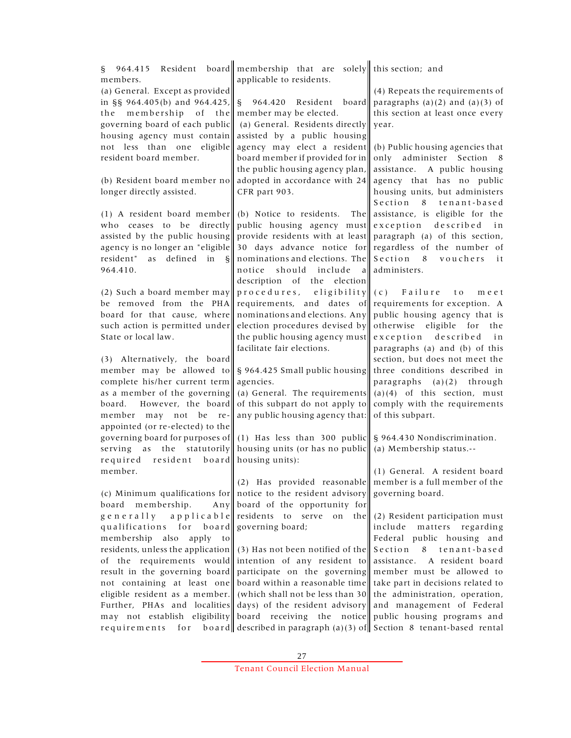§ 964.415 Resident board members.

(a) General. Except as provided in §§ 964.405(b) and 964.425, the membership of the governing board of each public housing agency must contain not less than one eligible resident board member.

(b) Resident board member no longer directly assisted.

(1) A resident board member who ceases to be directly assisted by the public housing agency is no longer an "eligible resident" as defined in § 964.410.

(2) Such a board member may be removed from the PHA board for that cause, where such action is permitted under State or local law.

(3) Alternatively, the board member may be allowed to complete his/her current term as a member of the governing board. However, the board member may not be re-appointed (or re-elected) to the governing board for purposes of serving as the statutorily required resident board member.

(c) Minimum qualifications for board membership. Any generally applicable qualifications for board membership also apply to residents, unless the application of the requirements would result in the governing board not containing at least one eligible resident as a member. Further, PHAs and localities may not establish eligibility requirements for board membership that are solely applicable to residents.

§ 964.420 Resident board member may be elected.

(a) General. Residents directly assisted by a public housing agency may elect a resident board member if provided for in the public housing agency plan, adopted in accordance with 24 CFR part 903.

(b) Notice to residents. The public housing agency must provide residents with at least 30 days advance notice for nominations and elections. The notice should include a description of the election procedures, eligibility requirements, and dates of nominations and elections. Any election procedures devised by the public housing agency must facilitate fair elections.

§ 964.425 Small public housing agencies.

(a) General. The requirements of this subpart do not apply to any public housing agency that:

(1) Has less than 300 public housing units (or has no public housing units):

(2) Has provided reasonable notice to the resident advisory board of the opportunity for residents to serve on the governing board;

(3) Has not been notified of the intention of any resident to participate on the governing board within a reasonable time (which shall not be less than 30 days) of the resident advisory board receiving the notice described in paragraph (a)(3) of this section; and

(4) Repeats the requirements of paragraphs (a)(2) and (a)(3) of this section at least once every year.

(b) Public housing agencies that only administer Section 8 assistance. A public housing agency that has no public housing units, but administers Section 8 tenant-based assistance, is eligible for the exception described in paragraph (a) of this section, regardless of the number of Section 8 vouchers it administers.

(c) Failure to meet requirements for exception. A public housing agency that is otherwise eligible for the exception described in paragraphs (a) and (b) of this section, but does not meet the three conditions described in paragraphs (a)(2) through (a)(4) of this section, must comply with the requirements of this subpart.

§ 964.430 Nondiscrimination.

(a) Membership status.--

(1) General. A resident board member is a full member of the governing board.

(2) Resident participation must include matters regarding Federal public housing and Section 8 tenant-based assistance. A resident board member must be allowed to take part in decisions related to the administration, operation, and management of Federal public housing programs and Section 8 tenant-based rental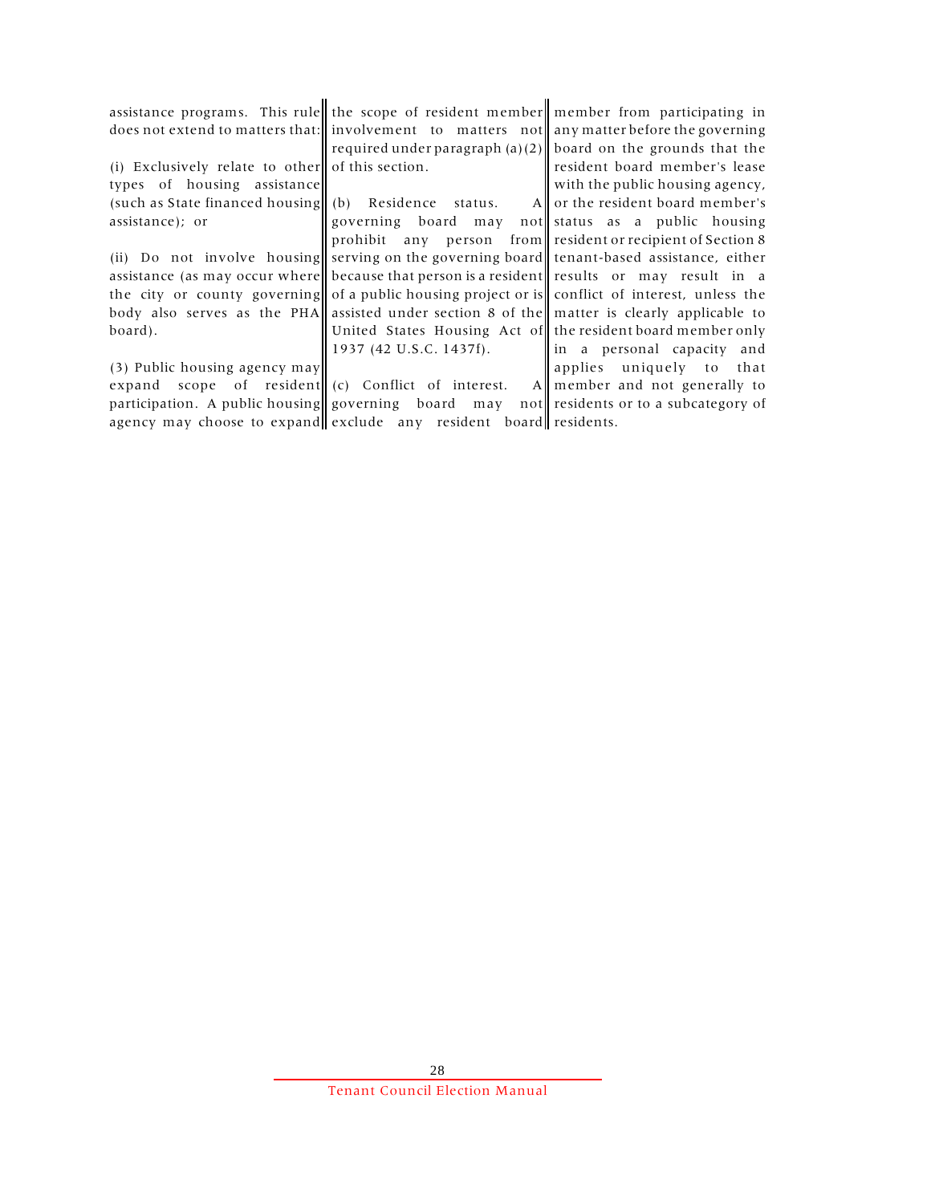assistance programs. This rule does not extend to matters that:

(i) Exclusively relate to other types of housing assistance (such as State financed housing assistance); or

(ii) Do not involve housing assistance (as may occur where the city or county governing body also serves as the PHA board).

(3) Public housing agency may expand scope of resident participation. A public housing agency may choose to expand the scope of resident member involvement to matters not required under paragraph (a)(2) of this section.

(b) Residence status. A governing board may not prohibit any person from serving on the governing board because that person is a resident of a public housing project or is assisted under section 8 of the United States Housing Act of 1937 (42 U.S.C. 1437f).

(c) Conflict of interest. A governing board may not exclude any resident board member from participating in any matter before the governing board on the grounds that the resident board member's lease with the public housing agency, or the resident board member's status as a public housing resident or recipient of Section 8 tenant-based assistance, either results or may result in a conflict of interest, unless the matter is clearly applicable to the resident board member only in a personal capacity and applies uniquely to that member and not generally to residents or to a subcategory of residents.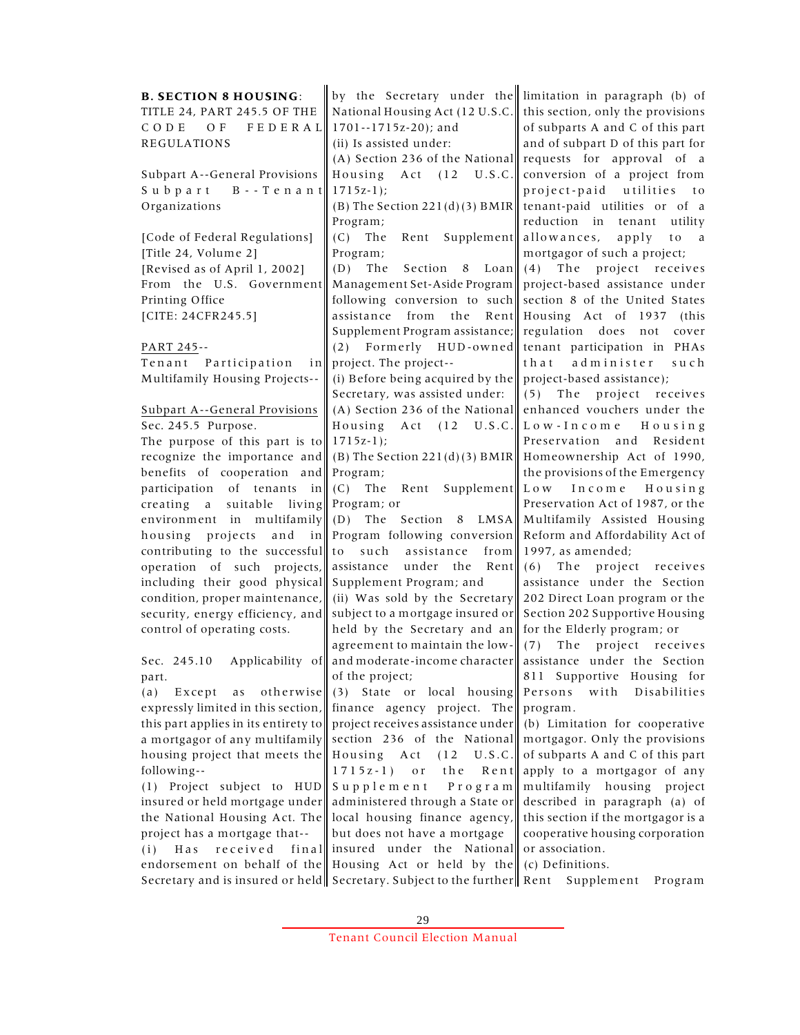**B. SECTION 8 HOUSING**:
TITLE 24, PART 245.5 OF THE CODE OF FEDERAL REGULATIONS

Subpart A--General Provisions
Subpart B--Tenant Organizations

[Code of Federal Regulations]
[Title 24, Volume 2]
[Revised as of April 1, 2002]
From the U.S. Government Printing Office
[CITE: 24CFR245.5]

PART 245--
Tenant Participation in Multifamily Housing Projects--

Subpart A--General Provisions
Sec. 245.5 Purpose.
The purpose of this part is to recognize the importance and benefits of cooperation and participation of tenants in creating a suitable living environment in multifamily housing projects and in contributing to the successful operation of such projects, including their good physical condition, proper maintenance, security, energy efficiency, and control of operating costs.

Sec. 245.10 Applicability of part.
(a) Except as otherwise expressly limited in this section, this part applies in its entirety to a mortgagor of any multifamily housing project that meets the following--
(1) Project subject to HUD insured or held mortgage under the National Housing Act. The project has a mortgage that--
(i) Has received final endorsement on behalf of the Secretary and is insured or held by the Secretary under the National Housing Act (12 U.S.C. 1701--1715z-20); and
(ii) Is assisted under:
(A) Section 236 of the National Housing Act (12 U.S.C. 1715z-1);
(B) The Section 221(d)(3) BMIR Program;
(C) The Rent Supplement Program;
(D) The Section 8 Loan Management Set-Aside Program following conversion to such assistance from the Rent Supplement Program assistance;
(2) Formerly HUD-owned project. The project--
(i) Before being acquired by the Secretary, was assisted under:
(A) Section 236 of the National Housing Act (12 U.S.C. 1715z-1);
(B) The Section 221(d)(3) BMIR Program;
(C) The Rent Supplement Program; or
(D) The Section 8 LMSA Program following conversion to such assistance from assistance under the Rent Supplement Program; and
(ii) Was sold by the Secretary subject to a mortgage insured or held by the Secretary and an agreement to maintain the low- and moderate-income character of the project;
(3) State or local housing finance agency project. The project receives assistance under section 236 of the National Housing Act (12 U.S.C. 1715z-1) or the Rent Supplement Program administered through a State or local housing finance agency, but does not have a mortgage insured under the National Housing Act or held by the Secretary. Subject to the further limitation in paragraph (b) of this section, only the provisions of subparts A and C of this part and of subpart D of this part for requests for approval of a conversion of a project from project-paid utilities to tenant-paid utilities or of a reduction in tenant utility allowances, apply to a mortgagor of such a project;
(4) The project receives project-based assistance under section 8 of the United States Housing Act of 1937 (this regulation does not cover tenant participation in PHAs that administer such project-based assistance);
(5) The project receives enhanced vouchers under the Low-Income Housing Preservation and Resident Homeownership Act of 1990, the provisions of the Emergency Low Income Housing Preservation Act of 1987, or the Multifamily Assisted Housing Reform and Affordability Act of 1997, as amended;
(6) The project receives assistance under the Section 202 Direct Loan program or the Section 202 Supportive Housing for the Elderly program; or
(7) The project receives assistance under the Section 811 Supportive Housing for Persons with Disabilities program.
(b) Limitation for cooperative mortgagor. Only the provisions of subparts A and C of this part apply to a mortgagor of any multifamily housing project described in paragraph (a) of this section if the mortgagor is a cooperative housing corporation or association.
(c) Definitions.
Rent Supplement Program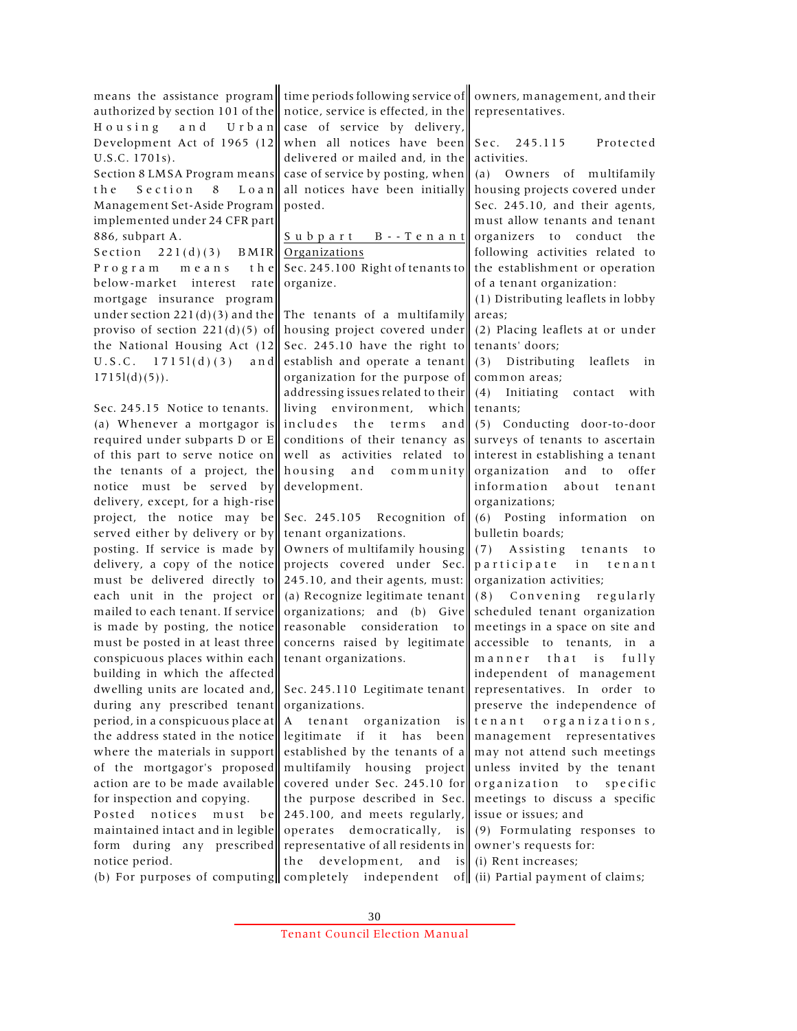means the assistance program authorized by section 101 of the Housing and Urban Development Act of 1965 (12 U.S.C. 1701s).

Section 8 LMSA Program means the Section 8 Loan Management Set-Aside Program implemented under 24 CFR part 886, subpart A.

Section 221(d)(3) BMIR Program means the below-market interest rate mortgage insurance program under section 221(d)(3) and the proviso of section 221(d)(5) of the National Housing Act (12 U.S.C. 1715l(d)(3) and 1715l(d)(5)).

Sec. 245.15 Notice to tenants.

(a) Whenever a mortgagor is required under subparts D or E of this part to serve notice on the tenants of a project, the notice must be served by delivery, except, for a high-rise project, the notice may be served either by delivery or by posting. If service is made by delivery, a copy of the notice must be delivered directly to each unit in the project or mailed to each tenant. If service is made by posting, the notice must be posted in at least three conspicuous places within each building in which the affected dwelling units are located and, during any prescribed tenant period, in a conspicuous place at the address stated in the notice where the materials in support of the mortgagor's proposed action are to be made available for inspection and copying. Posted notices must be maintained intact and in legible form during any prescribed notice period.

(b) For purposes of computing time periods following service of notice, service is effected, in the case of service by delivery, when all notices have been delivered or mailed and, in the case of service by posting, when all notices have been initially posted.

## Subpart B--Tenant Organizations

Sec. 245.100 Right of tenants to organize.

The tenants of a multifamily housing project covered under Sec. 245.10 have the right to establish and operate a tenant organization for the purpose of addressing issues related to their living environment, which includes the terms and conditions of their tenancy as well as activities related to housing and community development.

Sec. 245.105 Recognition of tenant organizations.

Owners of multifamily housing projects covered under Sec. 245.10, and their agents, must: (a) Recognize legitimate tenant organizations; and (b) Give reasonable consideration to concerns raised by legitimate tenant organizations.

Sec. 245.110 Legitimate tenant organizations.

A tenant organization is legitimate if it has been established by the tenants of a multifamily housing project covered under Sec. 245.10 for the purpose described in Sec. 245.100, and meets regularly, operates democratically, is representative of all residents in the development, and is completely independent of owners, management, and their representatives.

Sec. 245.115 Protected activities.

(a) Owners of multifamily housing projects covered under Sec. 245.10, and their agents, must allow tenants and tenant organizers to conduct the following activities related to the establishment or operation of a tenant organization:

(1) Distributing leaflets in lobby areas;

(2) Placing leaflets at or under tenants' doors;

(3) Distributing leaflets in common areas;

(4) Initiating contact with tenants;

(5) Conducting door-to-door surveys of tenants to ascertain interest in establishing a tenant organization and to offer information about tenant organizations;

(6) Posting information on bulletin boards;

(7) Assisting tenants to participate in tenant organization activities;

(8) Convening regularly scheduled tenant organization meetings in a space on site and accessible to tenants, in a manner that is fully independent of management representatives. In order to preserve the independence of tenant organizations, management representatives may not attend such meetings unless invited by the tenant organization to specific meetings to discuss a specific issue or issues; and

(9) Formulating responses to owner's requests for:

(i) Rent increases;

(ii) Partial payment of claims;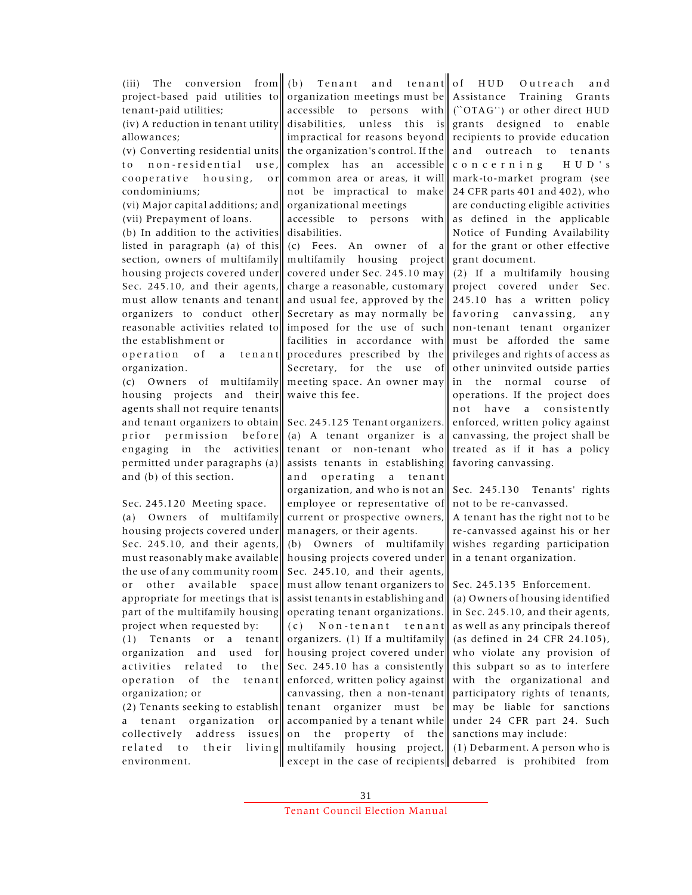(iii) The conversion from project-based paid utilities to tenant-paid utilities;

(iv) A reduction in tenant utility allowances;

(v) Converting residential units to non-residential use, cooperative housing, or condominiums;

(vi) Major capital additions; and

(vii) Prepayment of loans.

(b) In addition to the activities listed in paragraph (a) of this section, owners of multifamily housing projects covered under Sec. 245.10, and their agents, must allow tenants and tenant organizers to conduct other reasonable activities related to the establishment or operation of a tenant organization.

(c) Owners of multifamily housing projects and their agents shall not require tenants and tenant organizers to obtain prior permission before engaging in the activities permitted under paragraphs (a) and (b) of this section.

## Sec. 245.120 Meeting space.

(a) Owners of multifamily housing projects covered under Sec. 245.10, and their agents, must reasonably make available the use of any community room or other available space appropriate for meetings that is part of the multifamily housing project when requested by:

(1) Tenants or a tenant organization and used for activities related to the operation of the tenant organization; or

(2) Tenants seeking to establish a tenant organization or collectively address issues related to their living environment.

(b) Tenant and tenant organization meetings must be accessible to persons with disabilities, unless this is impractical for reasons beyond the organization's control. If the complex has an accessible common area or areas, it will not be impractical to make organizational meetings accessible to persons with disabilities.

(c) Fees. An owner of a multifamily housing project covered under Sec. 245.10 may charge a reasonable, customary and usual fee, approved by the Secretary as may normally be imposed for the use of such facilities in accordance with procedures prescribed by the Secretary, for the use of meeting space. An owner may waive this fee.

## Sec. 245.125 Tenant organizers.

(a) A tenant organizer is a tenant or non-tenant who assists tenants in establishing and operating a tenant organization, and who is not an employee or representative of current or prospective owners, managers, or their agents.

(b) Owners of multifamily housing projects covered under Sec. 245.10, and their agents, must allow tenant organizers to assist tenants in establishing and operating tenant organizations.

(c) Non-tenant tenant organizers. (1) If a multifamily housing project covered under Sec. 245.10 has a consistently enforced, written policy against canvassing, then a non-tenant tenant organizer must be accompanied by a tenant while on the property of the multifamily housing project, except in the case of recipients of HUD Outreach and Assistance Training Grants (``OTAG'') or other direct HUD grants designed to enable recipients to provide education and outreach to tenants concerning HUD's mark-to-market program (see 24 CFR parts 401 and 402), who are conducting eligible activities as defined in the applicable Notice of Funding Availability for the grant or other effective grant document.

(2) If a multifamily housing project covered under Sec. 245.10 has a written policy favoring canvassing, any non-tenant tenant organizer must be afforded the same privileges and rights of access as other uninvited outside parties in the normal course of operations. If the project does not have a consistently enforced, written policy against canvassing, the project shall be treated as if it has a policy favoring canvassing.

## Sec. 245.130 Tenants' rights not to be re-canvassed.

A tenant has the right not to be re-canvassed against his or her wishes regarding participation in a tenant organization.

## Sec. 245.135 Enforcement.

(a) Owners of housing identified in Sec. 245.10, and their agents, as well as any principals thereof (as defined in 24 CFR 24.105), who violate any provision of this subpart so as to interfere with the organizational and participatory rights of tenants, may be liable for sanctions under 24 CFR part 24. Such sanctions may include:

(1) Debarment. A person who is debarred is prohibited from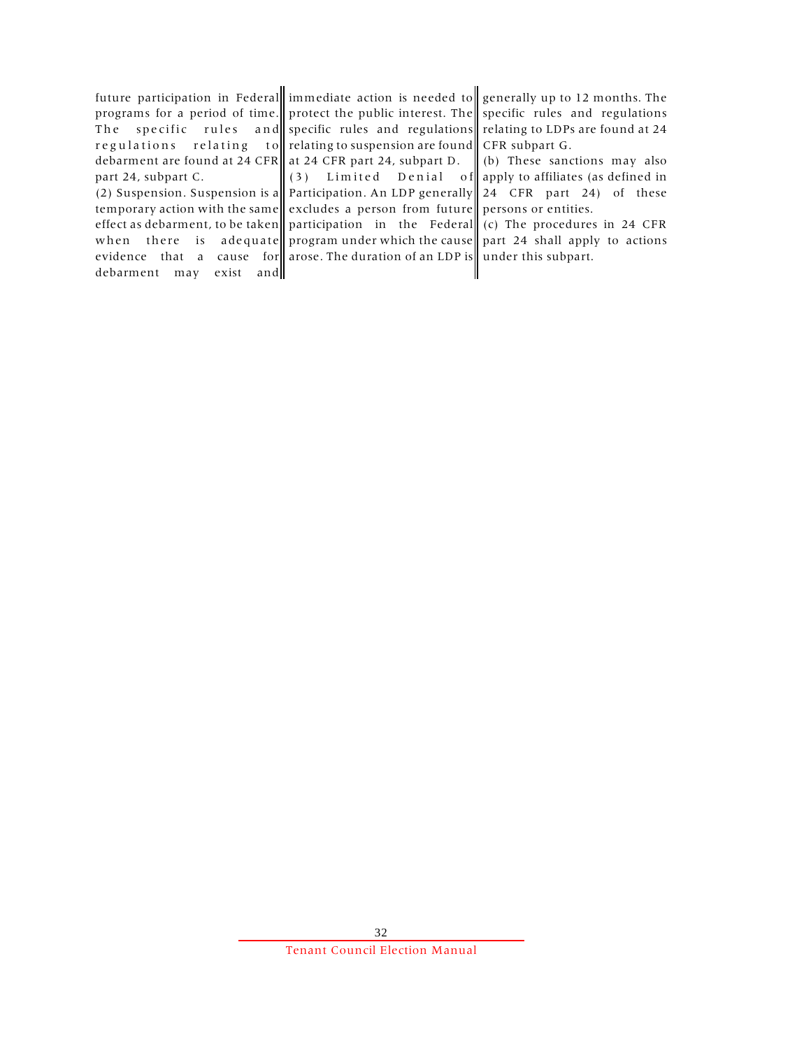future participation in Federal programs for a period of time. The specific rules and regulations relating to debarment are found at 24 CFR part 24, subpart C.

(2) Suspension. Suspension is a temporary action with the same effect as debarment, to be taken when there is adequate evidence that a cause for debarment may exist and immediate action is needed to protect the public interest. The specific rules and regulations relating to suspension are found at 24 CFR part 24, subpart D.

(3) Limited Denial of Participation. An LDP generally excludes a person from future participation in the Federal program under which the cause arose. The duration of an LDP is generally up to 12 months. The specific rules and regulations relating to LDPs are found at 24 CFR subpart G.

(b) These sanctions may also apply to affiliates (as defined in 24 CFR part 24) of these persons or entities.

(c) The procedures in 24 CFR part 24 shall apply to actions under this subpart.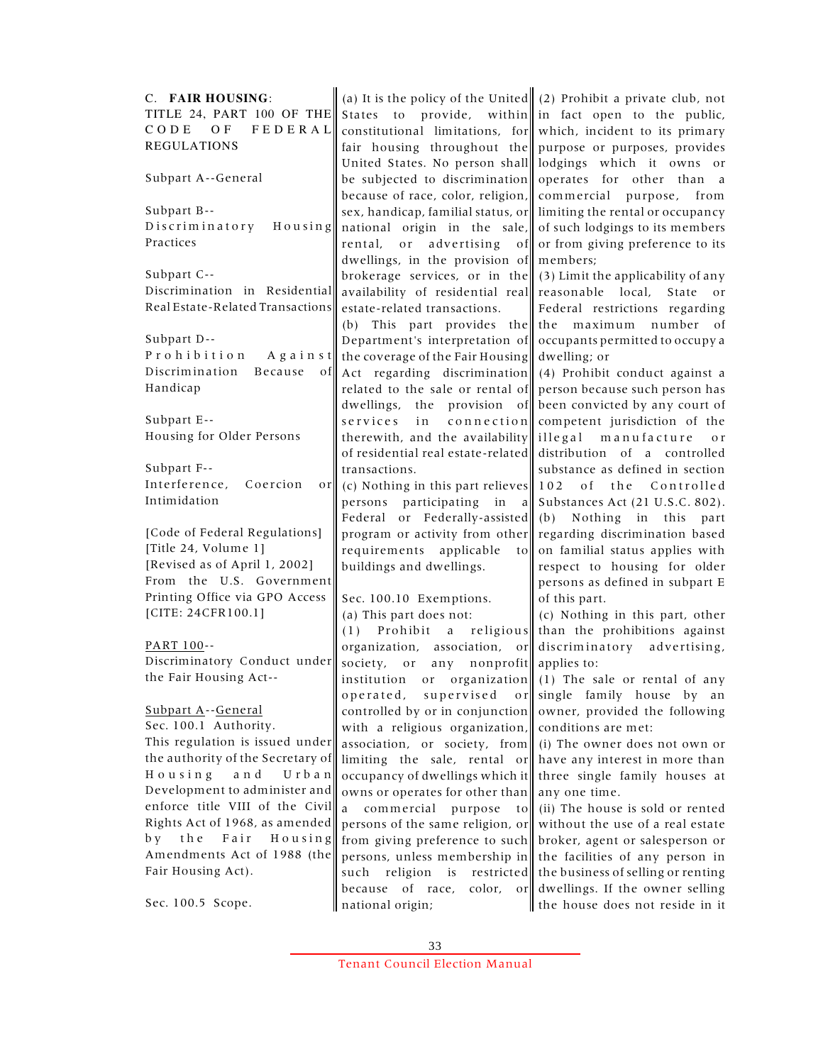C. **FAIR HOUSING**: TITLE 24, PART 100 OF THE CODE OF FEDERAL REGULATIONS

Subpart A--General

Subpart B--Discriminatory Housing Practices

Subpart C--Discrimination in Residential Real Estate-Related Transactions

Subpart D--Prohibition Against Discrimination Because of Handicap

Subpart E--Housing for Older Persons

Subpart F--Interference, Coercion or Intimidation

[Code of Federal Regulations]
[Title 24, Volume 1]
[Revised as of April 1, 2002]
From the U.S. Government Printing Office via GPO Access
[CITE: 24CFR100.1]

PART 100--Discriminatory Conduct under the Fair Housing Act--

Subpart A--General

Sec. 100.1 Authority.

This regulation is issued under the authority of the Secretary of Housing and Urban Development to administer and enforce title VIII of the Civil Rights Act of 1968, as amended by the Fair Housing Amendments Act of 1988 (the Fair Housing Act).

Sec. 100.5 Scope.

(a) It is the policy of the United States to provide, within constitutional limitations, for fair housing throughout the United States. No person shall be subjected to discrimination because of race, color, religion, sex, handicap, familial status, or national origin in the sale, rental, or advertising of dwellings, in the provision of brokerage services, or in the availability of residential real estate-related transactions.

(b) This part provides the Department's interpretation of the coverage of the Fair Housing Act regarding discrimination related to the sale or rental of dwellings, the provision of services in connection therewith, and the availability of residential real estate-related transactions.

(c) Nothing in this part relieves persons participating in a Federal or Federally-assisted program or activity from other requirements applicable to buildings and dwellings.

Sec. 100.10 Exemptions.

(a) This part does not:

(1) Prohibit a religious organization, association, or society, or any nonprofit institution or organization operated, supervised or controlled by or in conjunction with a religious organization, association, or society, from limiting the sale, rental or occupancy of dwellings which it owns or operates for other than a commercial purpose to persons of the same religion, or from giving preference to such persons, unless membership in such religion is restricted because of race, color, or national origin;

(2) Prohibit a private club, not in fact open to the public, which, incident to its primary purpose or purposes, provides lodgings which it owns or operates for other than a commercial purpose, from limiting the rental or occupancy of such lodgings to its members or from giving preference to its members;

(3) Limit the applicability of any reasonable local, State or Federal restrictions regarding the maximum number of occupants permitted to occupy a dwelling; or

(4) Prohibit conduct against a person because such person has been convicted by any court of competent jurisdiction of the illegal manufacture or distribution of a controlled substance as defined in section 102 of the Controlled Substances Act (21 U.S.C. 802).

(b) Nothing in this part regarding discrimination based on familial status applies with respect to housing for older persons as defined in subpart E of this part.

(c) Nothing in this part, other than the prohibitions against discriminatory advertising, applies to:

(1) The sale or rental of any single family house by an owner, provided the following conditions are met:

(i) The owner does not own or have any interest in more than three single family houses at any one time.

(ii) The house is sold or rented without the use of a real estate broker, agent or salesperson or the facilities of any person in the business of selling or renting dwellings. If the owner selling the house does not reside in it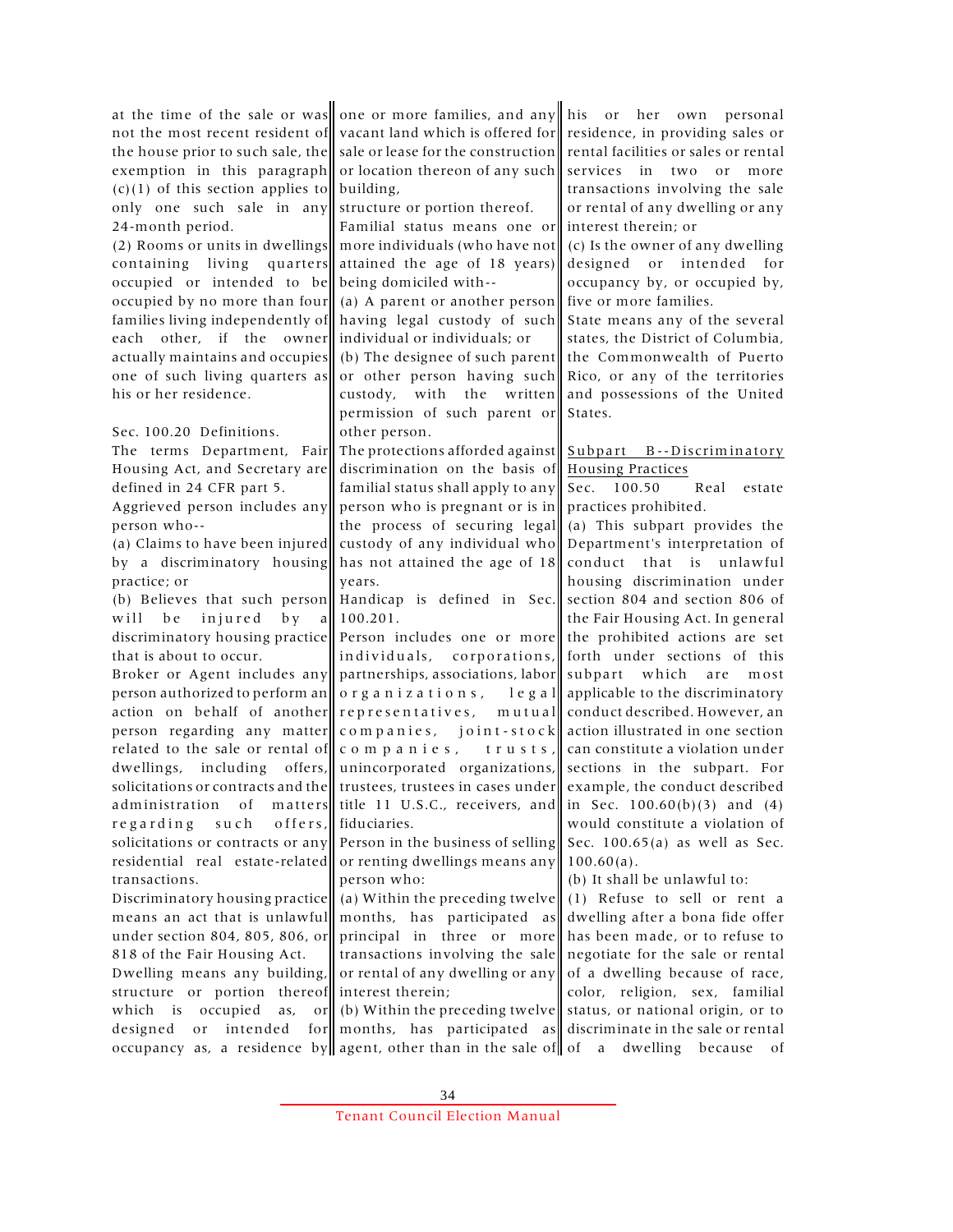at the time of the sale or was not the most recent resident of the house prior to such sale, the exemption in this paragraph (c)(1) of this section applies to only one such sale in any 24-month period.

(2) Rooms or units in dwellings containing living quarters occupied or intended to be occupied by no more than four families living independently of each other, if the owner actually maintains and occupies one of such living quarters as his or her residence.

Sec. 100.20 Definitions.

The terms Department, Fair Housing Act, and Secretary are defined in 24 CFR part 5.

Aggrieved person includes any person who--

(a) Claims to have been injured by a discriminatory housing practice; or

(b) Believes that such person will be injured by a discriminatory housing practice that is about to occur.

Broker or Agent includes any person authorized to perform an action on behalf of another person regarding any matter related to the sale or rental of dwellings, including offers, solicitations or contracts and the administration of matters regarding such offers, solicitations or contracts or any residential real estate-related transactions.

Discriminatory housing practice means an act that is unlawful under section 804, 805, 806, or 818 of the Fair Housing Act.

Dwelling means any building, structure or portion thereof which is occupied as, or designed or intended for occupancy as, a residence by one or more families, and any vacant land which is offered for sale or lease for the construction or location thereon of any such building, structure or portion thereof.

Familial status means one or more individuals (who have not attained the age of 18 years) being domiciled with--

(a) A parent or another person having legal custody of such individual or individuals; or

(b) The designee of such parent or other person having such custody, with the written permission of such parent or other person.

The protections afforded against discrimination on the basis of familial status shall apply to any person who is pregnant or is in the process of securing legal custody of any individual who has not attained the age of 18 years.

Handicap is defined in Sec. 100.201.

Person includes one or more individuals, corporations, partnerships, associations, labor organizations, legal representatives, mutual companies, joint-stock companies, trusts, unincorporated organizations, trustees, trustees in cases under title 11 U.S.C., receivers, and fiduciaries.

Person in the business of selling or renting dwellings means any person who:

(a) Within the preceding twelve months, has participated as principal in three or more transactions involving the sale or rental of any dwelling or any interest therein;

(b) Within the preceding twelve months, has participated as agent, other than in the sale of his or her own personal residence, in providing sales or rental facilities or sales or rental services in two or more transactions involving the sale or rental of any dwelling or any interest therein; or

(c) Is the owner of any dwelling designed or intended for occupancy by, or occupied by, five or more families.

State means any of the several states, the District of Columbia, the Commonwealth of Puerto Rico, or any of the territories and possessions of the United States.

## Subpart B--Discriminatory Housing Practices

Sec. 100.50 Real estate practices prohibited.

(a) This subpart provides the Department's interpretation of conduct that is unlawful housing discrimination under section 804 and section 806 of the Fair Housing Act. In general the prohibited actions are set forth under sections of this subpart which are most applicable to the discriminatory conduct described. However, an action illustrated in one section can constitute a violation under sections in the subpart. For example, the conduct described in Sec. 100.60(b)(3) and (4) would constitute a violation of Sec. 100.65(a) as well as Sec. 100.60(a).

(b) It shall be unlawful to:

(1) Refuse to sell or rent a dwelling after a bona fide offer has been made, or to refuse to negotiate for the sale or rental of a dwelling because of race, color, religion, sex, familial status, or national origin, or to discriminate in the sale or rental of a dwelling because of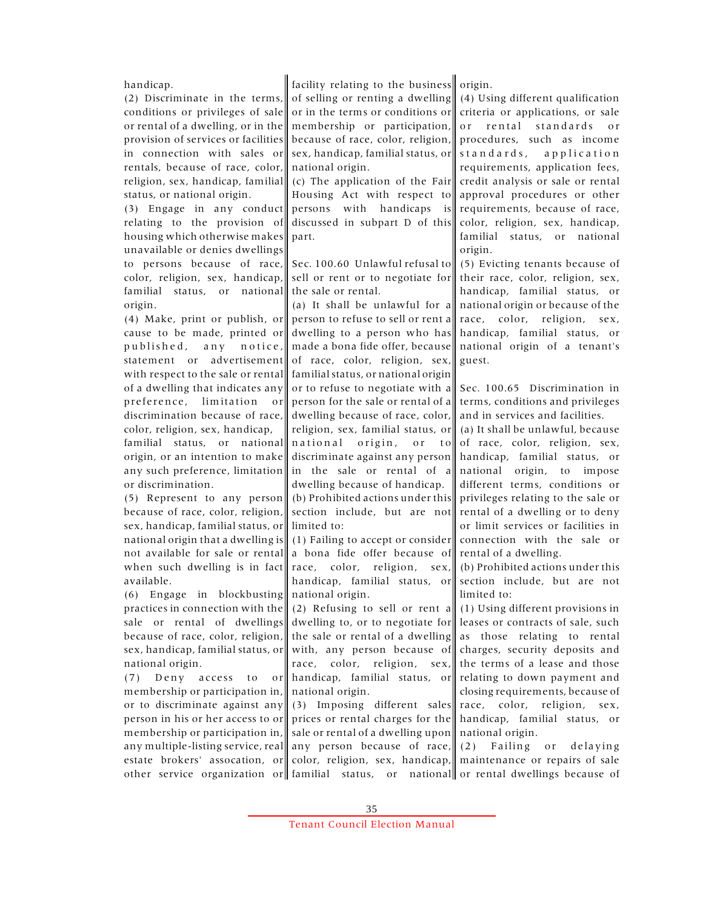handicap.

(2) Discriminate in the terms, conditions or privileges of sale or rental of a dwelling, or in the provision of services or facilities in connection with sales or rentals, because of race, color, religion, sex, handicap, familial status, or national origin.

(3) Engage in any conduct relating to the provision of housing which otherwise makes unavailable or denies dwellings to persons because of race, color, religion, sex, handicap, familial status, or national origin.

(4) Make, print or publish, or cause to be made, printed or published, any notice, statement or advertisement with respect to the sale or rental of a dwelling that indicates any preference, limitation or discrimination because of race, color, religion, sex, handicap, familial status, or national origin, or an intention to make any such preference, limitation or discrimination.

(5) Represent to any person because of race, color, religion, sex, handicap, familial status, or national origin that a dwelling is not available for sale or rental when such dwelling is in fact available.

(6) Engage in blockbusting practices in connection with the sale or rental of dwellings because of race, color, religion, sex, handicap, familial status, or national origin.

(7) Deny access to or membership or participation in, or to discriminate against any person in his or her access to or membership or participation in, any multiple-listing service, real estate brokers' assocation, or other service organization or facility relating to the business of selling or renting a dwelling or in the terms or conditions or membership or participation, because of race, color, religion, sex, handicap, familial status, or national origin.

(c) The application of the Fair Housing Act with respect to persons with handicaps is discussed in subpart D of this part.

Sec. 100.60 Unlawful refusal to sell or rent or to negotiate for the sale or rental.

(a) It shall be unlawful for a person to refuse to sell or rent a dwelling to a person who has made a bona fide offer, because of race, color, religion, sex, familial status, or national origin or to refuse to negotiate with a person for the sale or rental of a dwelling because of race, color, religion, sex, familial status, or national origin, or to discriminate against any person in the sale or rental of a dwelling because of handicap.

(b) Prohibited actions under this section include, but are not limited to:

(1) Failing to accept or consider a bona fide offer because of race, color, religion, sex, handicap, familial status, or national origin.

(2) Refusing to sell or rent a dwelling to, or to negotiate for the sale or rental of a dwelling with, any person because of race, color, religion, sex, handicap, familial status, or national origin.

(3) Imposing different sales prices or rental charges for the sale or rental of a dwelling upon any person because of race, color, religion, sex, handicap, familial status, or national origin.

(4) Using different qualification criteria or applications, or sale or rental standards or procedures, such as income standards, application requirements, application fees, credit analysis or sale or rental approval procedures or other requirements, because of race, color, religion, sex, handicap, familial status, or national origin.

(5) Evicting tenants because of their race, color, religion, sex, handicap, familial status, or national origin or because of the race, color, religion, sex, handicap, familial status, or national origin of a tenant's guest.

Sec. 100.65 Discrimination in terms, conditions and privileges and in services and facilities.

(a) It shall be unlawful, because of race, color, religion, sex, handicap, familial status, or national origin, to impose different terms, conditions or privileges relating to the sale or rental of a dwelling or to deny or limit services or facilities in connection with the sale or rental of a dwelling.

(b) Prohibited actions under this section include, but are not limited to:

(1) Using different provisions in leases or contracts of sale, such as those relating to rental charges, security deposits and the terms of a lease and those relating to down payment and closing requirements, because of race, color, religion, sex, handicap, familial status, or national origin.

(2) Failing or delaying maintenance or repairs of sale or rental dwellings because of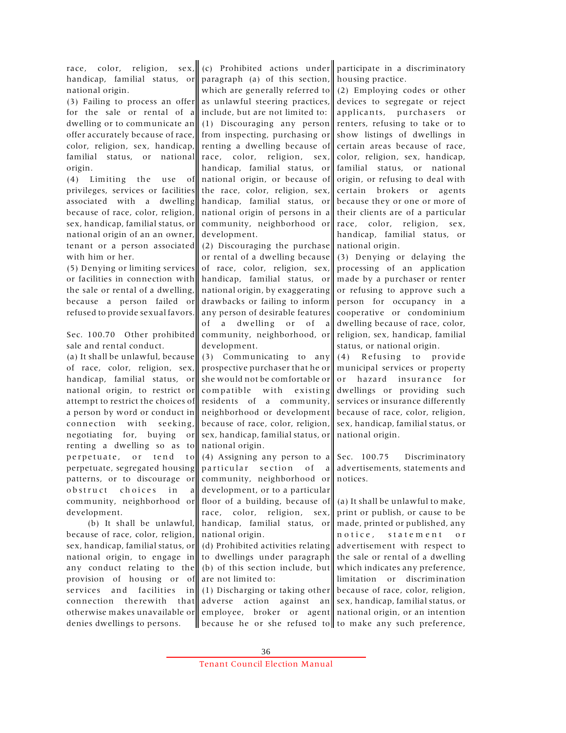race, color, religion, sex, handicap, familial status, or national origin.

(3) Failing to process an offer for the sale or rental of a dwelling or to communicate an offer accurately because of race, color, religion, sex, handicap, familial status, or national origin.

(4) Limiting the use of privileges, services or facilities associated with a dwelling because of race, color, religion, sex, handicap, familial status, or national origin of an an owner, tenant or a person associated with him or her.

(5) Denying or limiting services or facilities in connection with the sale or rental of a dwelling, because a person failed or refused to provide sexual favors.

### Sec. 100.70 Other prohibited sale and rental conduct.

(a) It shall be unlawful, because of race, color, religion, sex, handicap, familial status, or national origin, to restrict or attempt to restrict the choices of a person by word or conduct in connection with seeking, negotiating for, buying or renting a dwelling so as to perpetuate, or tend to perpetuate, segregated housing patterns, or to discourage or obstruct choices in a community, neighborhood or development.

(b) It shall be unlawful, because of race, color, religion, sex, handicap, familial status, or national origin, to engage in any conduct relating to the provision of housing or of services and facilities in connection therewith that otherwise makes unavailable or denies dwellings to persons.

(c) Prohibited actions under paragraph (a) of this section, which are generally referred to as unlawful steering practices, include, but are not limited to:

(1) Discouraging any person from inspecting, purchasing or renting a dwelling because of race, color, religion, sex, handicap, familial status, or national origin, or because of the race, color, religion, sex, handicap, familial status, or national origin of persons in a community, neighborhood or development.

(2) Discouraging the purchase or rental of a dwelling because of race, color, religion, sex, handicap, familial status, or national origin, by exaggerating drawbacks or failing to inform any person of desirable features of a dwelling or of a community, neighborhood, or development.

(3) Communicating to any prospective purchaser that he or she would not be comfortable or compatible with existing residents of a community, neighborhood or development because of race, color, religion, sex, handicap, familial status, or national origin.

(4) Assigning any person to a particular section of a community, neighborhood or development, or to a particular floor of a building, because of race, color, religion, sex, handicap, familial status, or national origin.

(d) Prohibited activities relating to dwellings under paragraph (b) of this section include, but are not limited to:

(1) Discharging or taking other adverse action against an employee, broker or agent because he or she refused to participate in a discriminatory housing practice.

(2) Employing codes or other devices to segregate or reject applicants, purchasers or renters, refusing to take or to show listings of dwellings in certain areas because of race, color, religion, sex, handicap, familial status, or national origin, or refusing to deal with certain brokers or agents because they or one or more of their clients are of a particular race, color, religion, sex, handicap, familial status, or national origin.

(3) Denying or delaying the processing of an application made by a purchaser or renter or refusing to approve such a person for occupancy in a cooperative or condominium dwelling because of race, color, religion, sex, handicap, familial status, or national origin.

(4) Refusing to provide municipal services or property or hazard insurance for dwellings or providing such services or insurance differently because of race, color, religion, sex, handicap, familial status, or national origin.

### Sec. 100.75 Discriminatory advertisements, statements and notices.

(a) It shall be unlawful to make, print or publish, or cause to be made, printed or published, any notice, statement or advertisement with respect to the sale or rental of a dwelling which indicates any preference, limitation or discrimination because of race, color, religion, sex, handicap, familial status, or national origin, or an intention to make any such preference,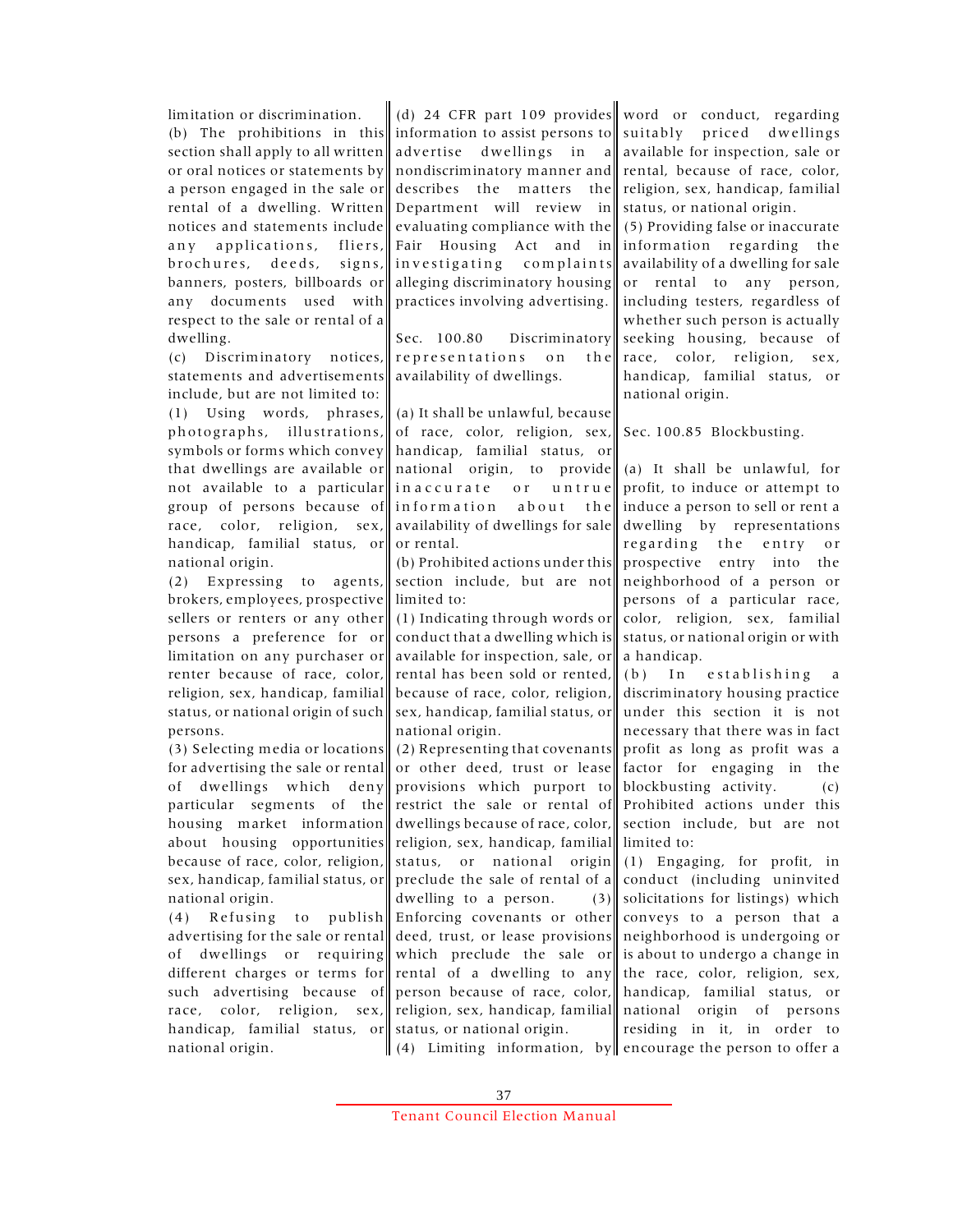limitation or discrimination.

(b) The prohibitions in this section shall apply to all written or oral notices or statements by a person engaged in the sale or rental of a dwelling. Written notices and statements include any applications, fliers, brochures, deeds, signs, banners, posters, billboards or any documents used with respect to the sale or rental of a dwelling.

(c) Discriminatory notices, statements and advertisements include, but are not limited to:

(1) Using words, phrases, photographs, illustrations, symbols or forms which convey that dwellings are available or not available to a particular group of persons because of race, color, religion, sex, handicap, familial status, or national origin.

(2) Expressing to agents, brokers, employees, prospective sellers or renters or any other persons a preference for or limitation on any purchaser or renter because of race, color, religion, sex, handicap, familial status, or national origin of such persons.

(3) Selecting media or locations for advertising the sale or rental of dwellings which deny particular segments of the housing market information about housing opportunities because of race, color, religion, sex, handicap, familial status, or national origin.

(4) Refusing to publish advertising for the sale or rental of dwellings or requiring different charges or terms for such advertising because of race, color, religion, sex, handicap, familial status, or national origin.

(d) 24 CFR part 109 provides information to assist persons to advertise dwellings in a nondiscriminatory manner and describes the matters the Department will review in evaluating compliance with the Fair Housing Act and in investigating complaints alleging discriminatory housing practices involving advertising.

## Sec. 100.80 Discriminatory representations on the availability of dwellings.

(a) It shall be unlawful, because of race, color, religion, sex, handicap, familial status, or national origin, to provide inaccurate or untrue information about the availability of dwellings for sale or rental.

(b) Prohibited actions under this section include, but are not limited to:

(1) Indicating through words or conduct that a dwelling which is available for inspection, sale, or rental has been sold or rented, because of race, color, religion, sex, handicap, familial status, or national origin.

(2) Representing that covenants or other deed, trust or lease provisions which purport to restrict the sale or rental of dwellings because of race, color, religion, sex, handicap, familial status, or national origin preclude the sale of rental of a dwelling to a person.

(3) Enforcing covenants or other deed, trust, or lease provisions which preclude the sale or rental of a dwelling to any person because of race, color, religion, sex, handicap, familial status, or national origin.

(4) Limiting information, by word or conduct, regarding suitably priced dwellings available for inspection, sale or rental, because of race, color, religion, sex, handicap, familial status, or national origin.

(5) Providing false or inaccurate information regarding the availability of a dwelling for sale or rental to any person, including testers, regardless of whether such person is actually seeking housing, because of race, color, religion, sex, handicap, familial status, or national origin.

## Sec. 100.85 Blockbusting.

(a) It shall be unlawful, for profit, to induce or attempt to induce a person to sell or rent a dwelling by representations regarding the entry or prospective entry into the neighborhood of a person or persons of a particular race, color, religion, sex, familial status, or national origin or with a handicap.

(b) In establishing a discriminatory housing practice under this section it is not necessary that there was in fact profit as long as profit was a factor for engaging in the blockbusting activity.

(c) Prohibited actions under this section include, but are not limited to:

(1) Engaging, for profit, in conduct (including uninvited solicitations for listings) which conveys to a person that a neighborhood is undergoing or is about to undergo a change in the race, color, religion, sex, handicap, familial status, or national origin of persons residing in it, in order to encourage the person to offer a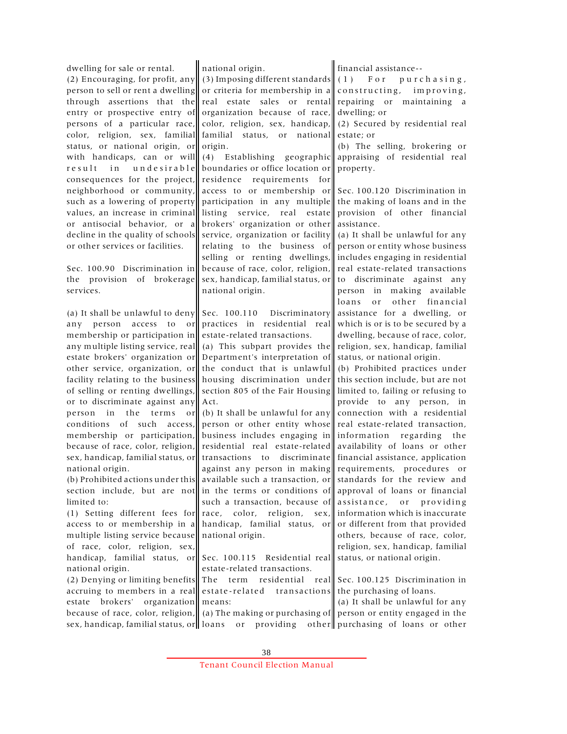dwelling for sale or rental.

(2) Encouraging, for profit, any person to sell or rent a dwelling through assertions that the entry or prospective entry of persons of a particular race, color, religion, sex, familial status, or national origin, or with handicaps, can or will result in undesirable consequences for the project, neighborhood or community, such as a lowering of property values, an increase in criminal or antisocial behavior, or a decline in the quality of schools or other services or facilities.

Sec. 100.90 Discrimination in the provision of brokerage services.

(a) It shall be unlawful to deny any person access to or membership or participation in any multiple listing service, real estate brokers' organization or other service, organization, or facility relating to the business of selling or renting dwellings, or to discriminate against any person in the terms or conditions of such access, membership or participation, because of race, color, religion, sex, handicap, familial status, or national origin.

(b) Prohibited actions under this section include, but are not limited to:

(1) Setting different fees for access to or membership in a multiple listing service because of race, color, religion, sex, handicap, familial status, or national origin.

(2) Denying or limiting benefits accruing to members in a real estate brokers' organization because of race, color, religion, sex, handicap, familial status, or national origin.

(3) Imposing different standards or criteria for membership in a real estate sales or rental organization because of race, color, religion, sex, handicap, familial status, or national origin.

(4) Establishing geographic boundaries or office location or residence requirements for access to or membership or participation in any multiple listing service, real estate brokers' organization or other service, organization or facility relating to the business of selling or renting dwellings, because of race, color, religion, sex, handicap, familial status, or national origin.

Sec. 100.110 Discriminatory practices in residential real estate-related transactions.

(a) This subpart provides the Department's interpretation of the conduct that is unlawful housing discrimination under section 805 of the Fair Housing Act.

(b) It shall be unlawful for any person or other entity whose business includes engaging in residential real estate-related transactions to discriminate against any person in making available such a transaction, or in the terms or conditions of such a transaction, because of race, color, religion, sex, handicap, familial status, or national origin.

Sec. 100.115 Residential real estate-related transactions.

The term residential real estate-related transactions means:

(a) The making or purchasing of loans or providing other financial assistance--

(1) For purchasing, constructing, improving, repairing or maintaining a dwelling; or

(2) Secured by residential real estate; or

(b) The selling, brokering or appraising of residential real property.

Sec. 100.120 Discrimination in the making of loans and in the provision of other financial assistance.

(a) It shall be unlawful for any person or entity whose business includes engaging in residential real estate-related transactions to discriminate against any person in making available loans or other financial assistance for a dwelling, or which is or is to be secured by a dwelling, because of race, color, religion, sex, handicap, familial status, or national origin.

(b) Prohibited practices under this section include, but are not limited to, failing or refusing to provide to any person, in connection with a residential real estate-related transaction, information regarding the availability of loans or other financial assistance, application requirements, procedures or standards for the review and approval of loans or financial assistance, or providing information which is inaccurate or different from that provided others, because of race, color, religion, sex, handicap, familial status, or national origin.

Sec. 100.125 Discrimination in the purchasing of loans.

(a) It shall be unlawful for any person or entity engaged in the purchasing of loans or other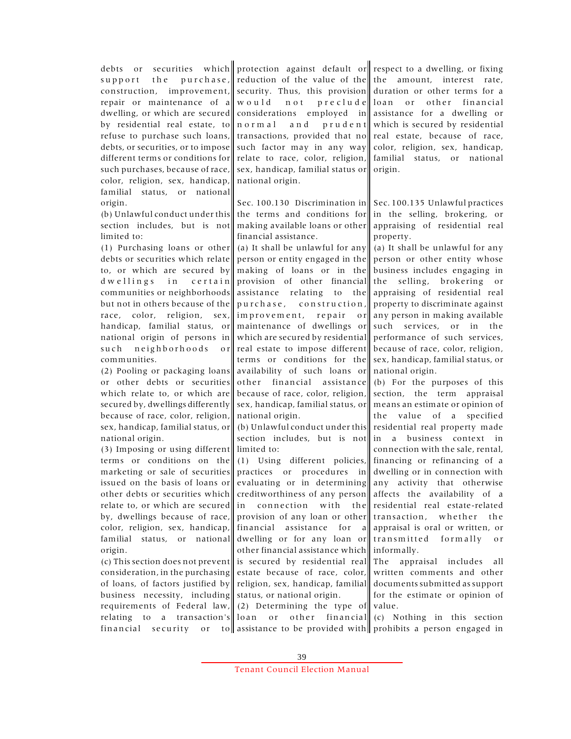debts or securities which support the purchase, construction, improvement, repair or maintenance of a dwelling, or which are secured by residential real estate, to refuse to purchase such loans, debts, or securities, or to impose different terms or conditions for such purchases, because of race, color, religion, sex, handicap, familial status, or national origin.

(b) Unlawful conduct under this section includes, but is not limited to:

(1) Purchasing loans or other debts or securities which relate to, or which are secured by dwellings in certain communities or neighborhoods but not in others because of the race, color, religion, sex, handicap, familial status, or national origin of persons in such neighborhoods or communities.

(2) Pooling or packaging loans or other debts or securities which relate to, or which are secured by, dwellings differently because of race, color, religion, sex, handicap, familial status, or national origin.

(3) Imposing or using different terms or conditions on the marketing or sale of securities issued on the basis of loans or other debts or securities which relate to, or which are secured by, dwellings because of race, color, religion, sex, handicap, familial status, or national origin.

(c) This section does not prevent consideration, in the purchasing of loans, of factors justified by business necessity, including requirements of Federal law, relating to a transaction's financial security or to protection against default or reduction of the value of the security. Thus, this provision would not preclude considerations employed in normal and prudent transactions, provided that no such factor may in any way relate to race, color, religion, sex, handicap, familial status or national origin.

## Sec. 100.130 Discrimination in the terms and conditions for making available loans or other financial assistance.

(a) It shall be unlawful for any person or entity engaged in the making of loans or in the provision of other financial assistance relating to the purchase, construction, improvement, repair or maintenance of dwellings or which are secured by residential real estate to impose different terms or conditions for the availability of such loans or other financial assistance because of race, color, religion, sex, handicap, familial status, or national origin.

(b) Unlawful conduct under this section includes, but is not limited to:

(1) Using different policies, practices or procedures in evaluating or in determining creditworthiness of any person in connection with the provision of any loan or other financial assistance for a dwelling or for any loan or other financial assistance which is secured by residential real estate because of race, color, religion, sex, handicap, familial status, or national origin.

(2) Determining the type of loan or other financial assistance to be provided with respect to a dwelling, or fixing the amount, interest rate, duration or other terms for a loan or other financial assistance for a dwelling or which is secured by residential real estate, because of race, color, religion, sex, handicap, familial status, or national origin.

## Sec. 100.135 Unlawful practices in the selling, brokering, or appraising of residential real property.

(a) It shall be unlawful for any person or other entity whose business includes engaging in the selling, brokering or appraising of residential real property to discriminate against any person in making available such services, or in the performance of such services, because of race, color, religion, sex, handicap, familial status, or national origin.

(b) For the purposes of this section, the term appraisal means an estimate or opinion of the value of a specified residential real property made in a business context in connection with the sale, rental, financing or refinancing of a dwelling or in connection with any activity that otherwise affects the availability of a residential real estate-related transaction, whether the appraisal is oral or written, or transmitted formally or informally. The appraisal includes all written comments and other documents submitted as support for the estimate or opinion of value.

(c) Nothing in this section prohibits a person engaged in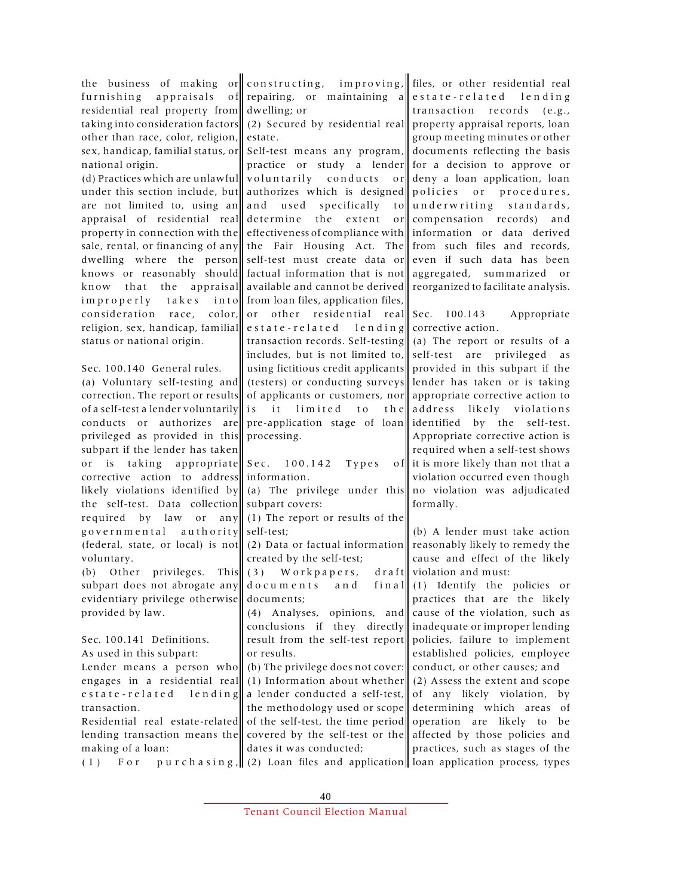the business of making or furnishing appraisals of residential real property from taking into consideration factors other than race, color, religion, sex, handicap, familial status, or national origin.

(d) Practices which are unlawful under this section include, but are not limited to, using an appraisal of residential real property in connection with the sale, rental, or financing of any dwelling where the person knows or reasonably should know that the appraisal improperly takes into consideration race, color, religion, sex, handicap, familial status or national origin.

Sec. 100.140 General rules.

(a) Voluntary self-testing and correction. The report or results of a self-test a lender voluntarily conducts or authorizes are privileged as provided in this subpart if the lender has taken or is taking appropriate corrective action to address likely violations identified by the self-test. Data collection required by law or any governmental authority (federal, state, or local) is not voluntary.

(b) Other privileges. This subpart does not abrogate any evidentiary privilege otherwise provided by law.

Sec. 100.141 Definitions.

As used in this subpart:

Lender means a person who engages in a residential real estate-related lending transaction.

Residential real estate-related lending transaction means the making of a loan:

(1) For purchasing, constructing, improving, repairing, or maintaining a dwelling; or

(2) Secured by residential real estate.

Self-test means any program, practice or study a lender voluntarily conducts or authorizes which is designed and used specifically to determine the extent or effectiveness of compliance with the Fair Housing Act. The self-test must create data or factual information that is not available and cannot be derived from loan files, application files, or other residential real estate-related lending transaction records. Self-testing includes, but is not limited to, using fictitious credit applicants (testers) or conducting surveys of applicants or customers, nor is it limited to the pre-application stage of loan processing.

Sec. 100.142 Types of information.

(a) The privilege under this subpart covers:

(1) The report or results of the self-test;

(2) Data or factual information created by the self-test;

(3) Workpapers, draft documents and final documents;

(4) Analyses, opinions, and conclusions if they directly result from the self-test report or results.

(b) The privilege does not cover:

(1) Information about whether a lender conducted a self-test, the methodology used or scope of the self-test, the time period covered by the self-test or the dates it was conducted;

(2) Loan files and application files, or other residential real estate-related lending transaction records (e.g., property appraisal reports, loan group meeting minutes or other documents reflecting the basis for a decision to approve or deny a loan application, loan policies or procedures, underwriting standards, compensation records) and information or data derived from such files and records, even if such data has been aggregated, summarized or reorganized to facilitate analysis.

Sec. 100.143 Appropriate corrective action.

(a) The report or results of a self-test are privileged as provided in this subpart if the lender has taken or is taking appropriate corrective action to address likely violations identified by the self-test. Appropriate corrective action is required when a self-test shows it is more likely than not that a violation occurred even though no violation was adjudicated formally.

(b) A lender must take action reasonably likely to remedy the cause and effect of the likely violation and must:

(1) Identify the policies or practices that are the likely cause of the violation, such as inadequate or improper lending policies, failure to implement established policies, employee conduct, or other causes; and

(2) Assess the extent and scope of any likely violation, by determining which areas of operation are likely to be affected by those policies and practices, such as stages of the loan application process, types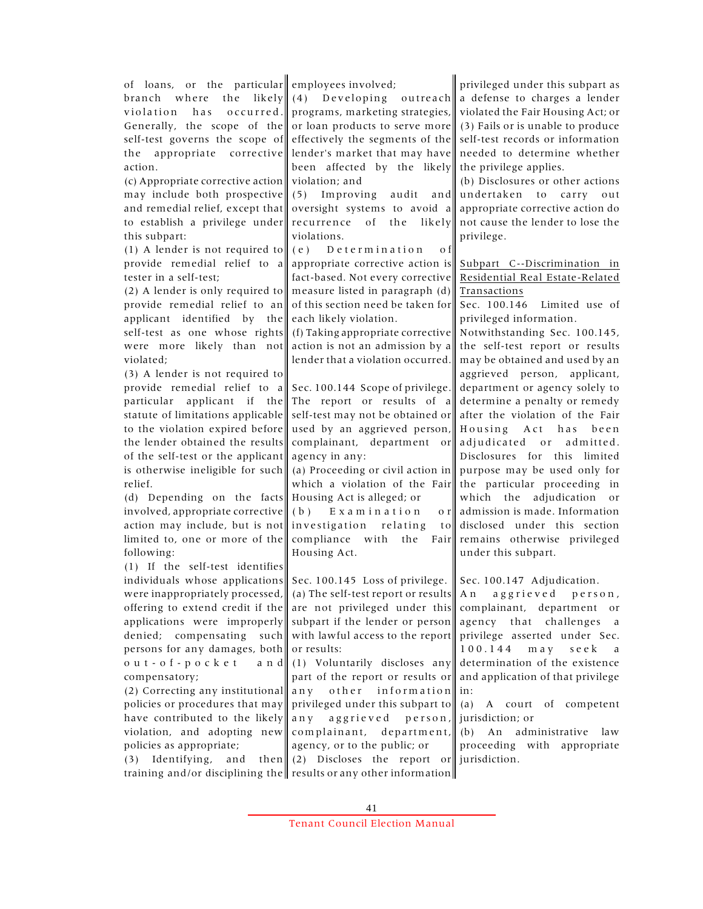of loans, or the particular branch where the likely violation has occurred. Generally, the scope of the self-test governs the scope of the appropriate corrective action.

(c) Appropriate corrective action may include both prospective and remedial relief, except that to establish a privilege under this subpart:

(1) A lender is not required to provide remedial relief to a tester in a self-test;

(2) A lender is only required to provide remedial relief to an applicant identified by the self-test as one whose rights were more likely than not violated;

(3) A lender is not required to provide remedial relief to a particular applicant if the statute of limitations applicable to the violation expired before the lender obtained the results of the self-test or the applicant is otherwise ineligible for such relief.

(d) Depending on the facts involved, appropriate corrective action may include, but is not limited to, one or more of the following:

(1) If the self-test identifies individuals whose applications were inappropriately processed, offering to extend credit if the applications were improperly denied; compensating such persons for any damages, both out-of-pocket and compensatory;

(2) Correcting any institutional policies or procedures that may have contributed to the likely violation, and adopting new policies as appropriate;

(3) Identifying, and then training and/or disciplining the employees involved;

(4) Developing outreach programs, marketing strategies, or loan products to serve more effectively the segments of the lender's market that may have been affected by the likely violation; and

(5) Improving audit and oversight systems to avoid a recurrence of the likely violations.

(e) Determination of appropriate corrective action is fact-based. Not every corrective measure listed in paragraph (d) of this section need be taken for each likely violation.

(f) Taking appropriate corrective action is not an admission by a lender that a violation occurred.

Sec. 100.144 Scope of privilege.

The report or results of a self-test may not be obtained or used by an aggrieved person, complainant, department or agency in any:

(a) Proceeding or civil action in which a violation of the Fair Housing Act is alleged; or

(b) Examination or investigation relating to compliance with the Fair Housing Act.

Sec. 100.145 Loss of privilege.

(a) The self-test report or results are not privileged under this subpart if the lender or person with lawful access to the report or results:

(1) Voluntarily discloses any part of the report or results or any other information privileged under this subpart to any aggrieved person, complainant, department, agency, or to the public; or

(2) Discloses the report or results or any other information privileged under this subpart as a defense to charges a lender violated the Fair Housing Act; or

(3) Fails or is unable to produce self-test records or information needed to determine whether the privilege applies.

(b) Disclosures or other actions undertaken to carry out appropriate corrective action do not cause the lender to lose the privilege.

## Subpart C--Discrimination in Residential Real Estate-Related Transactions

Sec. 100.146 Limited use of privileged information.

Notwithstanding Sec. 100.145, the self-test report or results may be obtained and used by an aggrieved person, applicant, department or agency solely to determine a penalty or remedy after the violation of the Fair Housing Act has been adjudicated or admitted. Disclosures for this limited purpose may be used only for the particular proceeding in which the adjudication or admission is made. Information disclosed under this section remains otherwise privileged under this subpart.

Sec. 100.147 Adjudication.

An aggrieved person, complainant, department or agency that challenges a privilege asserted under Sec. 100.144 may seek a determination of the existence and application of that privilege in:

(a) A court of competent jurisdiction; or

(b) An administrative law proceeding with appropriate jurisdiction.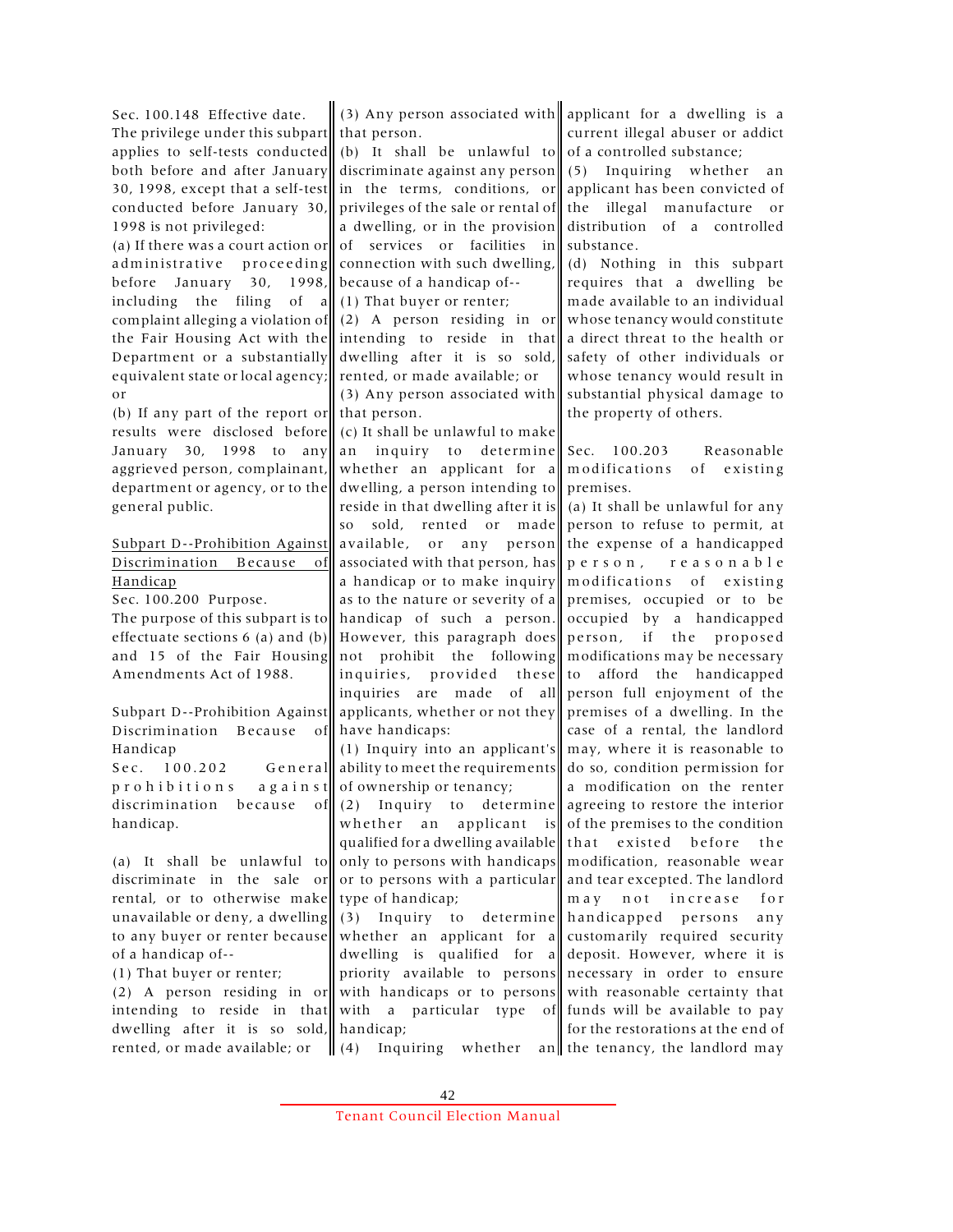Sec. 100.148 Effective date.

The privilege under this subpart applies to self-tests conducted both before and after January 30, 1998, except that a self-test conducted before January 30, 1998 is not privileged:

(a) If there was a court action or administrative proceeding before January 30, 1998, including the filing of a complaint alleging a violation of the Fair Housing Act with the Department or a substantially equivalent state or local agency; or

(b) If any part of the report or results were disclosed before January 30, 1998 to any aggrieved person, complainant, department or agency, or to the general public.

## Subpart D--Prohibition Against Discrimination Because of Handicap

Sec. 100.200 Purpose.

The purpose of this subpart is to effectuate sections 6 (a) and (b) and 15 of the Fair Housing Amendments Act of 1988.

Subpart D--Prohibition Against Discrimination Because of Handicap

Sec. 100.202 General prohibitions against discrimination because of handicap.

(a) It shall be unlawful to discriminate in the sale or rental, or to otherwise make unavailable or deny, a dwelling to any buyer or renter because of a handicap of--

(1) That buyer or renter;

(2) A person residing in or intending to reside in that dwelling after it is so sold, rented, or made available; or

(3) Any person associated with that person.

(b) It shall be unlawful to discriminate against any person in the terms, conditions, or privileges of the sale or rental of a dwelling, or in the provision of services or facilities in connection with such dwelling, because of a handicap of--

(1) That buyer or renter;

(2) A person residing in or intending to reside in that dwelling after it is so sold, rented, or made available; or

(3) Any person associated with that person.

(c) It shall be unlawful to make an inquiry to determine whether an applicant for a dwelling, a person intending to reside in that dwelling after it is so sold, rented or made available, or any person associated with that person, has a handicap or to make inquiry as to the nature or severity of a handicap of such a person. However, this paragraph does not prohibit the following inquiries, provided these inquiries are made of all applicants, whether or not they have handicaps:

(1) Inquiry into an applicant's ability to meet the requirements of ownership or tenancy;

(2) Inquiry to determine whether an applicant is qualified for a dwelling available only to persons with handicaps or to persons with a particular type of handicap;

(3) Inquiry to determine whether an applicant for a dwelling is qualified for a priority available to persons with handicaps or to persons with a particular type of handicap;

(4) Inquiring whether an applicant for a dwelling is a current illegal abuser or addict of a controlled substance;

(5) Inquiring whether an applicant has been convicted of the illegal manufacture or distribution of a controlled substance.

(d) Nothing in this subpart requires that a dwelling be made available to an individual whose tenancy would constitute a direct threat to the health or safety of other individuals or whose tenancy would result in substantial physical damage to the property of others.

Sec. 100.203 Reasonable modifications of existing premises.

(a) It shall be unlawful for any person to refuse to permit, at the expense of a handicapped person, reasonable modifications of existing premises, occupied or to be occupied by a handicapped person, if the proposed modifications may be necessary to afford the handicapped person full enjoyment of the premises of a dwelling. In the case of a rental, the landlord may, where it is reasonable to do so, condition permission for a modification on the renter agreeing to restore the interior of the premises to the condition that existed before the modification, reasonable wear and tear excepted. The landlord may not increase for handicapped persons any customarily required security deposit. However, where it is necessary in order to ensure with reasonable certainty that funds will be available to pay for the restorations at the end of the tenancy, the landlord may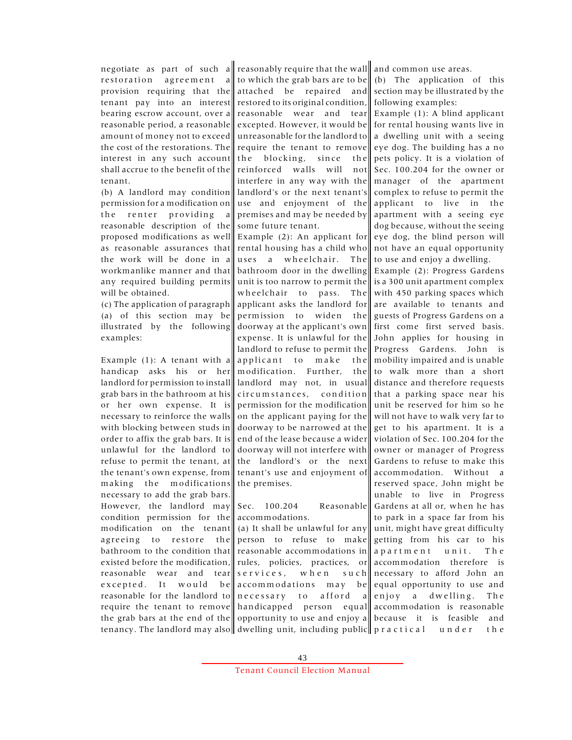negotiate as part of such a restoration agreement a provision requiring that the tenant pay into an interest bearing escrow account, over a reasonable period, a reasonable amount of money not to exceed the cost of the restorations. The interest in any such account shall accrue to the benefit of the tenant.

(b) A landlord may condition permission for a modification on the renter providing a reasonable description of the proposed modifications as well as reasonable assurances that the work will be done in a workmanlike manner and that any required building permits will be obtained.

(c) The application of paragraph (a) of this section may be illustrated by the following examples:

Example (1): A tenant with a handicap asks his or her landlord for permission to install grab bars in the bathroom at his or her own expense. It is necessary to reinforce the walls with blocking between studs in order to affix the grab bars. It is unlawful for the landlord to refuse to permit the tenant, at the tenant's own expense, from making the modifications necessary to add the grab bars. However, the landlord may condition permission for the modification on the tenant agreeing to restore the bathroom to the condition that existed before the modification, reasonable wear and tear excepted. It would be reasonable for the landlord to require the tenant to remove the grab bars at the end of the tenancy. The landlord may also reasonably require that the wall to which the grab bars are to be attached be repaired and restored to its original condition, reasonable wear and tear excepted. However, it would be unreasonable for the landlord to require the tenant to remove the blocking, since the reinforced walls will not interfere in any way with the landlord's or the next tenant's use and enjoyment of the premises and may be needed by some future tenant.

Example (2): An applicant for rental housing has a child who uses a wheelchair. The bathroom door in the dwelling unit is too narrow to permit the wheelchair to pass. The applicant asks the landlord for permission to widen the doorway at the applicant's own expense. It is unlawful for the landlord to refuse to permit the applicant to make the modification. Further, the landlord may not, in usual circumstances, condition permission for the modification on the applicant paying for the doorway to be narrowed at the end of the lease because a wider doorway will not interfere with the landlord's or the next tenant's use and enjoyment of the premises.

Sec. 100.204 Reasonable accommodations.

(a) It shall be unlawful for any person to refuse to make reasonable accommodations in rules, policies, practices, or services, when such accommodations may be necessary to afford a handicapped person equal opportunity to use and enjoy a dwelling unit, including public and common use areas.

(b) The application of this section may be illustrated by the following examples:

Example (1): A blind applicant for rental housing wants live in a dwelling unit with a seeing eye dog. The building has a no pets policy. It is a violation of Sec. 100.204 for the owner or manager of the apartment complex to refuse to permit the applicant to live in the apartment with a seeing eye dog because, without the seeing eye dog, the blind person will not have an equal opportunity to use and enjoy a dwelling.

Example (2): Progress Gardens is a 300 unit apartment complex with 450 parking spaces which are available to tenants and guests of Progress Gardens on a first come first served basis. John applies for housing in Progress Gardens. John is mobility impaired and is unable to walk more than a short distance and therefore requests that a parking space near his unit be reserved for him so he will not have to walk very far to get to his apartment. It is a violation of Sec. 100.204 for the owner or manager of Progress Gardens to refuse to make this accommodation. Without a reserved space, John might be unable to live in Progress Gardens at all or, when he has to park in a space far from his unit, might have great difficulty getting from his car to his apartment unit. The accommodation therefore is necessary to afford John an equal opportunity to use and enjoy a dwelling. The accommodation is reasonable because it is feasible and practical under the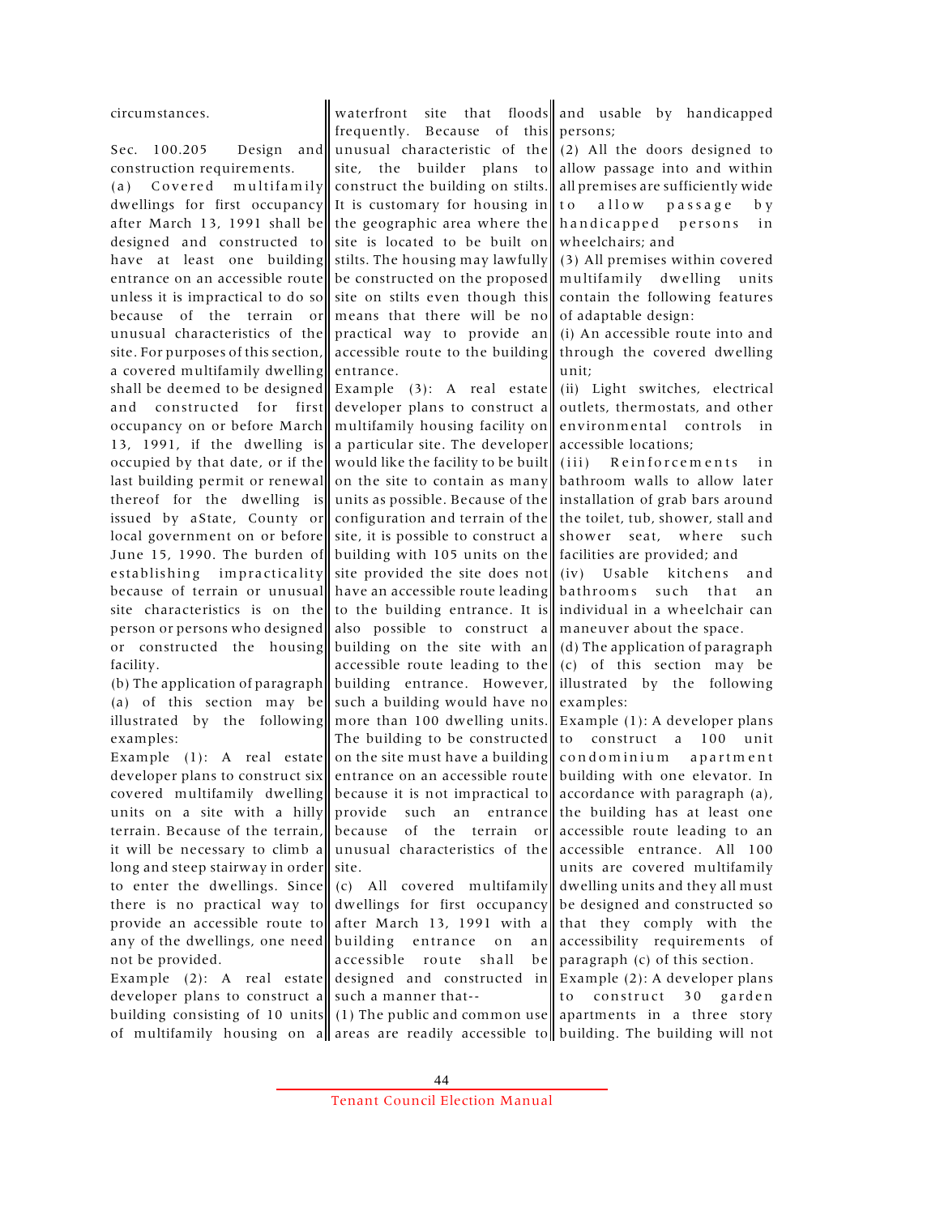circumstances.

Sec. 100.205 Design and construction requirements.

(a) Covered multifamily dwellings for first occupancy after March 13, 1991 shall be designed and constructed to have at least one building entrance on an accessible route unless it is impractical to do so because of the terrain or unusual characteristics of the site. For purposes of this section, a covered multifamily dwelling shall be deemed to be designed and constructed for first occupancy on or before March 13, 1991, if the dwelling is occupied by that date, or if the last building permit or renewal thereof for the dwelling is issued by aState, County or local government on or before June 15, 1990. The burden of establishing impracticality because of terrain or unusual site characteristics is on the person or persons who designed or constructed the housing facility.

(b) The application of paragraph (a) of this section may be illustrated by the following examples:

Example (1): A real estate developer plans to construct six covered multifamily dwelling units on a site with a hilly terrain. Because of the terrain, it will be necessary to climb a long and steep stairway in order to enter the dwellings. Since there is no practical way to provide an accessible route to any of the dwellings, one need not be provided.

Example (2): A real estate developer plans to construct a building consisting of 10 units of multifamily housing on a waterfront site that floods frequently. Because of this unusual characteristic of the site, the builder plans to construct the building on stilts. It is customary for housing in the geographic area where the site is located to be built on stilts. The housing may lawfully be constructed on the proposed site on stilts even though this means that there will be no practical way to provide an accessible route to the building entrance.

Example (3): A real estate developer plans to construct a multifamily housing facility on a particular site. The developer would like the facility to be built on the site to contain as many units as possible. Because of the configuration and terrain of the site, it is possible to construct a building with 105 units on the site provided the site does not have an accessible route leading to the building entrance. It is also possible to construct a building on the site with an accessible route leading to the building entrance. However, such a building would have no more than 100 dwelling units. The building to be constructed on the site must have a building entrance on an accessible route because it is not impractical to provide such an entrance because of the terrain or unusual characteristics of the site.

(c) All covered multifamily dwellings for first occupancy after March 13, 1991 with a building entrance on an accessible route shall be designed and constructed in such a manner that--

(1) The public and common use areas are readily accessible to and usable by handicapped persons;

(2) All the doors designed to allow passage into and within all premises are sufficiently wide to allow passage by handicapped persons in wheelchairs; and

(3) All premises within covered multifamily dwelling units contain the following features of adaptable design:

(i) An accessible route into and through the covered dwelling unit;

(ii) Light switches, electrical outlets, thermostats, and other environmental controls in accessible locations;

(iii) Reinforcements in bathroom walls to allow later installation of grab bars around the toilet, tub, shower, stall and shower seat, where such facilities are provided; and

(iv) Usable kitchens and bathrooms such that an individual in a wheelchair can maneuver about the space.

(d) The application of paragraph (c) of this section may be illustrated by the following examples:

Example (1): A developer plans to construct a 100 unit condominium apartment building with one elevator. In accordance with paragraph (a), the building has at least one accessible route leading to an accessible entrance. All 100 units are covered multifamily dwelling units and they all must be designed and constructed so that they comply with the accessibility requirements of paragraph (c) of this section.

Example (2): A developer plans to construct 30 garden apartments in a three story building. The building will not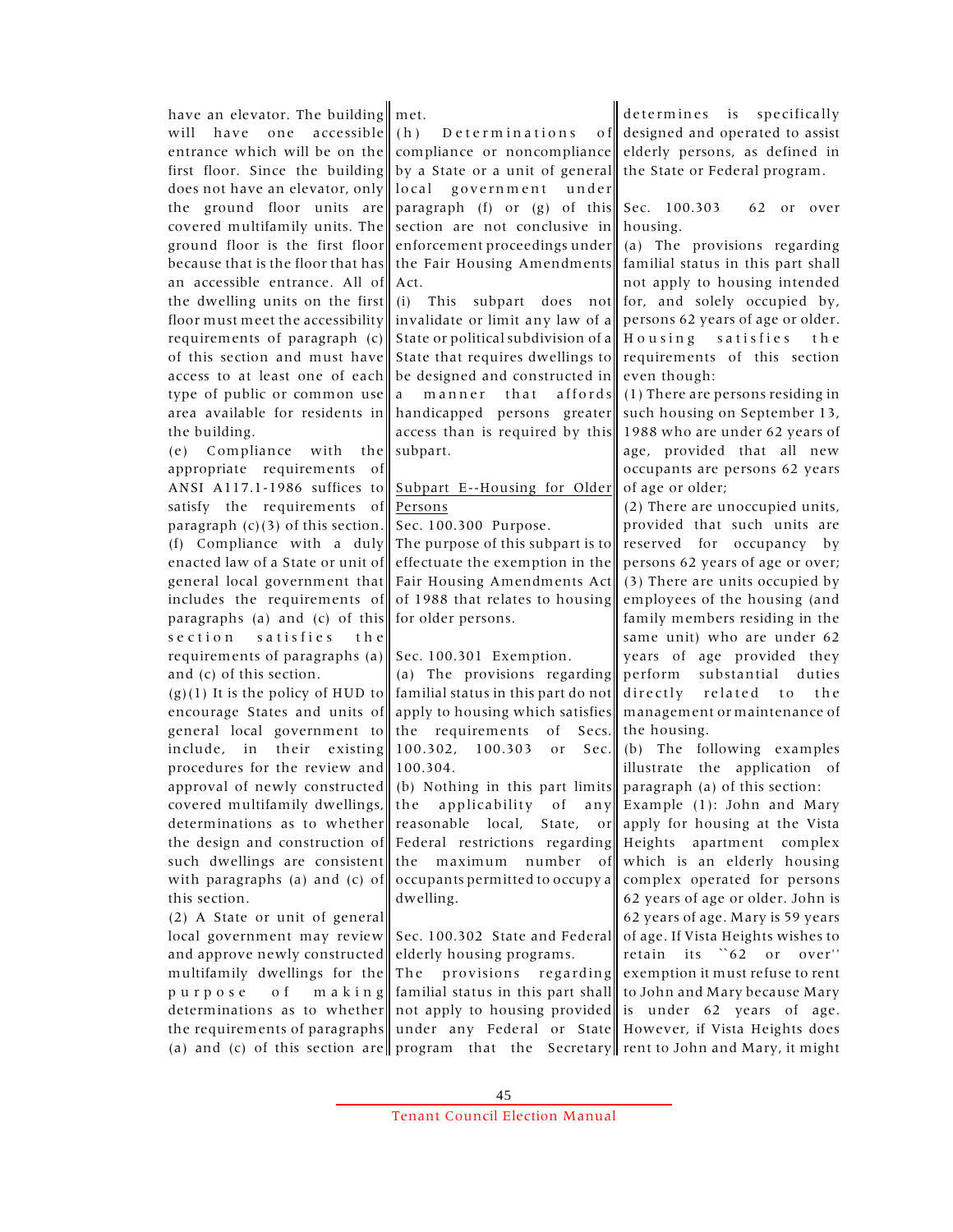have an elevator. The building will have one accessible entrance which will be on the first floor. Since the building does not have an elevator, only the ground floor units are covered multifamily units. The ground floor is the first floor because that is the floor that has an accessible entrance. All of the dwelling units on the first floor must meet the accessibility requirements of paragraph (c) of this section and must have access to at least one of each type of public or common use area available for residents in the building.

(e) Compliance with the appropriate requirements of ANSI A117.1-1986 suffices to satisfy the requirements of paragraph (c)(3) of this section.

(f) Compliance with a duly enacted law of a State or unit of general local government that includes the requirements of paragraphs (a) and (c) of this section satisfies the requirements of paragraphs (a) and (c) of this section.

(g)(1) It is the policy of HUD to encourage States and units of general local government to include, in their existing procedures for the review and approval of newly constructed covered multifamily dwellings, determinations as to whether the design and construction of such dwellings are consistent with paragraphs (a) and (c) of this section.

(2) A State or unit of general local government may review and approve newly constructed multifamily dwellings for the purpose of making determinations as to whether the requirements of paragraphs (a) and (c) of this section are met.

(h) Determinations of compliance or noncompliance by a State or a unit of general local government under paragraph (f) or (g) of this section are not conclusive in enforcement proceedings under the Fair Housing Amendments Act.

(i) This subpart does not invalidate or limit any law of a State or political subdivision of a State that requires dwellings to be designed and constructed in a manner that affords handicapped persons greater access than is required by this subpart.

## Subpart E--Housing for Older Persons

Sec. 100.300 Purpose.

The purpose of this subpart is to effectuate the exemption in the Fair Housing Amendments Act of 1988 that relates to housing for older persons.

Sec. 100.301 Exemption.

(a) The provisions regarding familial status in this part do not apply to housing which satisfies the requirements of Secs. 100.302, 100.303 or Sec. 100.304.

(b) Nothing in this part limits the applicability of any reasonable local, State, or Federal restrictions regarding the maximum number of occupants permitted to occupy a dwelling.

Sec. 100.302 State and Federal elderly housing programs.

The provisions regarding familial status in this part shall not apply to housing provided under any Federal or State program that the Secretary determines is specifically designed and operated to assist elderly persons, as defined in the State or Federal program.

Sec. 100.303 62 or over housing.

(a) The provisions regarding familial status in this part shall not apply to housing intended for, and solely occupied by, persons 62 years of age or older. Housing satisfies the requirements of this section even though:

(1) There are persons residing in such housing on September 13, 1988 who are under 62 years of age, provided that all new occupants are persons 62 years of age or older;

(2) There are unoccupied units, provided that such units are reserved for occupancy by persons 62 years of age or over;

(3) There are units occupied by employees of the housing (and family members residing in the same unit) who are under 62 years of age provided they perform substantial duties directly related to the management or maintenance of the housing.

(b) The following examples illustrate the application of paragraph (a) of this section:

Example (1): John and Mary apply for housing at the Vista Heights apartment complex which is an elderly housing complex operated for persons 62 years of age or older. John is 62 years of age. Mary is 59 years of age. If Vista Heights wishes to retain its ``62 or over'' exemption it must refuse to rent to John and Mary because Mary is under 62 years of age. However, if Vista Heights does rent to John and Mary, it might

Tenant Council Election Manual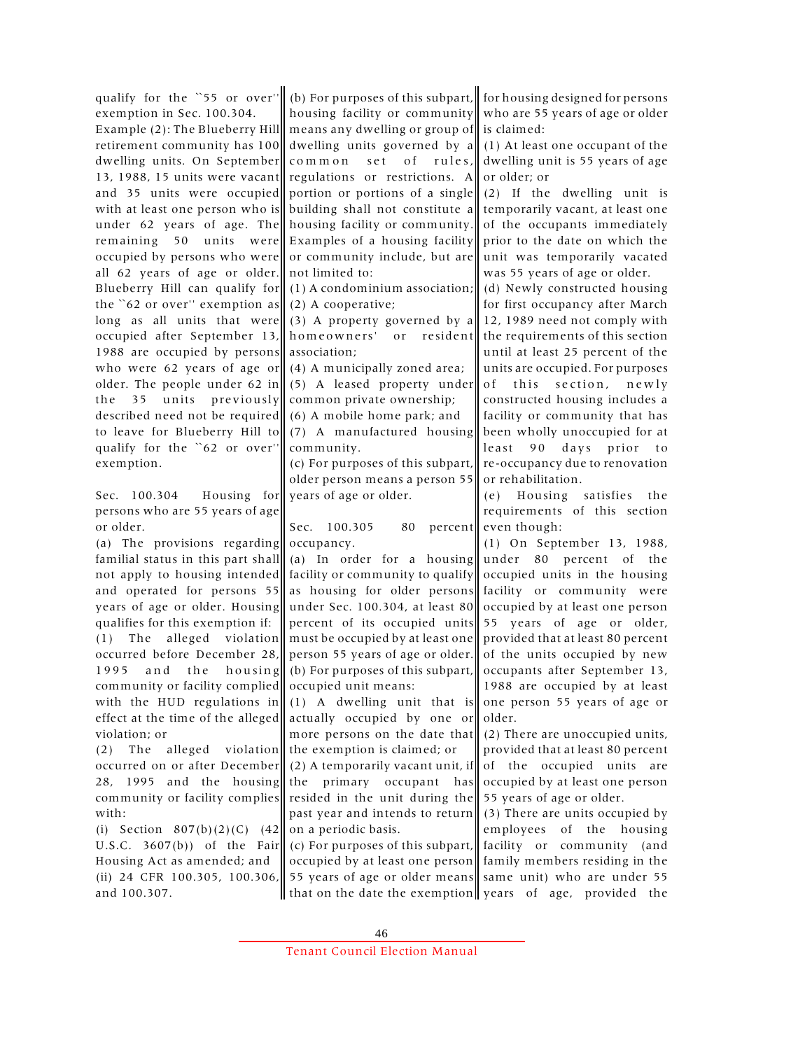qualify for the ``55 or over'' exemption in Sec. 100.304.

Example (2): The Blueberry Hill retirement community has 100 dwelling units. On September 13, 1988, 15 units were vacant and 35 units were occupied with at least one person who is under 62 years of age. The remaining 50 units were occupied by persons who were all 62 years of age or older. Blueberry Hill can qualify for the ``62 or over'' exemption as long as all units that were occupied after September 13, 1988 are occupied by persons who were 62 years of age or older. The people under 62 in the 35 units previously described need not be required to leave for Blueberry Hill to qualify for the ``62 or over'' exemption.

Sec. 100.304 Housing for persons who are 55 years of age or older.

(a) The provisions regarding familial status in this part shall not apply to housing intended and operated for persons 55 years of age or older. Housing qualifies for this exemption if:

(1) The alleged violation occurred before December 28, 1995 and the housing community or facility complied with the HUD regulations in effect at the time of the alleged violation; or

(2) The alleged violation occurred on or after December 28, 1995 and the housing community or facility complies with:

(i) Section 807(b)(2)(C) (42 U.S.C. 3607(b)) of the Fair Housing Act as amended; and

(ii) 24 CFR 100.305, 100.306, and 100.307.

(b) For purposes of this subpart, housing facility or community means any dwelling or group of dwelling units governed by a common set of rules, regulations or restrictions. A portion or portions of a single building shall not constitute a housing facility or community. Examples of a housing facility or community include, but are not limited to:

(1) A condominium association;

(2) A cooperative;

(3) A property governed by a homeowners' or resident association;

(4) A municipally zoned area;

(5) A leased property under common private ownership;

(6) A mobile home park; and

(7) A manufactured housing community.

(c) For purposes of this subpart, older person means a person 55 years of age or older.

Sec. 100.305 80 percent occupancy.

(a) In order for a housing facility or community to qualify as housing for older persons under Sec. 100.304, at least 80 percent of its occupied units must be occupied by at least one person 55 years of age or older.

(b) For purposes of this subpart, occupied unit means:

(1) A dwelling unit that is actually occupied by one or more persons on the date that the exemption is claimed; or

(2) A temporarily vacant unit, if the primary occupant has resided in the unit during the past year and intends to return on a periodic basis.

(c) For purposes of this subpart, occupied by at least one person 55 years of age or older means that on the date the exemption for housing designed for persons who are 55 years of age or older is claimed:

(1) At least one occupant of the dwelling unit is 55 years of age or older; or

(2) If the dwelling unit is temporarily vacant, at least one of the occupants immediately prior to the date on which the unit was temporarily vacated was 55 years of age or older.

(d) Newly constructed housing for first occupancy after March 12, 1989 need not comply with the requirements of this section until at least 25 percent of the units are occupied. For purposes of this section, newly constructed housing includes a facility or community that has been wholly unoccupied for at least 90 days prior to re-occupancy due to renovation or rehabilitation.

(e) Housing satisfies the requirements of this section even though:

(1) On September 13, 1988, under 80 percent of the occupied units in the housing facility or community were occupied by at least one person 55 years of age or older, provided that at least 80 percent of the units occupied by new occupants after September 13, 1988 are occupied by at least one person 55 years of age or older.

(2) There are unoccupied units, provided that at least 80 percent of the occupied units are occupied by at least one person 55 years of age or older.

(3) There are units occupied by employees of the housing facility or community (and family members residing in the same unit) who are under 55 years of age, provided the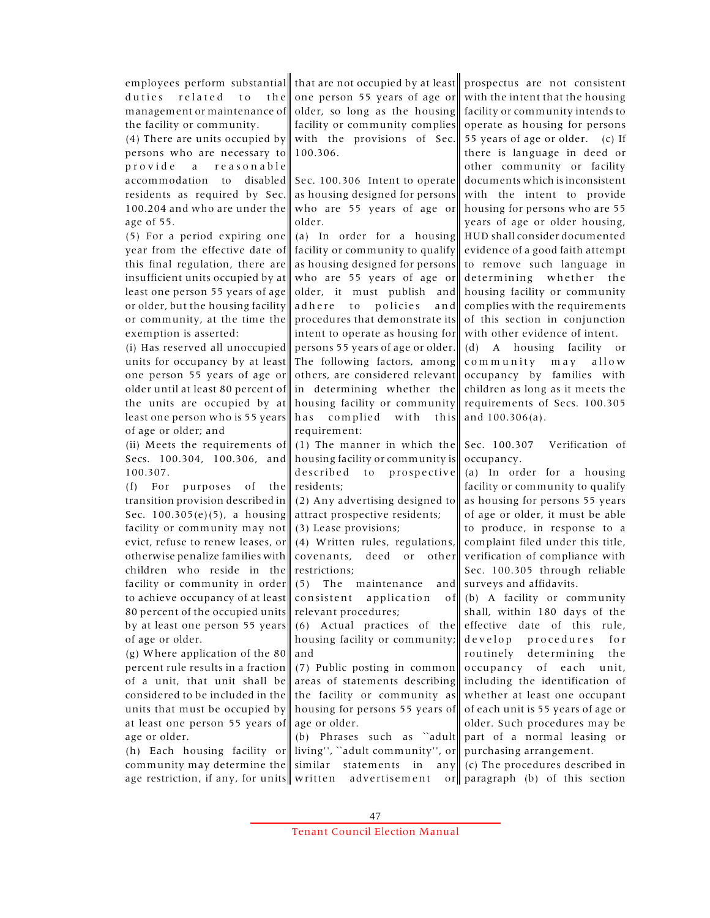employees perform substantial duties related to the management or maintenance of the facility or community.

(4) There are units occupied by persons who are necessary to provide a reasonable accommodation to disabled residents as required by Sec. 100.204 and who are under the age of 55.

(5) For a period expiring one year from the effective date of this final regulation, there are insufficient units occupied by at least one person 55 years of age or older, but the housing facility or community, at the time the exemption is asserted:

(i) Has reserved all unoccupied units for occupancy by at least one person 55 years of age or older until at least 80 percent of the units are occupied by at least one person who is 55 years of age or older; and

(ii) Meets the requirements of Secs. 100.304, 100.306, and 100.307.

(f) For purposes of the transition provision described in Sec. 100.305(e)(5), a housing facility or community may not evict, refuse to renew leases, or otherwise penalize families with children who reside in the facility or community in order to achieve occupancy of at least 80 percent of the occupied units by at least one person 55 years of age or older.

(g) Where application of the 80 percent rule results in a fraction of a unit, that unit shall be considered to be included in the units that must be occupied by at least one person 55 years of age or older.

(h) Each housing facility or community may determine the age restriction, if any, for units that are not occupied by at least one person 55 years of age or older, so long as the housing facility or community complies with the provisions of Sec. 100.306.

Sec. 100.306 Intent to operate as housing designed for persons who are 55 years of age or older.

(a) In order for a housing facility or community to qualify as housing designed for persons who are 55 years of age or older, it must publish and adhere to policies and procedures that demonstrate its intent to operate as housing for persons 55 years of age or older. The following factors, among others, are considered relevant in determining whether the housing facility or community has complied with this requirement:

(1) The manner in which the housing facility or community is described to prospective residents;

(2) Any advertising designed to attract prospective residents;

(3) Lease provisions;

(4) Written rules, regulations, covenants, deed or other restrictions;

(5) The maintenance and consistent application of relevant procedures;

(6) Actual practices of the housing facility or community; and

(7) Public posting in common areas of statements describing the facility or community as housing for persons 55 years of age or older.

(b) Phrases such as ``adult living'', ``adult community'', or similar statements in any written advertisement or prospectus are not consistent with the intent that the housing facility or community intends to operate as housing for persons 55 years of age or older.

(c) If there is language in deed or other community or facility documents which is inconsistent with the intent to provide housing for persons who are 55 years of age or older housing, HUD shall consider documented evidence of a good faith attempt to remove such language in determining whether the housing facility or community complies with the requirements of this section in conjunction with other evidence of intent.

(d) A housing facility or community may allow occupancy by families with children as long as it meets the requirements of Secs. 100.305 and 100.306(a).

Sec. 100.307 Verification of occupancy.

(a) In order for a housing facility or community to qualify as housing for persons 55 years of age or older, it must be able to produce, in response to a complaint filed under this title, verification of compliance with Sec. 100.305 through reliable surveys and affidavits.

(b) A facility or community shall, within 180 days of the effective date of this rule, develop procedures for routinely determining the occupancy of each unit, including the identification of whether at least one occupant of each unit is 55 years of age or older. Such procedures may be part of a normal leasing or purchasing arrangement.

(c) The procedures described in paragraph (b) of this section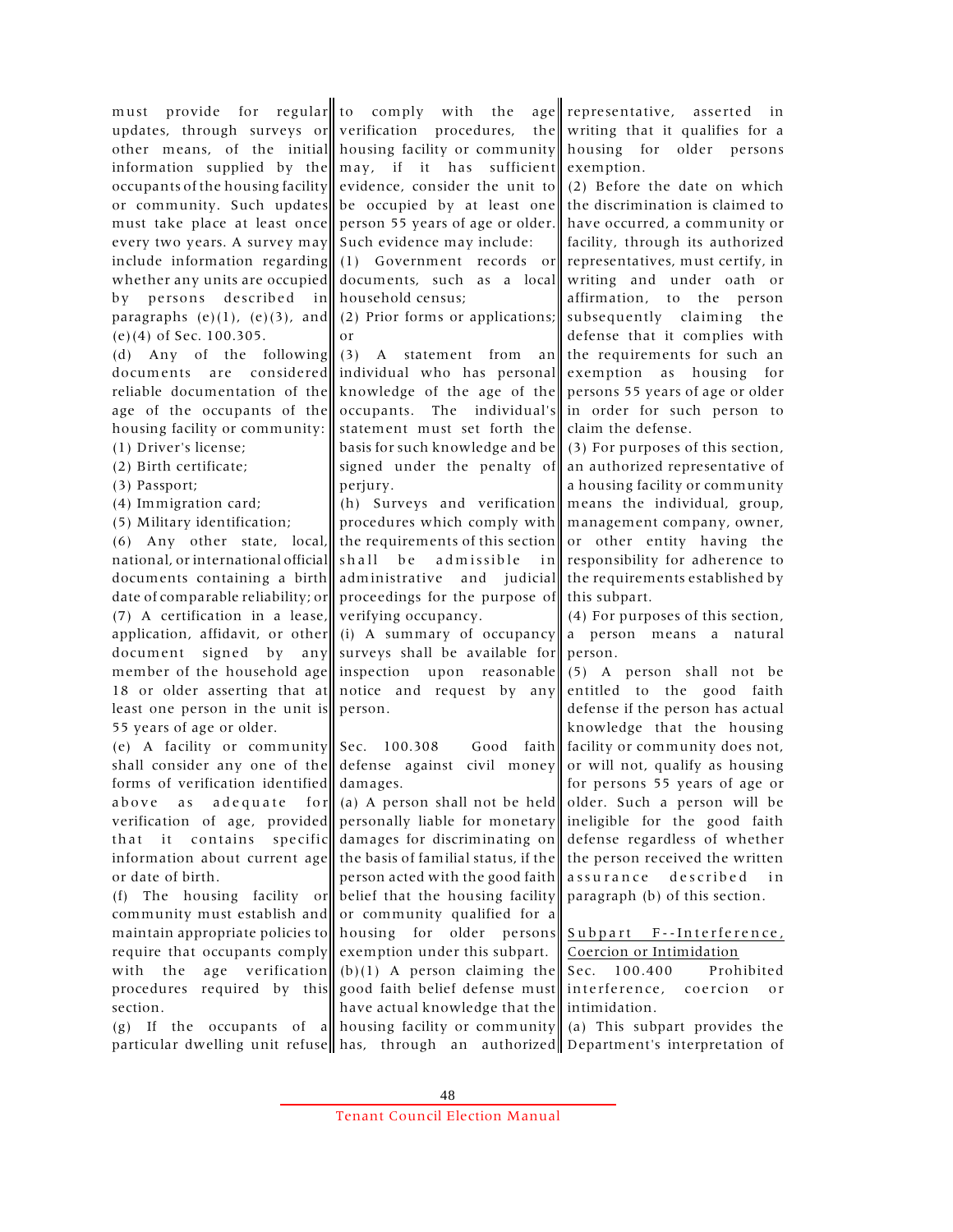must provide for regular updates, through surveys or other means, of the initial information supplied by the occupants of the housing facility or community. Such updates must take place at least once every two years. A survey may include information regarding whether any units are occupied by persons described in paragraphs (e)(1), (e)(3), and (e)(4) of Sec. 100.305.

(d) Any of the following documents are considered reliable documentation of the age of the occupants of the housing facility or community:

(1) Driver's license;

(2) Birth certificate;

(3) Passport;

(4) Immigration card;

(5) Military identification;

(6) Any other state, local, national, or international official documents containing a birth date of comparable reliability; or

(7) A certification in a lease, application, affidavit, or other document signed by any member of the household age 18 or older asserting that at least one person in the unit is 55 years of age or older.

(e) A facility or community shall consider any one of the forms of verification identified above as adequate for verification of age, provided that it contains specific information about current age or date of birth.

(f) The housing facility or community must establish and maintain appropriate policies to require that occupants comply with the age verification procedures required by this section.

(g) If the occupants of a particular dwelling unit refuse to comply with the age verification procedures, the housing facility or community may, if it has sufficient evidence, consider the unit to be occupied by at least one person 55 years of age or older. Such evidence may include:

(1) Government records or documents, such as a local household census;

(2) Prior forms or applications; or

(3) A statement from an individual who has personal knowledge of the age of the occupants. The individual's statement must set forth the basis for such knowledge and be signed under the penalty of perjury.

(h) Surveys and verification procedures which comply with the requirements of this section shall be admissible in administrative and judicial proceedings for the purpose of verifying occupancy.

(i) A summary of occupancy surveys shall be available for inspection upon reasonable notice and request by any person.

Sec. 100.308 Good faith defense against civil money damages.

(a) A person shall not be held personally liable for monetary damages for discriminating on the basis of familial status, if the person acted with the good faith belief that the housing facility or community qualified for a housing for older persons exemption under this subpart.

(b)(1) A person claiming the good faith belief defense must have actual knowledge that the housing facility or community has, through an authorized representative, asserted in writing that it qualifies for a housing for older persons exemption.

(2) Before the date on which the discrimination is claimed to have occurred, a community or facility, through its authorized representatives, must certify, in writing and under oath or affirmation, to the person subsequently claiming the defense that it complies with the requirements for such an exemption as housing for persons 55 years of age or older in order for such person to claim the defense.

(3) For purposes of this section, an authorized representative of a housing facility or community means the individual, group, management company, owner, or other entity having the responsibility for adherence to the requirements established by this subpart.

(4) For purposes of this section, a person means a natural person.

(5) A person shall not be entitled to the good faith defense if the person has actual knowledge that the housing facility or community does not, or will not, qualify as housing for persons 55 years of age or older. Such a person will be ineligible for the good faith defense regardless of whether the person received the written assurance described in paragraph (b) of this section.

## Subpart F--Interference, Coercion or Intimidation

Sec. 100.400 Prohibited interference, coercion or intimidation.

(a) This subpart provides the Department's interpretation of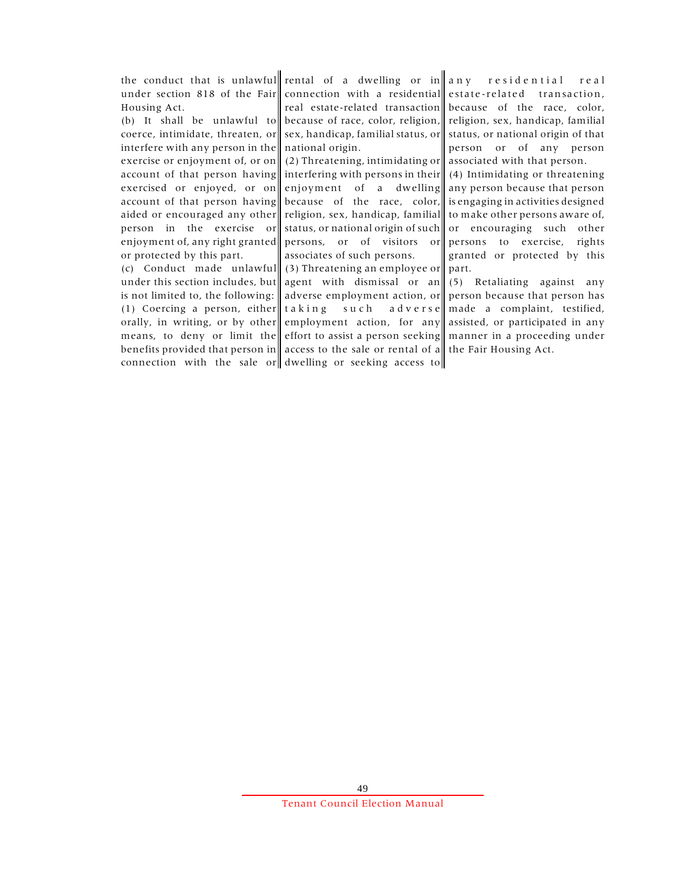the conduct that is unlawful under section 818 of the Fair Housing Act.

(b) It shall be unlawful to coerce, intimidate, threaten, or interfere with any person in the exercise or enjoyment of, or on account of that person having exercised or enjoyed, or on account of that person having aided or encouraged any other person in the exercise or enjoyment of, any right granted or protected by this part.

(c) Conduct made unlawful under this section includes, but is not limited to, the following:

(1) Coercing a person, either orally, in writing, or by other means, to deny or limit the benefits provided that person in connection with the sale or rental of a dwelling or in connection with a residential real estate-related transaction because of race, color, religion, sex, handicap, familial status, or national origin.

(2) Threatening, intimidating or interfering with persons in their enjoyment of a dwelling because of the race, color, religion, sex, handicap, familial status, or national origin of such persons, or of visitors or associates of such persons.

(3) Threatening an employee or agent with dismissal or an adverse employment action, or taking such adverse employment action, for any effort to assist a person seeking access to the sale or rental of a dwelling or seeking access to any residential real estate-related transaction, because of the race, color, religion, sex, handicap, familial status, or national origin of that person or of any person associated with that person.

(4) Intimidating or threatening any person because that person is engaging in activities designed to make other persons aware of, or encouraging such other persons to exercise, rights granted or protected by this part.

(5) Retaliating against any person because that person has made a complaint, testified, assisted, or participated in any manner in a proceeding under the Fair Housing Act.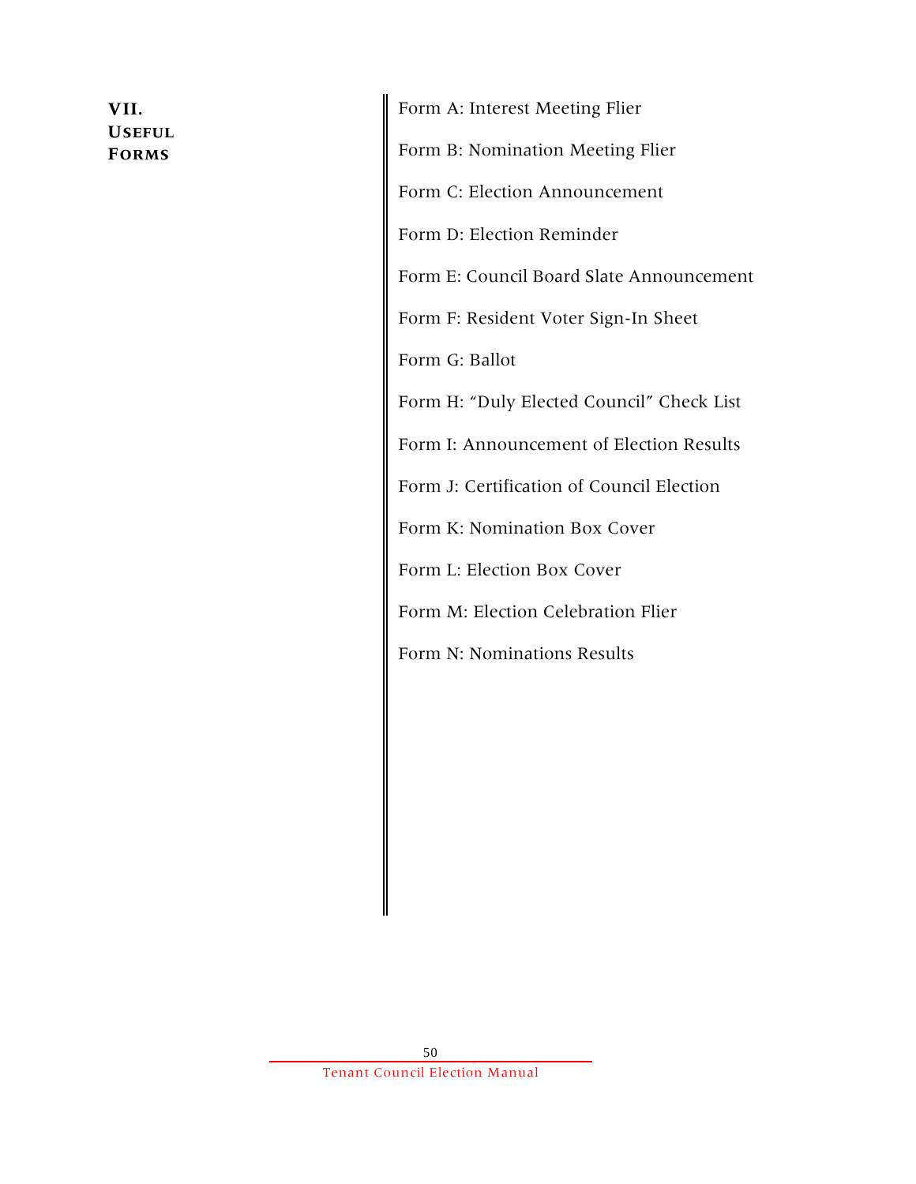## VII. Useful Forms

Form A: Interest Meeting Flier

Form B: Nomination Meeting Flier

Form C: Election Announcement

Form D: Election Reminder

Form E: Council Board Slate Announcement

Form F: Resident Voter Sign-In Sheet

Form G: Ballot

Form H: "Duly Elected Council" Check List

Form I: Announcement of Election Results

Form J: Certification of Council Election

Form K: Nomination Box Cover

Form L: Election Box Cover

Form M: Election Celebration Flier

Form N: Nominations Results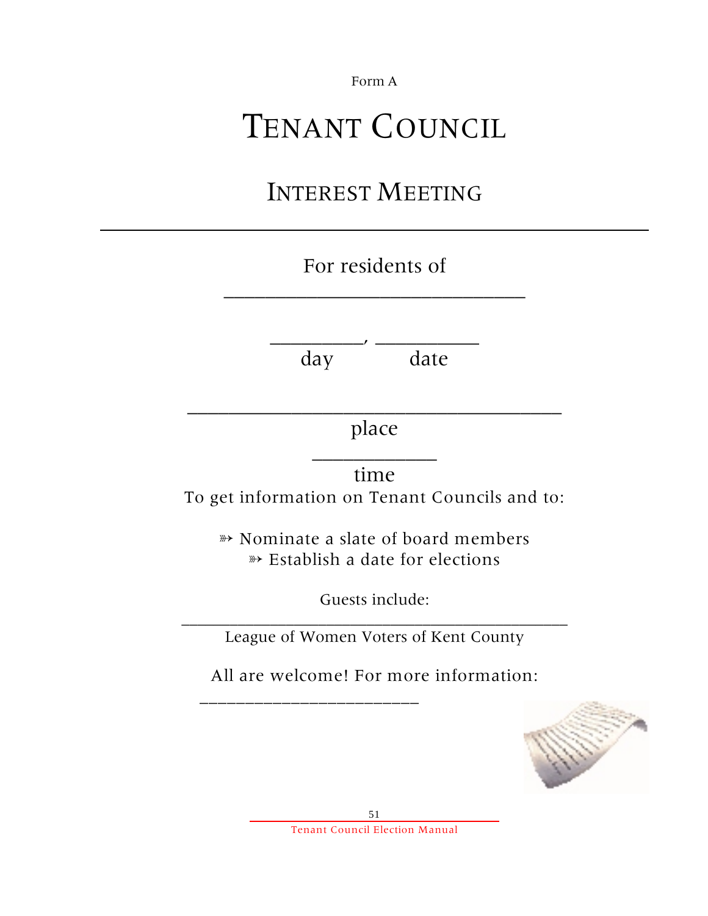Form A

# TENANT COUNCIL

## INTEREST MEETING

---

For residents of

______________________________

_________, __________
day date

_____________________________________
place

____________
time

To get information on Tenant Councils and to:

- Nominate a slate of board members
- Establish a date for elections

Guests include:

______________________________________________
League of Women Voters of Kent County

All are welcome! For more information:

________________________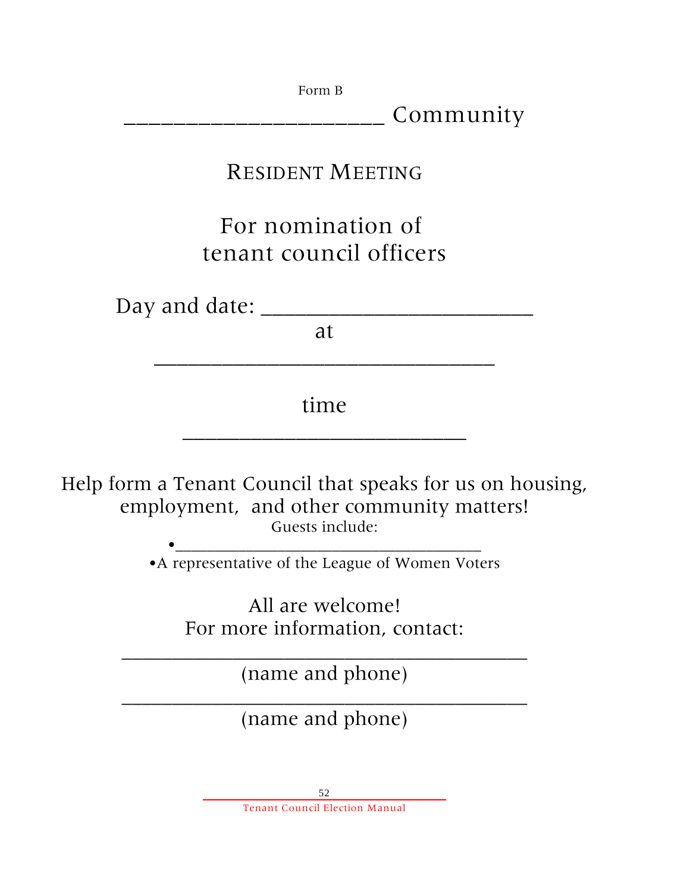Form B

# ______________________ Community

## Resident Meeting

## For nomination of tenant council officers

Day and date: _______________________

at

_____________________________

time

________________________

Help form a Tenant Council that speaks for us on housing, employment, and other community matters!

Guests include:

- __________________________________
- A representative of the League of Women Voters

All are welcome!

For more information, contact:

___________________________________

(name and phone)

___________________________________

(name and phone)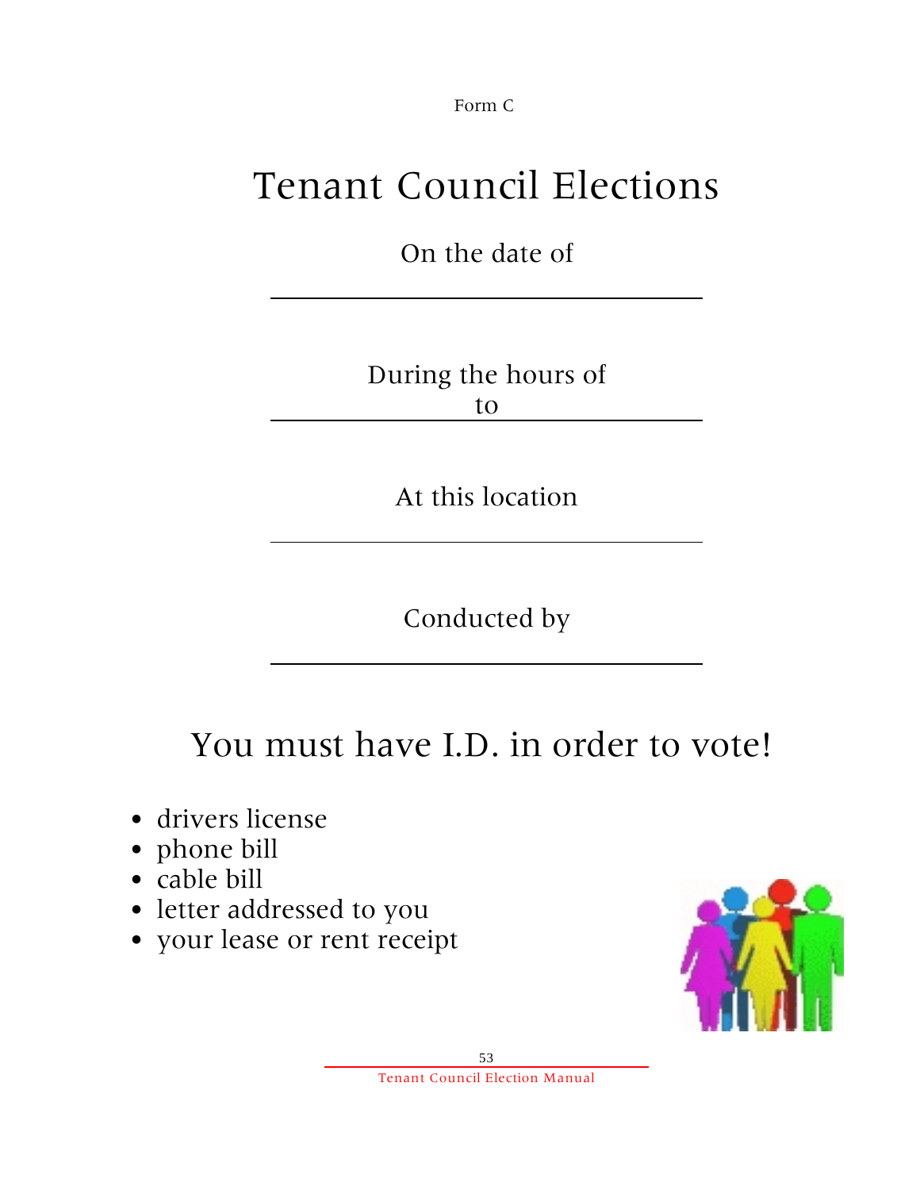Form C

# Tenant Council Elections

On the date of

\_\_\_\_\_\_\_\_\_\_\_\_\_\_\_\_\_\_\_\_\_\_\_\_\_\_\_\_\_\_\_\_\_\_\_\_

During the hours of
to

\_\_\_\_\_\_\_\_\_\_\_\_\_\_\_\_\_\_\_\_\_\_\_\_\_\_\_\_\_\_\_\_\_\_\_\_

At this location

\_\_\_\_\_\_\_\_\_\_\_\_\_\_\_\_\_\_\_\_\_\_\_\_\_\_\_\_\_\_\_\_\_\_\_\_

Conducted by

\_\_\_\_\_\_\_\_\_\_\_\_\_\_\_\_\_\_\_\_\_\_\_\_\_\_\_\_\_\_\_\_\_\_\_\_

## You must have I.D. in order to vote!

- drivers license
- phone bill
- cable bill
- letter addressed to you
- your lease or rent receipt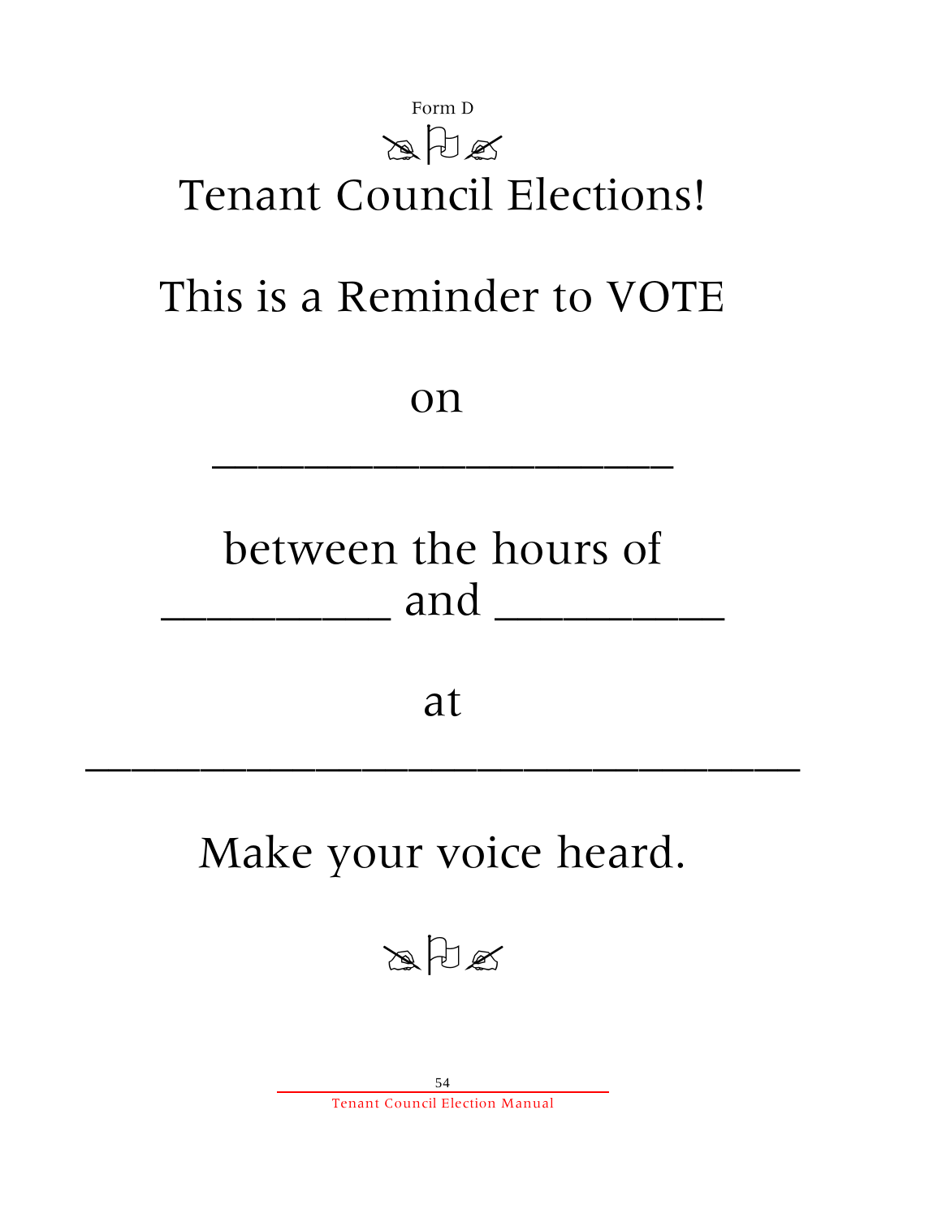Form D

# Tenant Council Elections!

## This is a Reminder to VOTE

## on

## ____________________

## between the hours of
## __________ and __________

## at

## ________________________________

## Make your voice heard.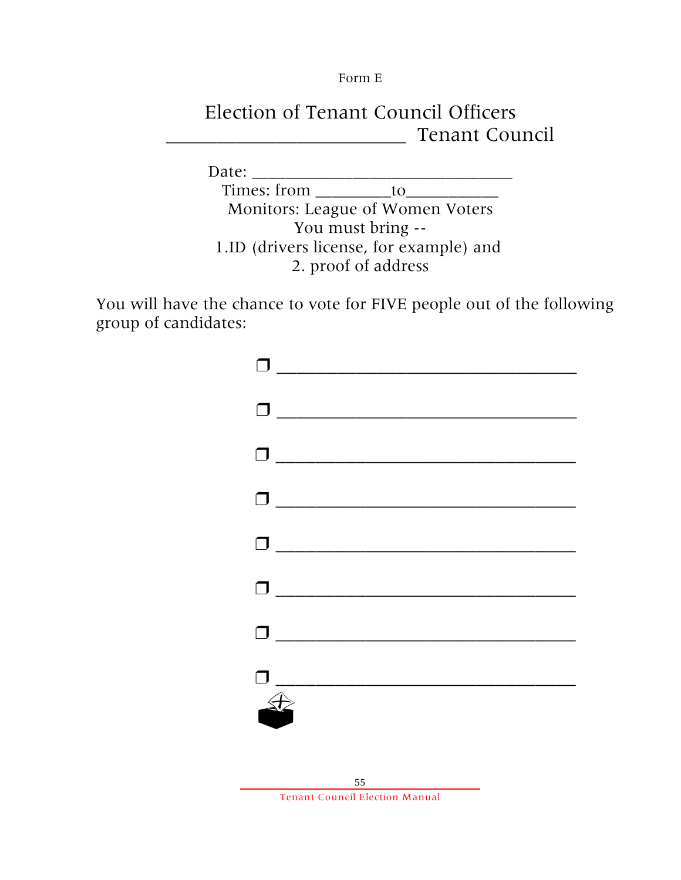Form E

# Election of Tenant Council Officers

## _________________________ Tenant Council

Date: ______________________________

Times: from _________to___________

Monitors: League of Women Voters

You must bring --

1. ID (drivers license, for example) and
2. proof of address

You will have the chance to vote for FIVE people out of the following group of candidates:

- ❐ ________________________________
- ❐ ________________________________
- ❐ ________________________________
- ❐ ________________________________
- ❐ ________________________________
- ❐ ________________________________
- ❐ ________________________________
- ❐ ________________________________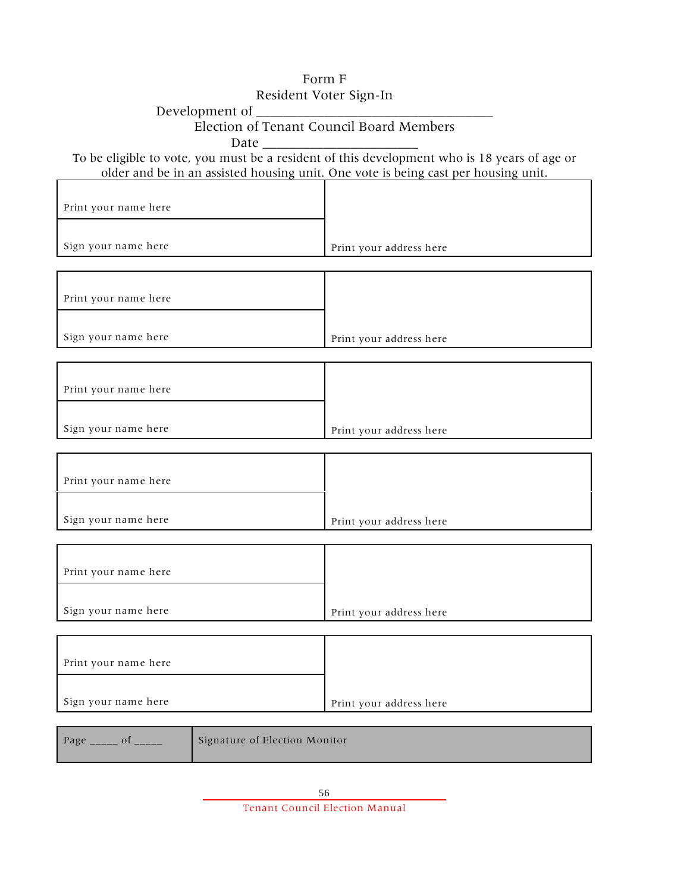Form F

Resident Voter Sign-In

Development of ___________________________________

Election of Tenant Council Board Members

Date ______________________

To be eligible to vote, you must be a resident of this development who is 18 years of age or older and be in an assisted housing unit. One vote is being cast per housing unit.

| | |
|---|---|
| Print your name here | Print your address here |
| Sign your name here | |

| | |
|---|---|
| Print your name here | Print your address here |
| Sign your name here | |

| | |
|---|---|
| Print your name here | Print your address here |
| Sign your name here | |

| | |
|---|---|
| Print your name here | Print your address here |
| Sign your name here | |

| | |
|---|---|
| Print your name here | Print your address here |
| Sign your name here | |

| | |
|---|---|
| Print your name here | Print your address here |
| Sign your name here | |

| | |
|---|---|
| Page _____ of _____ | Signature of Election Monitor |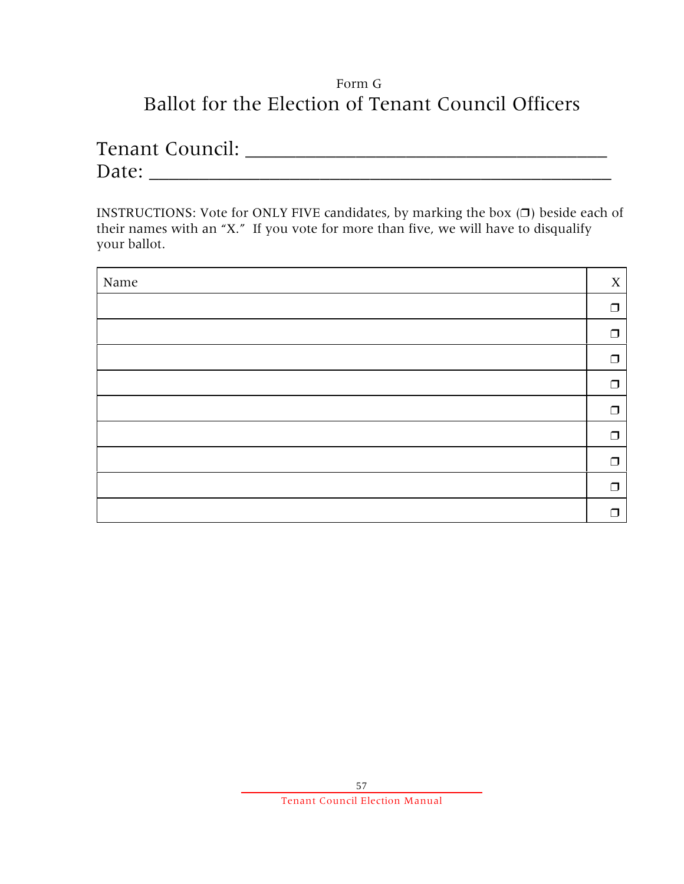Form G

# Ballot for the Election of Tenant Council Officers

## Tenant Council: ___________________________________
## Date: _____________________________________________

INSTRUCTIONS: Vote for ONLY FIVE candidates, by marking the box (❒) beside each of their names with an "X." If you vote for more than five, we will have to disqualify your ballot.

| Name | X |
|---|---|
| | ❒ |
| | ❒ |
| | ❒ |
| | ❒ |
| | ❒ |
| | ❒ |
| | ❒ |
| | ❒ |
| | ❒ |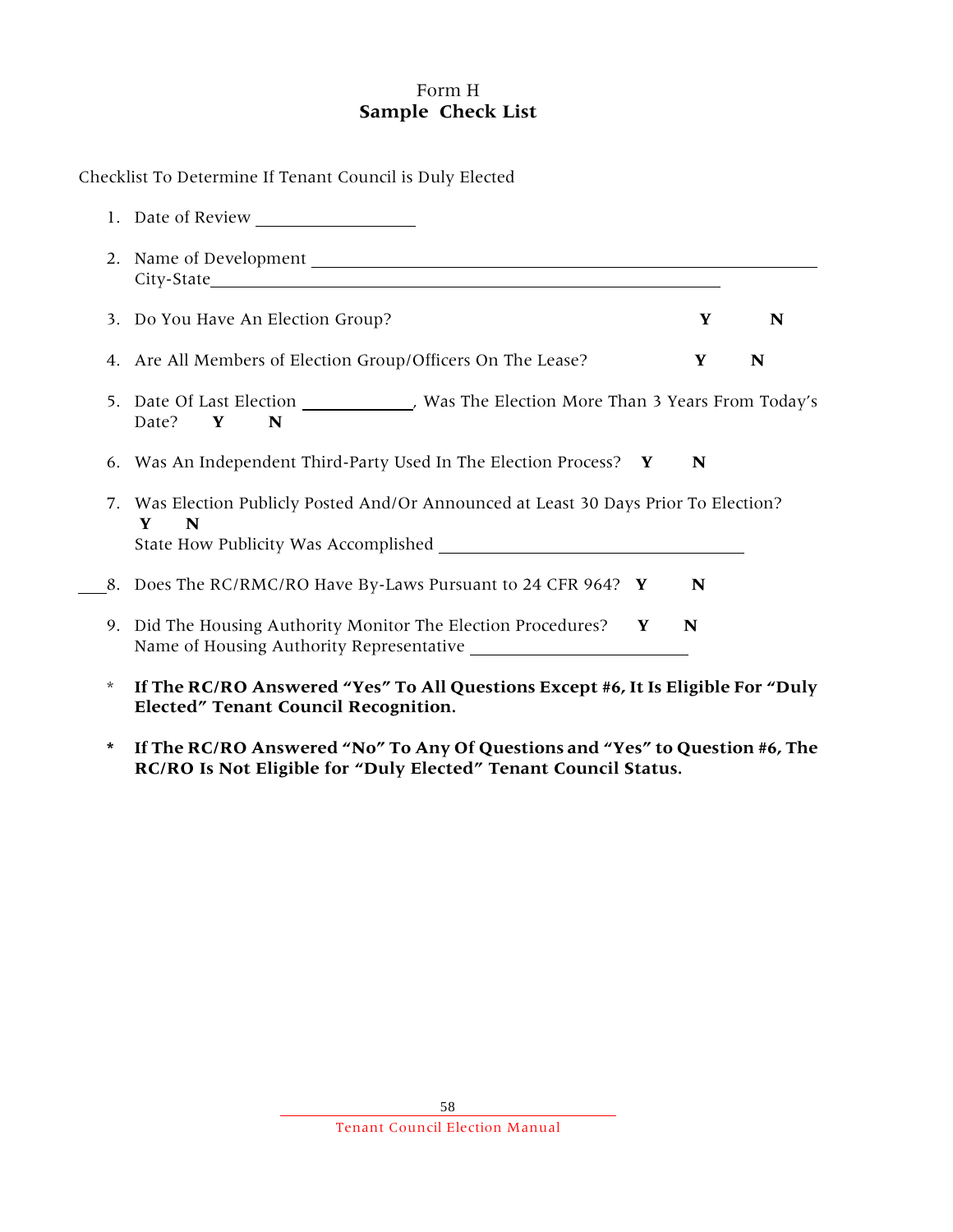Form H
**Sample Check List**

Checklist To Determine If Tenant Council is Duly Elected

1. Date of Review ________________

2. Name of Development ______________________________________________
   City-State____________________________________________________

3. Do You Have An Election Group? **Y** **N**

4. Are All Members of Election Group/Officers On The Lease? **Y** **N**

5. Date Of Last Election ___________, Was The Election More Than 3 Years From Today's Date? **Y** **N**

6. Was An Independent Third-Party Used In The Election Process? **Y** **N**

7. Was Election Publicly Posted And/Or Announced at Least 30 Days Prior To Election? **Y** **N**
   State How Publicity Was Accomplished ______________________________

8. Does The RC/RMC/RO Have By-Laws Pursuant to 24 CFR 964? **Y** **N**

9. Did The Housing Authority Monitor The Election Procedures? **Y** **N**
   Name of Housing Authority Representative ______________________

\* **If The RC/RO Answered "Yes" To All Questions Except #6, It Is Eligible For "Duly Elected" Tenant Council Recognition.**

\* **If The RC/RO Answered "No" To Any Of Questions and "Yes" to Question #6, The RC/RO Is Not Eligible for "Duly Elected" Tenant Council Status.**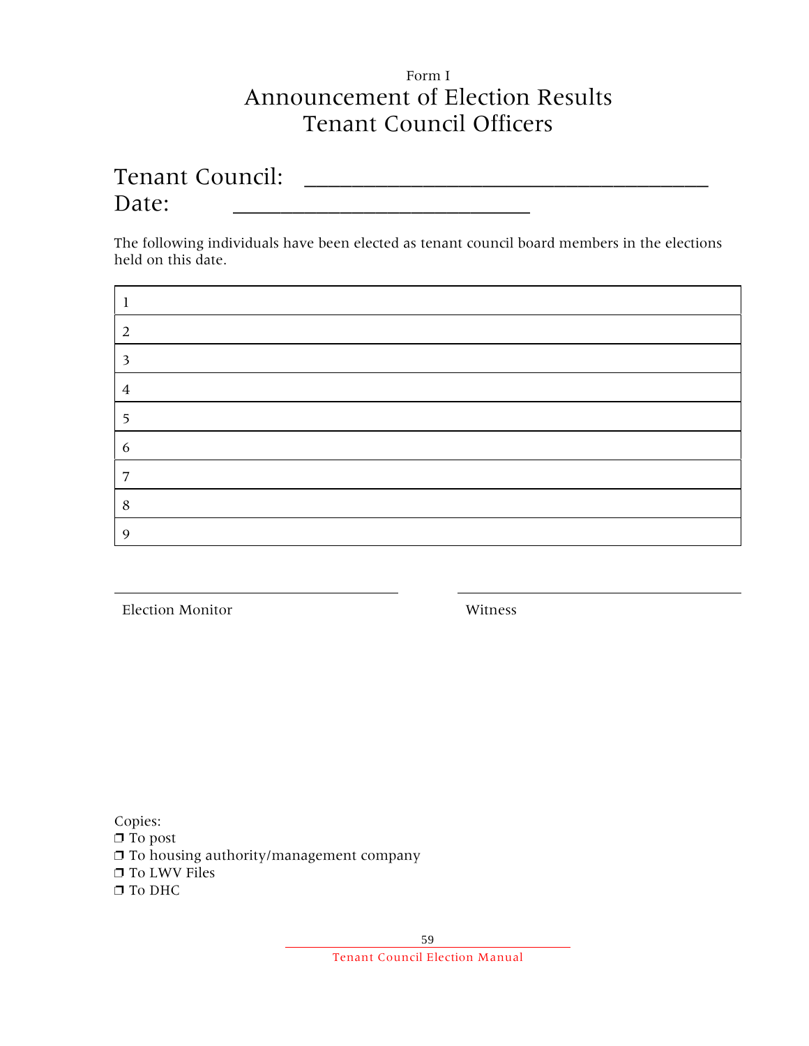Form I

# Announcement of Election Results
# Tenant Council Officers

Tenant Council: ___________________________________

Date: __________________________

The following individuals have been elected as tenant council board members in the elections held on this date.

| |
|---|
| 1 |
| 2 |
| 3 |
| 4 |
| 5 |
| 6 |
| 7 |
| 8 |
| 9 |

_______________________________ Election Monitor

_______________________________ Witness

Copies:

❒ To post
❒ To housing authority/management company
❒ To LWV Files
❒ To DHC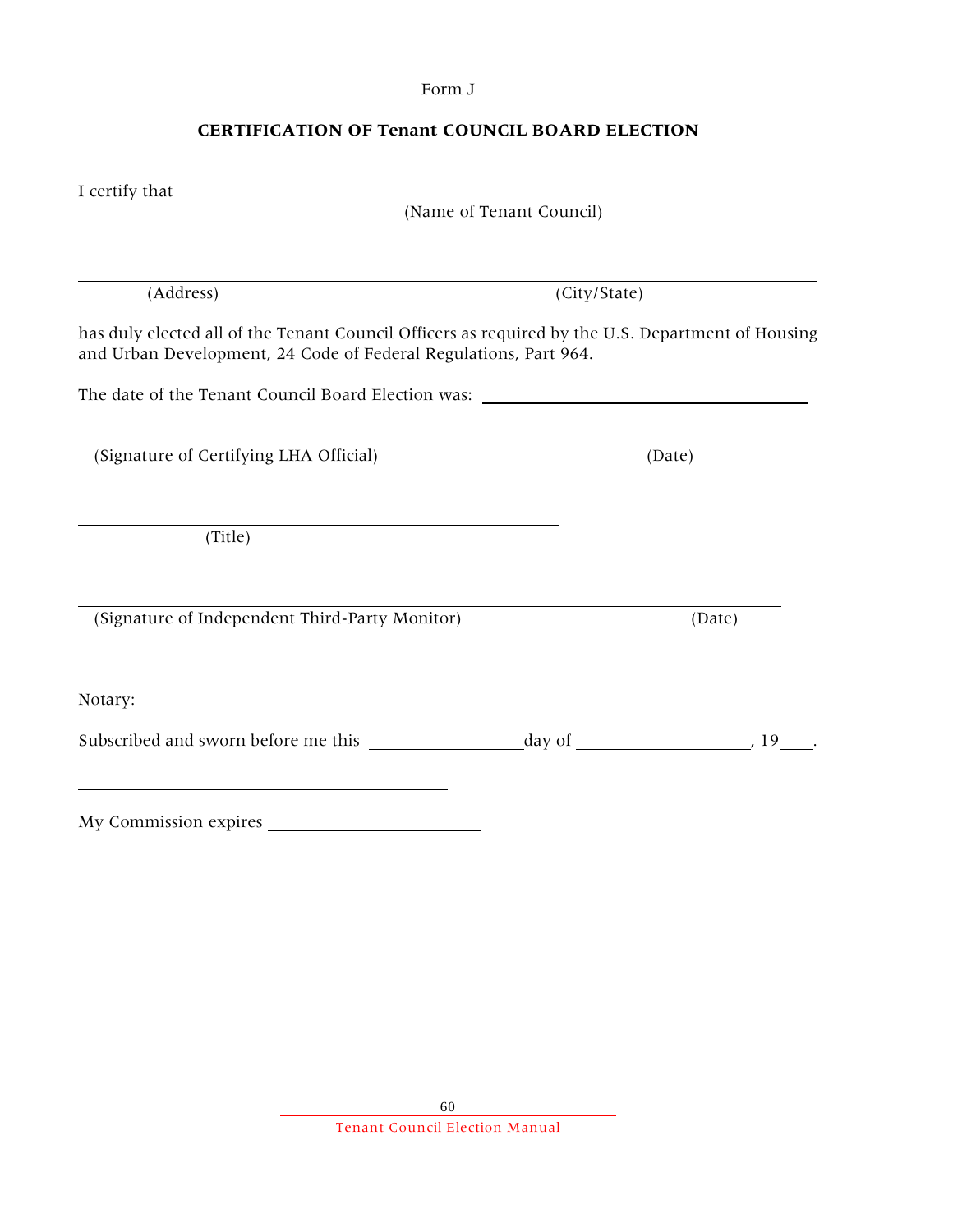Form J

## CERTIFICATION OF Tenant COUNCIL BOARD ELECTION

I certify that \_\_\_\_\_\_\_\_\_\_\_\_\_\_\_\_\_\_\_\_\_\_\_\_\_\_\_\_\_\_\_\_\_\_\_\_\_\_\_\_\_\_\_\_\_\_\_\_
(Name of Tenant Council)

\_\_\_\_\_\_\_\_\_\_\_\_\_\_\_\_\_\_\_\_\_\_\_\_\_\_\_\_\_\_\_\_\_\_\_\_\_\_\_\_\_\_\_\_\_\_\_\_\_\_\_\_\_\_\_\_\_\_\_\_
(Address) (City/State)

has duly elected all of the Tenant Council Officers as required by the U.S. Department of Housing and Urban Development, 24 Code of Federal Regulations, Part 964.

The date of the Tenant Council Board Election was: \_\_\_\_\_\_\_\_\_\_\_\_\_\_\_\_\_\_\_\_\_\_\_\_\_\_

\_\_\_\_\_\_\_\_\_\_\_\_\_\_\_\_\_\_\_\_\_\_\_\_\_\_\_\_\_\_\_\_\_\_\_\_\_\_\_\_\_\_\_\_\_\_\_\_\_\_\_\_\_\_\_\_\_\_\_\_
(Signature of Certifying LHA Official) (Date)

\_\_\_\_\_\_\_\_\_\_\_\_\_\_\_\_\_\_\_\_\_\_\_\_\_\_\_\_\_\_\_\_\_\_\_\_\_\_\_\_
(Title)

\_\_\_\_\_\_\_\_\_\_\_\_\_\_\_\_\_\_\_\_\_\_\_\_\_\_\_\_\_\_\_\_\_\_\_\_\_\_\_\_\_\_\_\_\_\_\_\_\_\_\_\_\_\_\_\_\_\_\_\_
(Signature of Independent Third-Party Monitor) (Date)

Notary:

Subscribed and sworn before me this \_\_\_\_\_\_\_\_\_\_\_\_ day of \_\_\_\_\_\_\_\_\_\_\_\_\_\_, 19\_\_\_.

\_\_\_\_\_\_\_\_\_\_\_\_\_\_\_\_\_\_\_\_\_\_\_\_\_\_\_\_\_\_\_\_

My Commission expires \_\_\_\_\_\_\_\_\_\_\_\_\_\_\_\_\_\_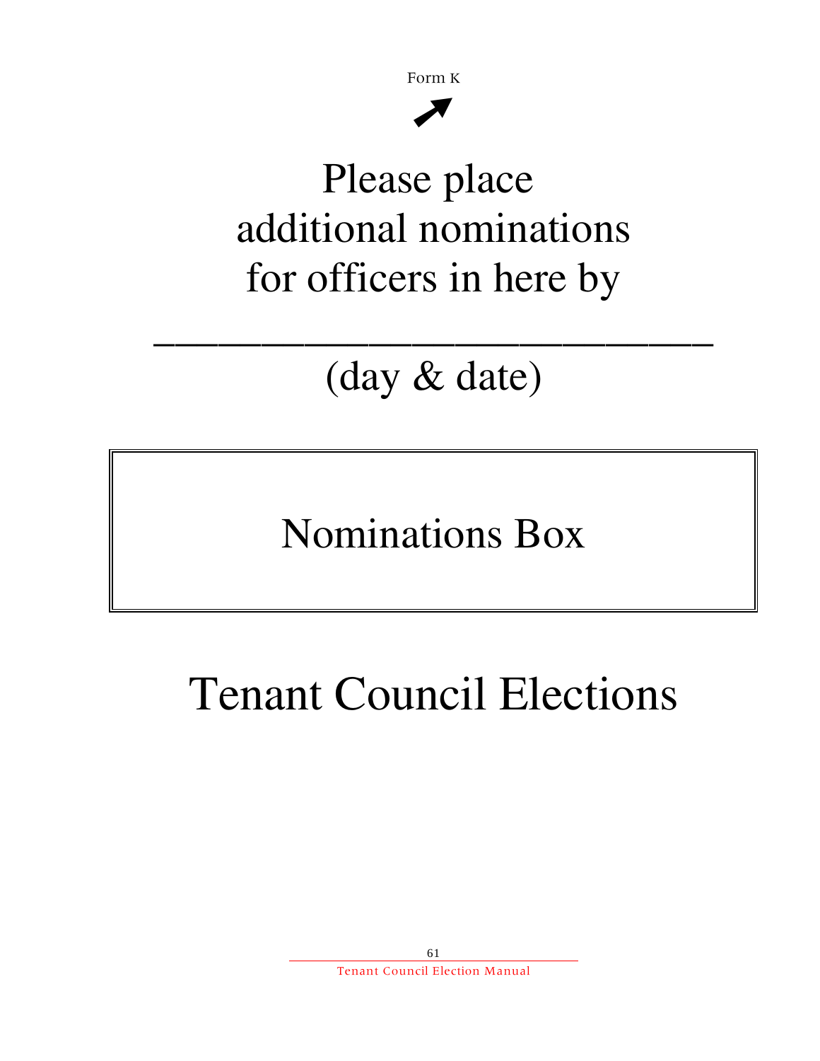Form K

# Please place additional nominations for officers in here by

______________________________

(day & date)

# Nominations Box

# Tenant Council Elections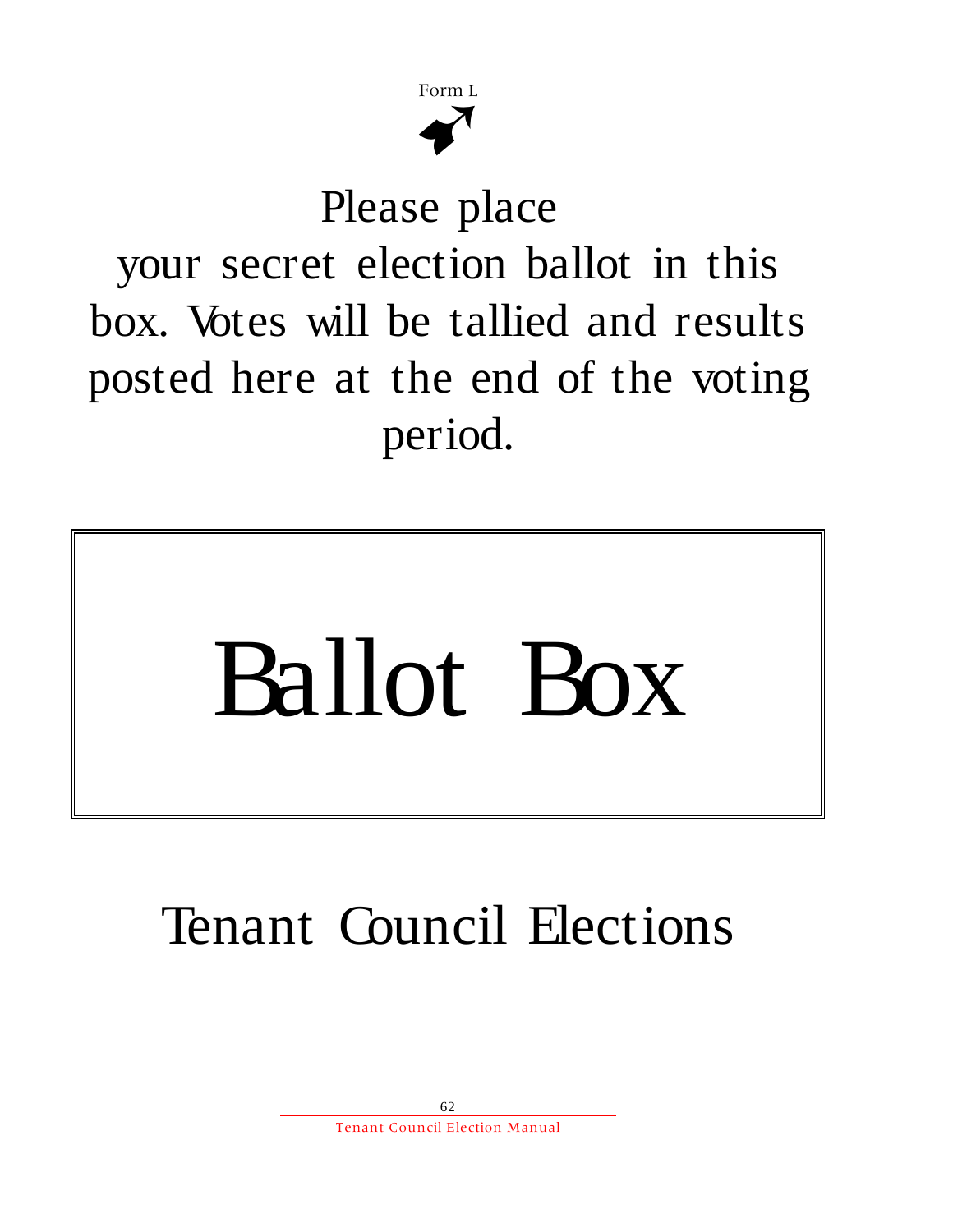Form L

Please place your secret election ballot in this box. Votes will be tallied and results posted here at the end of the voting period.

# Ballot Box

## Tenant Council Elections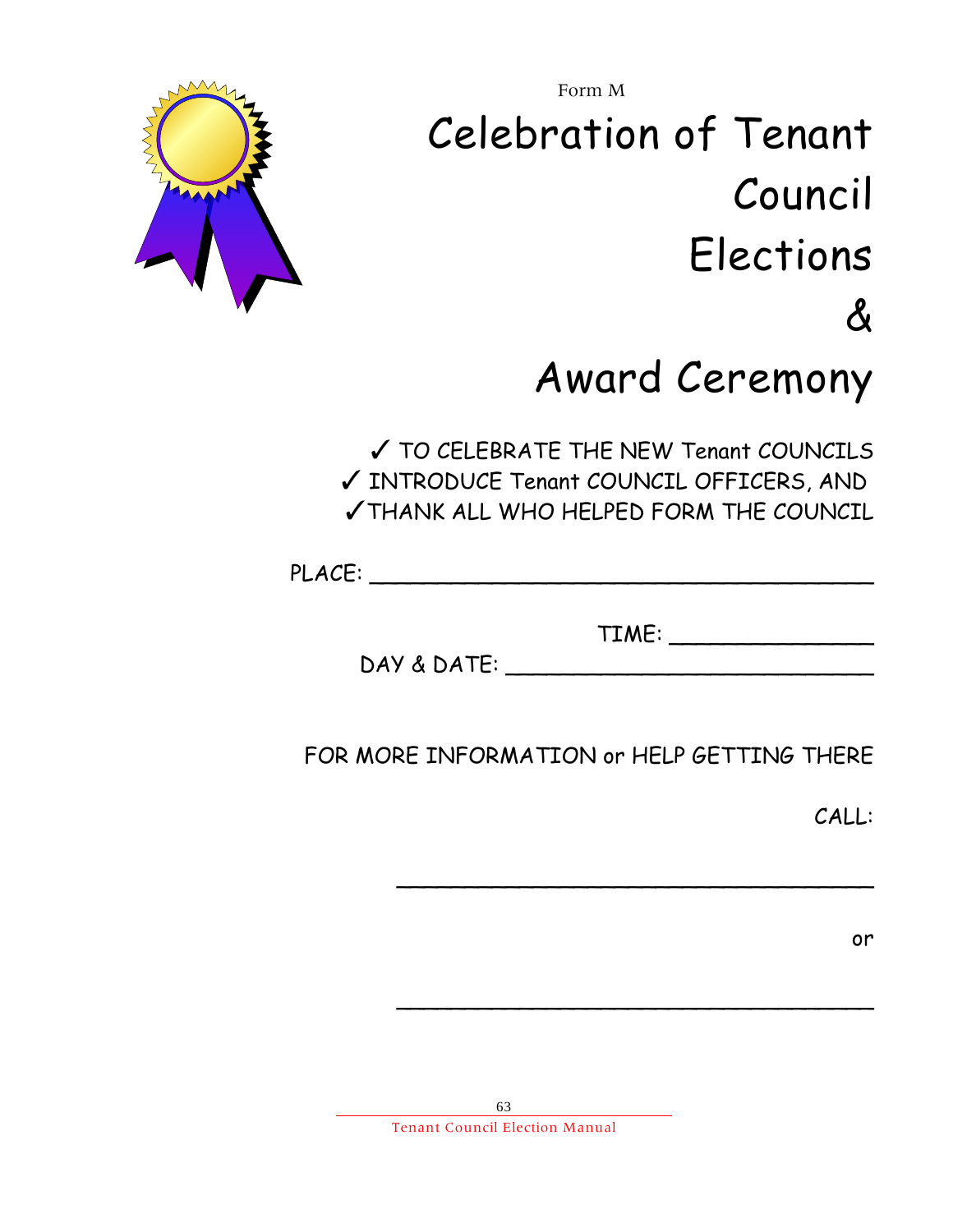Form M

# Celebration of Tenant Council Elections & Award Ceremony

✓ TO CELEBRATE THE NEW Tenant COUNCILS
✓ INTRODUCE Tenant COUNCIL OFFICERS, AND
✓ THANK ALL WHO HELPED FORM THE COUNCIL

PLACE: ____________________________________

TIME: ______________

DAY & DATE: __________________________

FOR MORE INFORMATION or HELP GETTING THERE

CALL:

____________________________________

or

____________________________________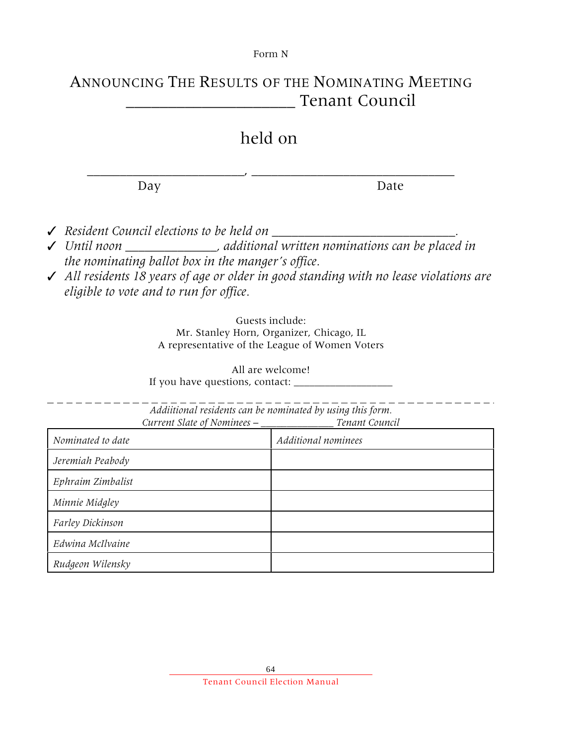Form N

# Announcing The Results of the Nominating Meeting
# ____________________ Tenant Council

## held on

________________________, ______________________________

Day                                                                                Date

- ✓ *Resident Council elections to be held on ___________________________.*
- ✓ *Until noon ____________, additional written nominations can be placed in the nominating ballot box in the manger's office.*
- ✓ *All residents 18 years of age or older in good standing with no lease violations are eligible to vote and to run for office.*

Guests include:
Mr. Stanley Horn, Organizer, Chicago, IL
A representative of the League of Women Voters

All are welcome!
If you have questions, contact: _________________

- - - - - - - - - - - - - - - - - - - - - - - - - - - - - - - - - - - - - - - - - - - - - - - -

*Addiitional residents can be nominated by using this form.*
*Current Slate of Nominees – ____________ Tenant Council*

| *Nominated to date* | *Additional nominees* |
|---|---|
| *Jeremiah Peabody* | |
| *Ephraim Zimbalist* | |
| *Minnie Midgley* | |
| *Farley Dickinson* | |
| *Edwina McIlvaine* | |
| *Rudgeon Wilensky* | |